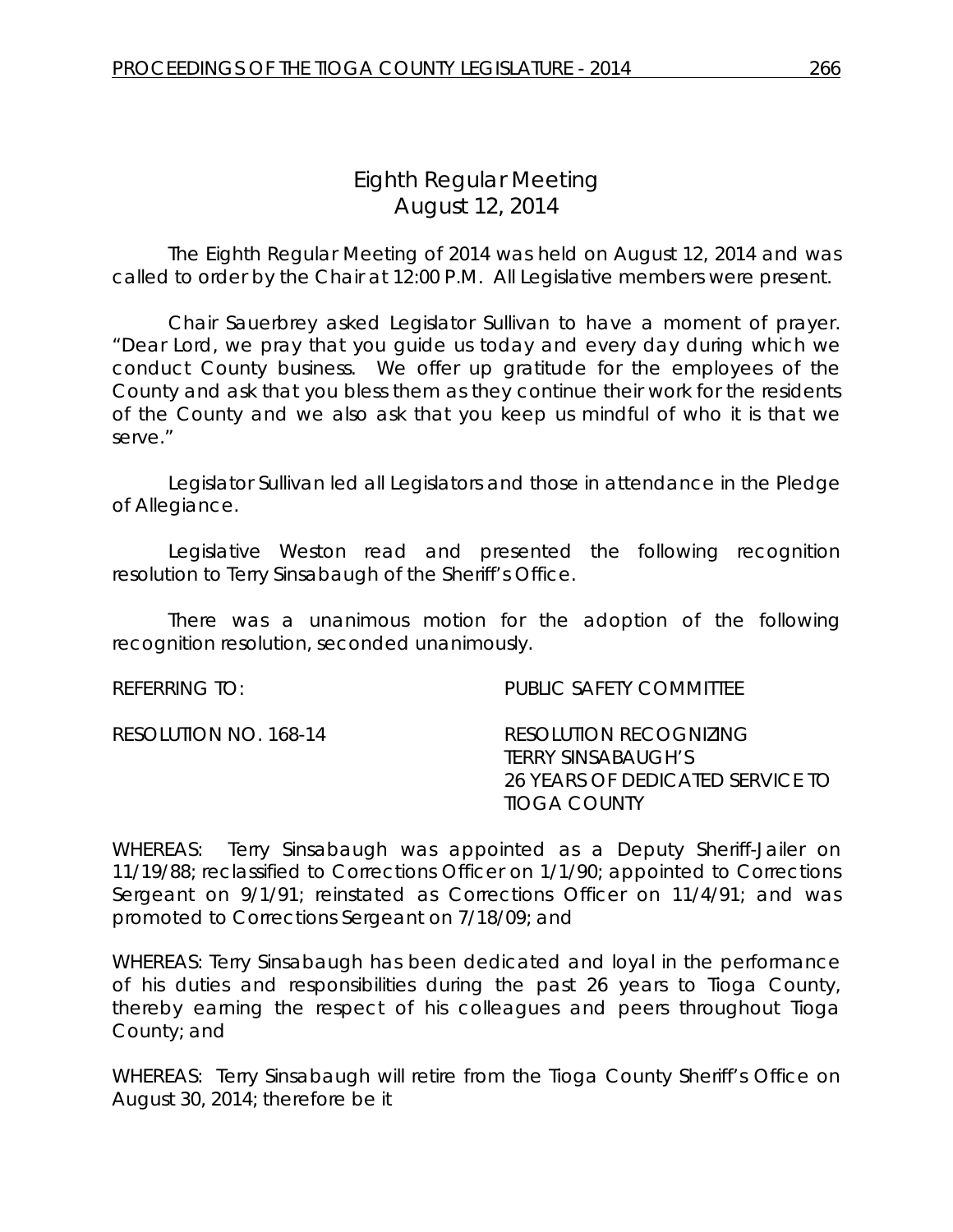# Eighth Regular Meeting
## August 12, 2014

The Eighth Regular Meeting of 2014 was held on August 12, 2014 and was called to order by the Chair at 12:00 P.M. All Legislative members were present.

Chair Sauerbrey asked Legislator Sullivan to have a moment of prayer. "Dear Lord, we pray that you guide us today and every day during which we conduct County business. We offer up gratitude for the employees of the County and ask that you bless them as they continue their work for the residents of the County and we also ask that you keep us mindful of who it is that we serve."

Legislator Sullivan led all Legislators and those in attendance in the Pledge of Allegiance.

Legislative Weston read and presented the following recognition resolution to Terry Sinsabaugh of the Sheriff's Office.

There was a unanimous motion for the adoption of the following recognition resolution, seconded unanimously.

REFERRING TO: PUBLIC SAFETY COMMITTEE

RESOLUTION NO. 168-14 RESOLUTION RECOGNIZING TERRY SINSABAUGH'S 26 YEARS OF DEDICATED SERVICE TO TIOGA COUNTY

WHEREAS: Terry Sinsabaugh was appointed as a Deputy Sheriff-Jailer on 11/19/88; reclassified to Corrections Officer on 1/1/90; appointed to Corrections Sergeant on 9/1/91; reinstated as Corrections Officer on 11/4/91; and was promoted to Corrections Sergeant on 7/18/09; and

WHEREAS: Terry Sinsabaugh has been dedicated and loyal in the performance of his duties and responsibilities during the past 26 years to Tioga County, thereby earning the respect of his colleagues and peers throughout Tioga County; and

WHEREAS: Terry Sinsabaugh will retire from the Tioga County Sheriff's Office on August 30, 2014; therefore be it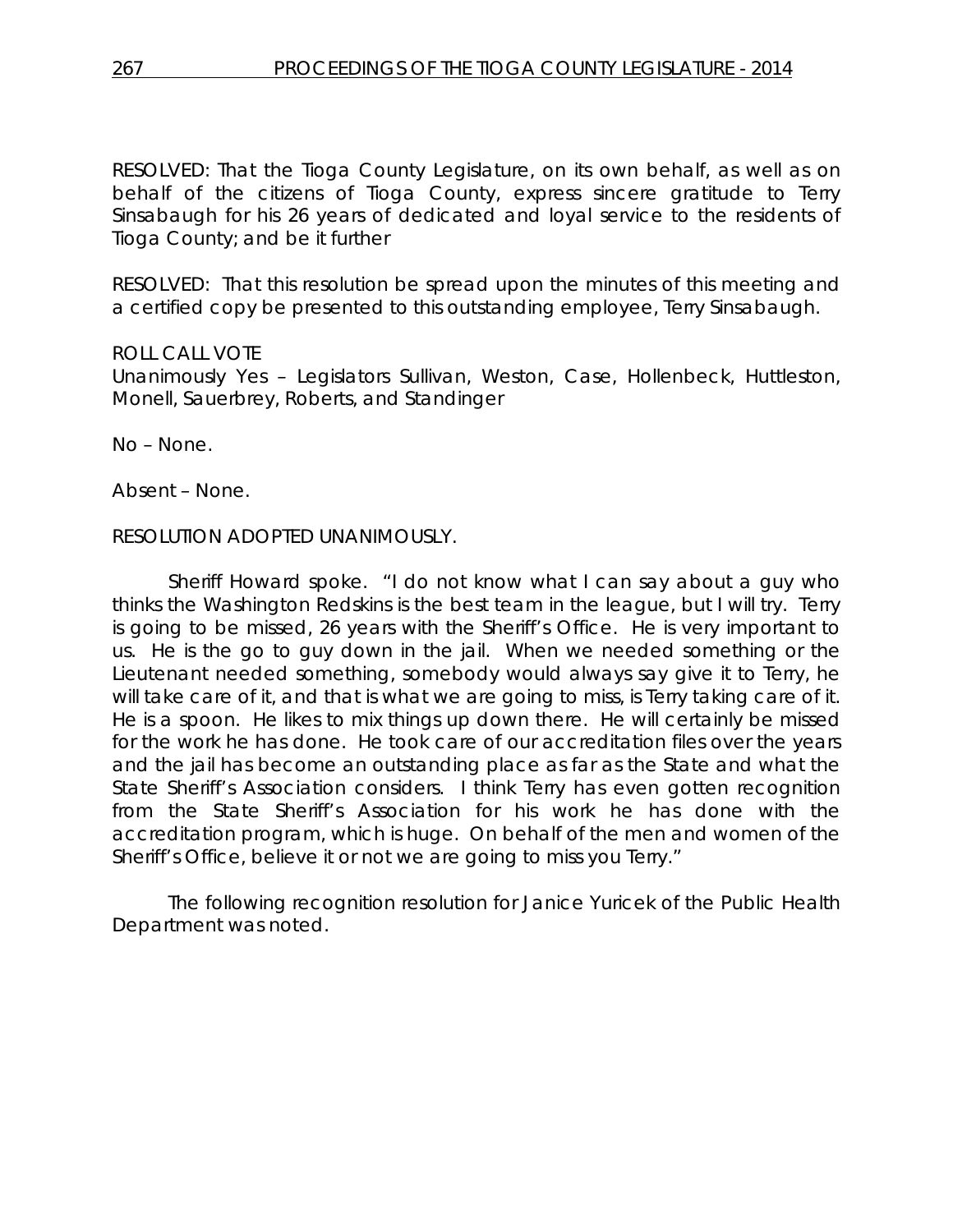RESOLVED: That the Tioga County Legislature, on its own behalf, as well as on behalf of the citizens of Tioga County, express sincere gratitude to Terry Sinsabaugh for his 26 years of dedicated and loyal service to the residents of Tioga County; and be it further

RESOLVED: That this resolution be spread upon the minutes of this meeting and a certified copy be presented to this outstanding employee, Terry Sinsabaugh.

ROLL CALL VOTE
Unanimously Yes – Legislators Sullivan, Weston, Case, Hollenbeck, Huttleston, Monell, Sauerbrey, Roberts, and Standinger

No – None.

Absent – None.

RESOLUTION ADOPTED UNANIMOUSLY.

Sheriff Howard spoke. "I do not know what I can say about a guy who thinks the Washington Redskins is the best team in the league, but I will try. Terry is going to be missed, 26 years with the Sheriff's Office. He is very important to us. He is the go to guy down in the jail. When we needed something or the Lieutenant needed something, somebody would always say give it to Terry, he will take care of it, and that is what we are going to miss, is Terry taking care of it. He is a spoon. He likes to mix things up down there. He will certainly be missed for the work he has done. He took care of our accreditation files over the years and the jail has become an outstanding place as far as the State and what the State Sheriff's Association considers. I think Terry has even gotten recognition from the State Sheriff's Association for his work he has done with the accreditation program, which is huge. On behalf of the men and women of the Sheriff's Office, believe it or not we are going to miss you Terry."

The following recognition resolution for Janice Yuricek of the Public Health Department was noted.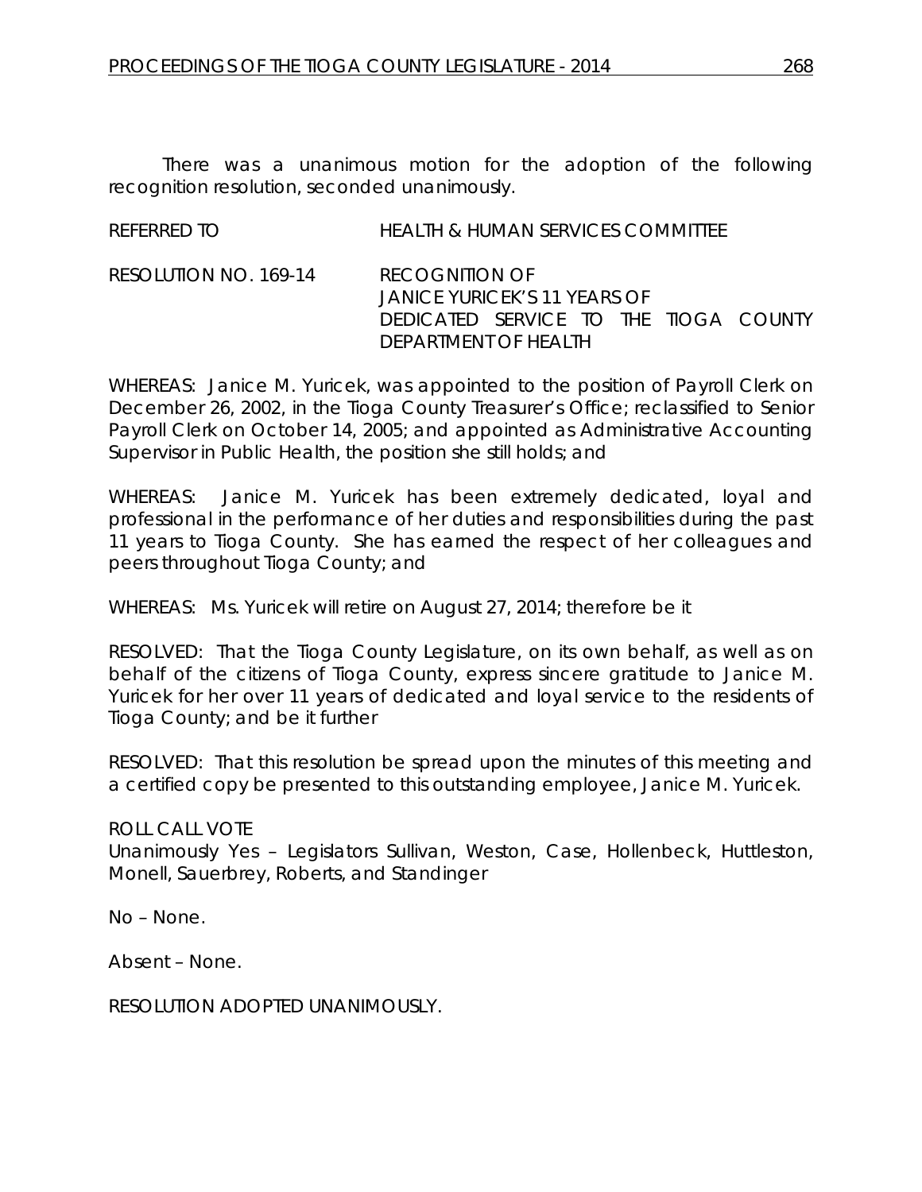There was a unanimous motion for the adoption of the following recognition resolution, seconded unanimously.

REFERRED TO HEALTH & HUMAN SERVICES COMMITTEE

RESOLUTION NO. 169-14 RECOGNITION OF JANICE YURICEK'S 11 YEARS OF DEDICATED SERVICE TO THE TIOGA COUNTY DEPARTMENT OF HEALTH

WHEREAS: Janice M. Yuricek, was appointed to the position of Payroll Clerk on December 26, 2002, in the Tioga County Treasurer's Office; reclassified to Senior Payroll Clerk on October 14, 2005; and appointed as Administrative Accounting Supervisor in Public Health, the position she still holds; and

WHEREAS: Janice M. Yuricek has been extremely dedicated, loyal and professional in the performance of her duties and responsibilities during the past 11 years to Tioga County. She has earned the respect of her colleagues and peers throughout Tioga County; and

WHEREAS: Ms. Yuricek will retire on August 27, 2014; therefore be it

RESOLVED: That the Tioga County Legislature, on its own behalf, as well as on behalf of the citizens of Tioga County, express sincere gratitude to Janice M. Yuricek for her over 11 years of dedicated and loyal service to the residents of Tioga County; and be it further

RESOLVED: That this resolution be spread upon the minutes of this meeting and a certified copy be presented to this outstanding employee, Janice M. Yuricek.

ROLL CALL VOTE
Unanimously Yes – Legislators Sullivan, Weston, Case, Hollenbeck, Huttleston, Monell, Sauerbrey, Roberts, and Standinger

No – None.

Absent – None.

RESOLUTION ADOPTED UNANIMOUSLY.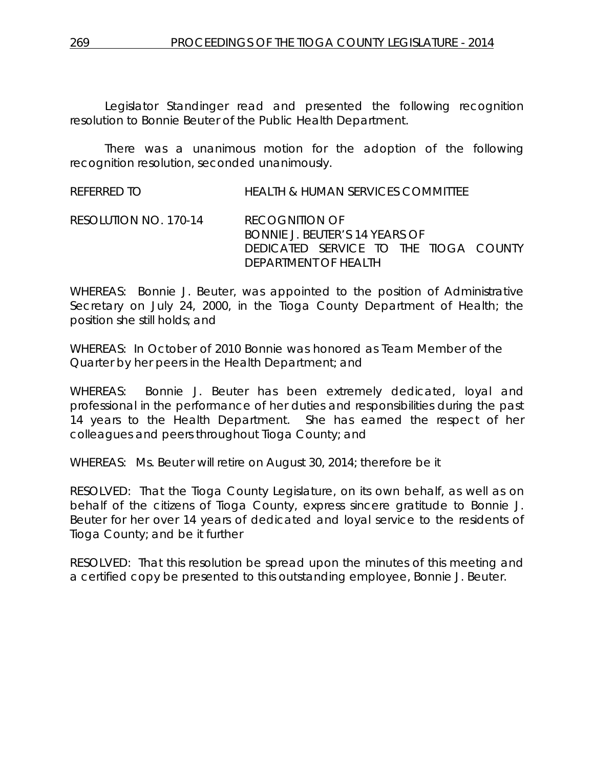Legislator Standinger read and presented the following recognition resolution to Bonnie Beuter of the Public Health Department.

There was a unanimous motion for the adoption of the following recognition resolution, seconded unanimously.

REFERRED TO HEALTH & HUMAN SERVICES COMMITTEE

RESOLUTION NO. 170-14 RECOGNITION OF BONNIE J. BEUTER'S 14 YEARS OF DEDICATED SERVICE TO THE TIOGA COUNTY DEPARTMENT OF HEALTH

WHEREAS: Bonnie J. Beuter, was appointed to the position of Administrative Secretary on July 24, 2000, in the Tioga County Department of Health; the position she still holds; and

WHEREAS: In October of 2010 Bonnie was honored as Team Member of the Quarter by her peers in the Health Department; and

WHEREAS: Bonnie J. Beuter has been extremely dedicated, loyal and professional in the performance of her duties and responsibilities during the past 14 years to the Health Department. She has earned the respect of her colleagues and peers throughout Tioga County; and

WHEREAS: Ms. Beuter will retire on August 30, 2014; therefore be it

RESOLVED: That the Tioga County Legislature, on its own behalf, as well as on behalf of the citizens of Tioga County, express sincere gratitude to Bonnie J. Beuter for her over 14 years of dedicated and loyal service to the residents of Tioga County; and be it further

RESOLVED: That this resolution be spread upon the minutes of this meeting and a certified copy be presented to this outstanding employee, Bonnie J. Beuter.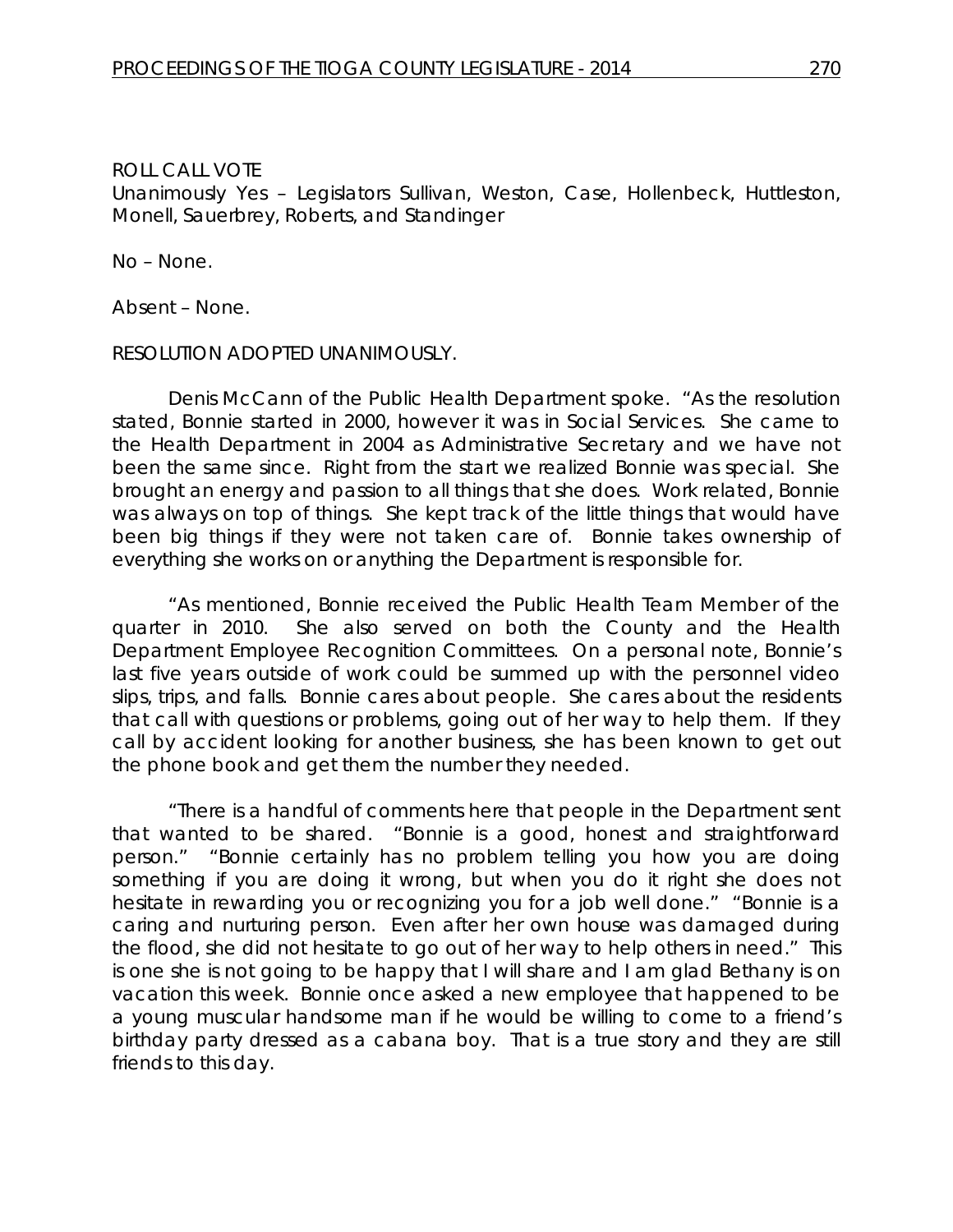ROLL CALL VOTE
Unanimously Yes – Legislators Sullivan, Weston, Case, Hollenbeck, Huttleston, Monell, Sauerbrey, Roberts, and Standinger

No – None.

Absent – None.

RESOLUTION ADOPTED UNANIMOUSLY.

Denis McCann of the Public Health Department spoke. "As the resolution stated, Bonnie started in 2000, however it was in Social Services. She came to the Health Department in 2004 as Administrative Secretary and we have not been the same since. Right from the start we realized Bonnie was special. She brought an energy and passion to all things that she does. Work related, Bonnie was always on top of things. She kept track of the little things that would have been big things if they were not taken care of. Bonnie takes ownership of everything she works on or anything the Department is responsible for.

"As mentioned, Bonnie received the Public Health Team Member of the quarter in 2010. She also served on both the County and the Health Department Employee Recognition Committees. On a personal note, Bonnie's last five years outside of work could be summed up with the personnel video slips, trips, and falls. Bonnie cares about people. She cares about the residents that call with questions or problems, going out of her way to help them. If they call by accident looking for another business, she has been known to get out the phone book and get them the number they needed.

"There is a handful of comments here that people in the Department sent that wanted to be shared. "Bonnie is a good, honest and straightforward person." "Bonnie certainly has no problem telling you how you are doing something if you are doing it wrong, but when you do it right she does not hesitate in rewarding you or recognizing you for a job well done." "Bonnie is a caring and nurturing person. Even after her own house was damaged during the flood, she did not hesitate to go out of her way to help others in need." This is one she is not going to be happy that I will share and I am glad Bethany is on vacation this week. Bonnie once asked a new employee that happened to be a young muscular handsome man if he would be willing to come to a friend's birthday party dressed as a cabana boy. That is a true story and they are still friends to this day.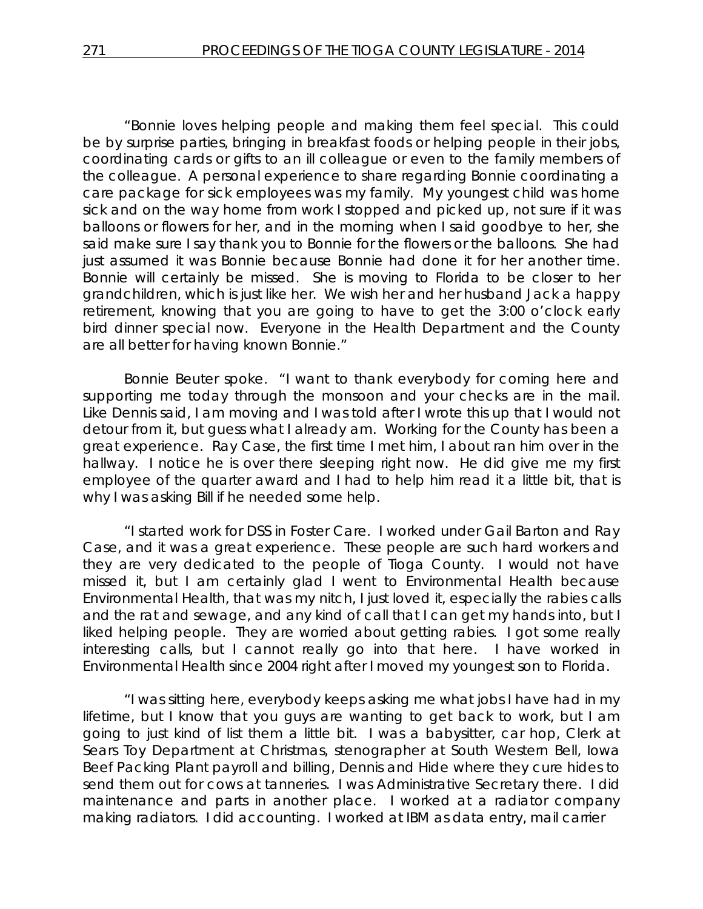"Bonnie loves helping people and making them feel special. This could be by surprise parties, bringing in breakfast foods or helping people in their jobs, coordinating cards or gifts to an ill colleague or even to the family members of the colleague. A personal experience to share regarding Bonnie coordinating a care package for sick employees was my family. My youngest child was home sick and on the way home from work I stopped and picked up, not sure if it was balloons or flowers for her, and in the morning when I said goodbye to her, she said make sure I say thank you to Bonnie for the flowers or the balloons. She had just assumed it was Bonnie because Bonnie had done it for her another time. Bonnie will certainly be missed. She is moving to Florida to be closer to her grandchildren, which is just like her. We wish her and her husband Jack a happy retirement, knowing that you are going to have to get the 3:00 o'clock early bird dinner special now. Everyone in the Health Department and the County are all better for having known Bonnie."

Bonnie Beuter spoke. "I want to thank everybody for coming here and supporting me today through the monsoon and your checks are in the mail. Like Dennis said, I am moving and I was told after I wrote this up that I would not detour from it, but guess what I already am. Working for the County has been a great experience. Ray Case, the first time I met him, I about ran him over in the hallway. I notice he is over there sleeping right now. He did give me my first employee of the quarter award and I had to help him read it a little bit, that is why I was asking Bill if he needed some help.

"I started work for DSS in Foster Care. I worked under Gail Barton and Ray Case, and it was a great experience. These people are such hard workers and they are very dedicated to the people of Tioga County. I would not have missed it, but I am certainly glad I went to Environmental Health because Environmental Health, that was my nitch, I just loved it, especially the rabies calls and the rat and sewage, and any kind of call that I can get my hands into, but I liked helping people. They are worried about getting rabies. I got some really interesting calls, but I cannot really go into that here. I have worked in Environmental Health since 2004 right after I moved my youngest son to Florida.

"I was sitting here, everybody keeps asking me what jobs I have had in my lifetime, but I know that you guys are wanting to get back to work, but I am going to just kind of list them a little bit. I was a babysitter, car hop, Clerk at Sears Toy Department at Christmas, stenographer at South Western Bell, Iowa Beef Packing Plant payroll and billing, Dennis and Hide where they cure hides to send them out for cows at tanneries. I was Administrative Secretary there. I did maintenance and parts in another place. I worked at a radiator company making radiators. I did accounting. I worked at IBM as data entry, mail carrier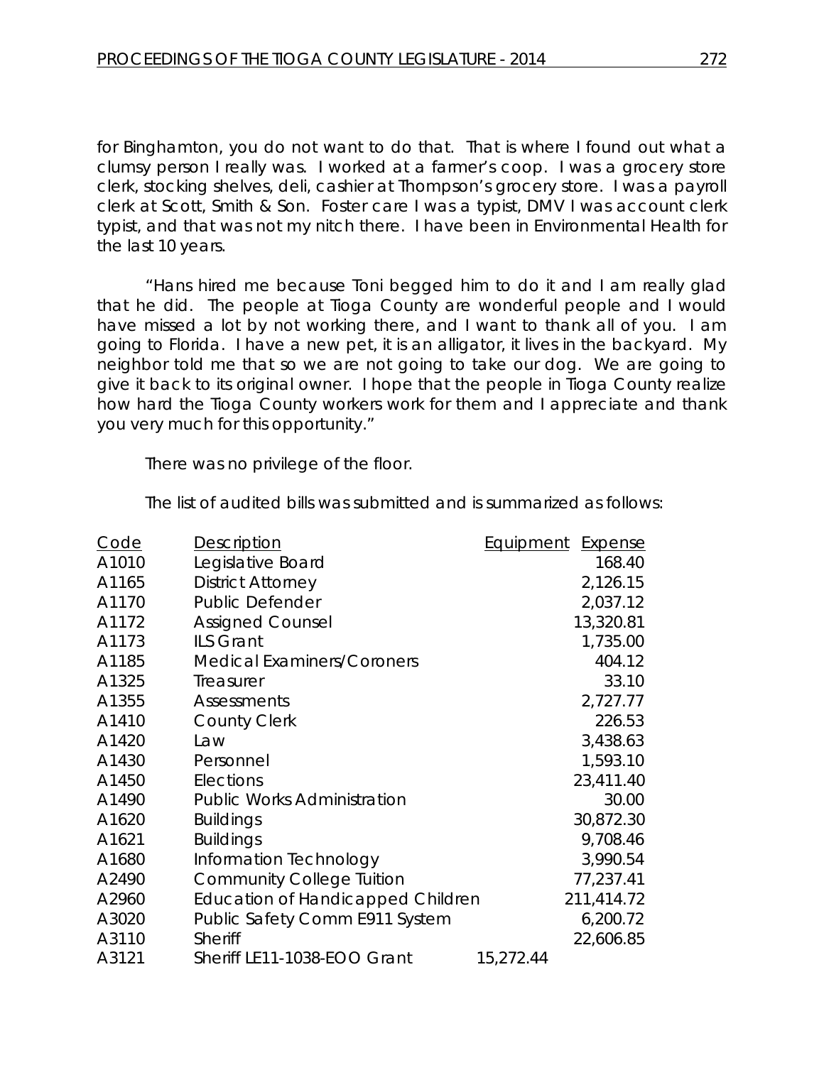for Binghamton, you do not want to do that. That is where I found out what a clumsy person I really was. I worked at a farmer's coop. I was a grocery store clerk, stocking shelves, deli, cashier at Thompson's grocery store. I was a payroll clerk at Scott, Smith & Son. Foster care I was a typist, DMV I was account clerk typist, and that was not my nitch there. I have been in Environmental Health for the last 10 years.

"Hans hired me because Toni begged him to do it and I am really glad that he did. The people at Tioga County are wonderful people and I would have missed a lot by not working there, and I want to thank all of you. I am going to Florida. I have a new pet, it is an alligator, it lives in the backyard. My neighbor told me that so we are not going to take our dog. We are going to give it back to its original owner. I hope that the people in Tioga County realize how hard the Tioga County workers work for them and I appreciate and thank you very much for this opportunity."

There was no privilege of the floor.

The list of audited bills was submitted and is summarized as follows:

| Code | Description | Equipment | Expense |
|---|---|---|---|
| A1010 | Legislative Board | | 168.40 |
| A1165 | District Attorney | | 2,126.15 |
| A1170 | Public Defender | | 2,037.12 |
| A1172 | Assigned Counsel | | 13,320.81 |
| A1173 | ILS Grant | | 1,735.00 |
| A1185 | Medical Examiners/Coroners | | 404.12 |
| A1325 | Treasurer | | 33.10 |
| A1355 | Assessments | | 2,727.77 |
| A1410 | County Clerk | | 226.53 |
| A1420 | Law | | 3,438.63 |
| A1430 | Personnel | | 1,593.10 |
| A1450 | Elections | | 23,411.40 |
| A1490 | Public Works Administration | | 30.00 |
| A1620 | Buildings | | 30,872.30 |
| A1621 | Buildings | | 9,708.46 |
| A1680 | Information Technology | | 3,990.54 |
| A2490 | Community College Tuition | | 77,237.41 |
| A2960 | Education of Handicapped Children | | 211,414.72 |
| A3020 | Public Safety Comm E911 System | | 6,200.72 |
| A3110 | Sheriff | | 22,606.85 |
| A3121 | Sheriff LE11-1038-EOO Grant | 15,272.44 | |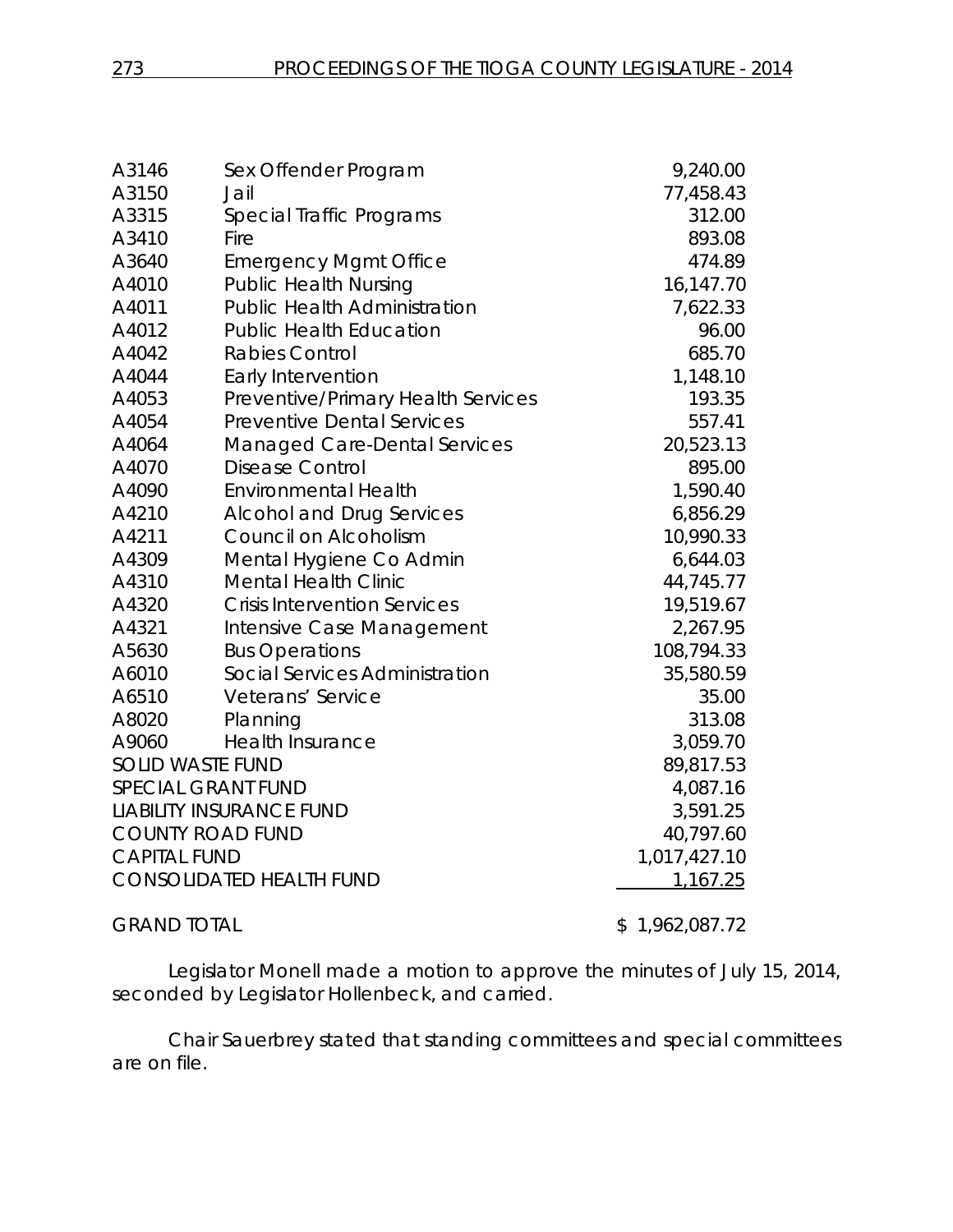| | | |
|---|---|---|
| A3146 | Sex Offender Program | 9,240.00 |
| A3150 | Jail | 77,458.43 |
| A3315 | Special Traffic Programs | 312.00 |
| A3410 | Fire | 893.08 |
| A3640 | Emergency Mgmt Office | 474.89 |
| A4010 | Public Health Nursing | 16,147.70 |
| A4011 | Public Health Administration | 7,622.33 |
| A4012 | Public Health Education | 96.00 |
| A4042 | Rabies Control | 685.70 |
| A4044 | Early Intervention | 1,148.10 |
| A4053 | Preventive/Primary Health Services | 193.35 |
| A4054 | Preventive Dental Services | 557.41 |
| A4064 | Managed Care-Dental Services | 20,523.13 |
| A4070 | Disease Control | 895.00 |
| A4090 | Environmental Health | 1,590.40 |
| A4210 | Alcohol and Drug Services | 6,856.29 |
| A4211 | Council on Alcoholism | 10,990.33 |
| A4309 | Mental Hygiene Co Admin | 6,644.03 |
| A4310 | Mental Health Clinic | 44,745.77 |
| A4320 | Crisis Intervention Services | 19,519.67 |
| A4321 | Intensive Case Management | 2,267.95 |
| A5630 | Bus Operations | 108,794.33 |
| A6010 | Social Services Administration | 35,580.59 |
| A6510 | Veterans' Service | 35.00 |
| A8020 | Planning | 313.08 |
| A9060 | Health Insurance | 3,059.70 |
| SOLID WASTE FUND | | 89,817.53 |
| SPECIAL GRANT FUND | | 4,087.16 |
| LIABILITY INSURANCE FUND | | 3,591.25 |
| COUNTY ROAD FUND | | 40,797.60 |
| CAPITAL FUND | | 1,017,427.10 |
| CONSOLIDATED HEALTH FUND | | 1,167.25 |
| GRAND TOTAL | | $ 1,962,087.72 |

Legislator Monell made a motion to approve the minutes of July 15, 2014, seconded by Legislator Hollenbeck, and carried.

Chair Sauerbrey stated that standing committees and special committees are on file.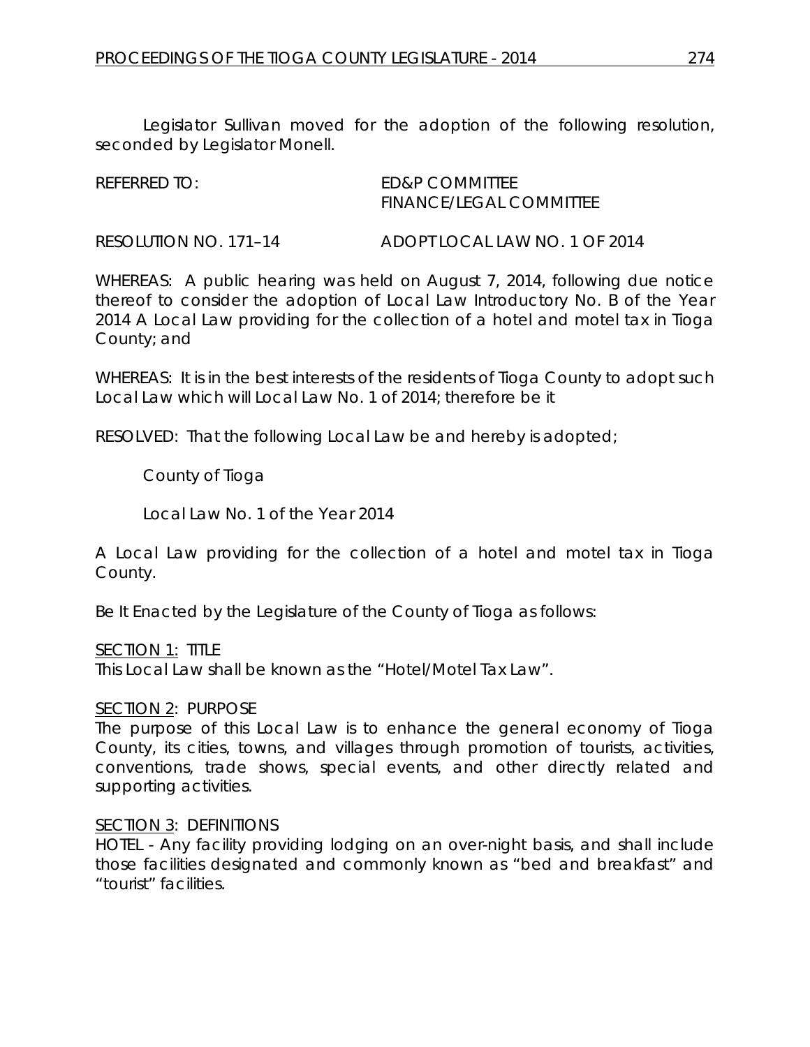Legislator Sullivan moved for the adoption of the following resolution, seconded by Legislator Monell.

REFERRED TO: ED&P COMMITTEE
FINANCE/LEGAL COMMITTEE

RESOLUTION NO. 171–14 ADOPT LOCAL LAW NO. 1 OF 2014

WHEREAS: A public hearing was held on August 7, 2014, following due notice thereof to consider the adoption of Local Law Introductory No. B of the Year 2014 A Local Law providing for the collection of a hotel and motel tax in Tioga County; and

WHEREAS: It is in the best interests of the residents of Tioga County to adopt such Local Law which will Local Law No. 1 of 2014; therefore be it

RESOLVED: That the following Local Law be and hereby is adopted;

County of Tioga

Local Law No. 1 of the Year 2014

A Local Law providing for the collection of a hotel and motel tax in Tioga County.

Be It Enacted by the Legislature of the County of Tioga as follows:

<u>SECTION 1</u>: TITLE
This Local Law shall be known as the "Hotel/Motel Tax Law".

<u>SECTION 2</u>: PURPOSE
The purpose of this Local Law is to enhance the general economy of Tioga County, its cities, towns, and villages through promotion of tourists, activities, conventions, trade shows, special events, and other directly related and supporting activities.

<u>SECTION 3</u>: DEFINITIONS
HOTEL - Any facility providing lodging on an over-night basis, and shall include those facilities designated and commonly known as "bed and breakfast" and "tourist" facilities.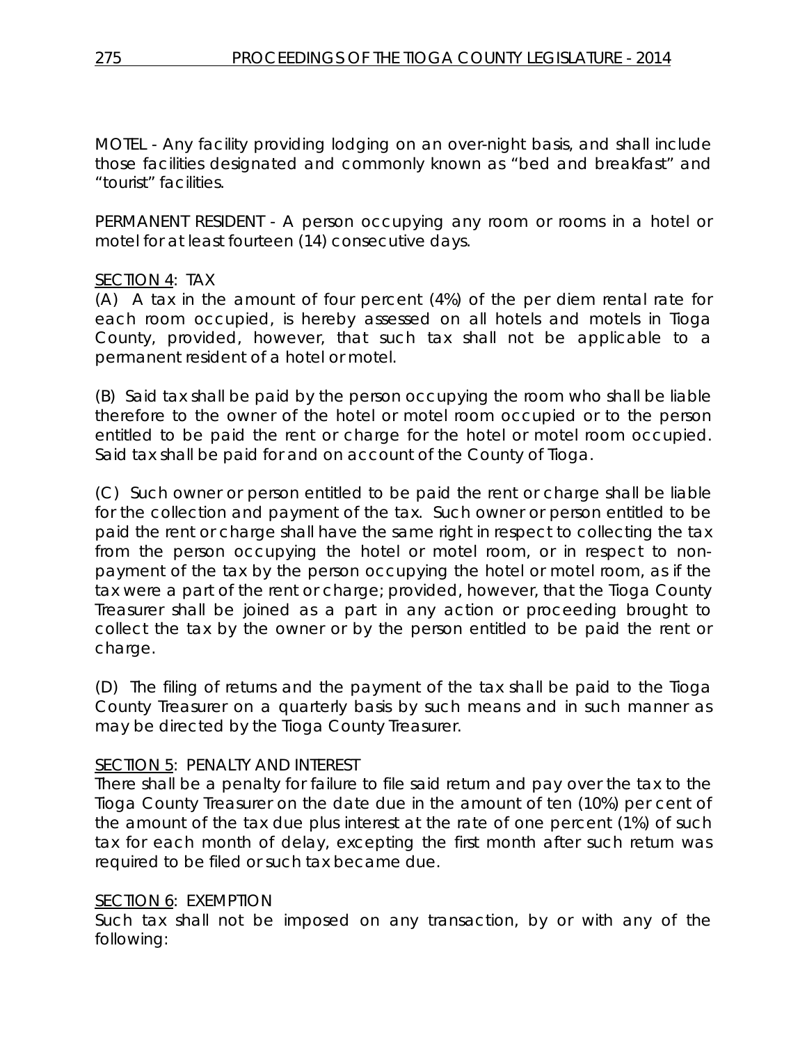MOTEL - Any facility providing lodging on an over-night basis, and shall include those facilities designated and commonly known as "bed and breakfast" and "tourist" facilities.

PERMANENT RESIDENT - A person occupying any room or rooms in a hotel or motel for at least fourteen (14) consecutive days.

SECTION 4: TAX

(A) A tax in the amount of four percent (4%) of the per diem rental rate for each room occupied, is hereby assessed on all hotels and motels in Tioga County, provided, however, that such tax shall not be applicable to a permanent resident of a hotel or motel.

(B) Said tax shall be paid by the person occupying the room who shall be liable therefore to the owner of the hotel or motel room occupied or to the person entitled to be paid the rent or charge for the hotel or motel room occupied. Said tax shall be paid for and on account of the County of Tioga.

(C) Such owner or person entitled to be paid the rent or charge shall be liable for the collection and payment of the tax. Such owner or person entitled to be paid the rent or charge shall have the same right in respect to collecting the tax from the person occupying the hotel or motel room, or in respect to non-payment of the tax by the person occupying the hotel or motel room, as if the tax were a part of the rent or charge; provided, however, that the Tioga County Treasurer shall be joined as a part in any action or proceeding brought to collect the tax by the owner or by the person entitled to be paid the rent or charge.

(D) The filing of returns and the payment of the tax shall be paid to the Tioga County Treasurer on a quarterly basis by such means and in such manner as may be directed by the Tioga County Treasurer.

SECTION 5: PENALTY AND INTEREST

There shall be a penalty for failure to file said return and pay over the tax to the Tioga County Treasurer on the date due in the amount of ten (10%) per cent of the amount of the tax due plus interest at the rate of one percent (1%) of such tax for each month of delay, excepting the first month after such return was required to be filed or such tax became due.

SECTION 6: EXEMPTION

Such tax shall not be imposed on any transaction, by or with any of the following: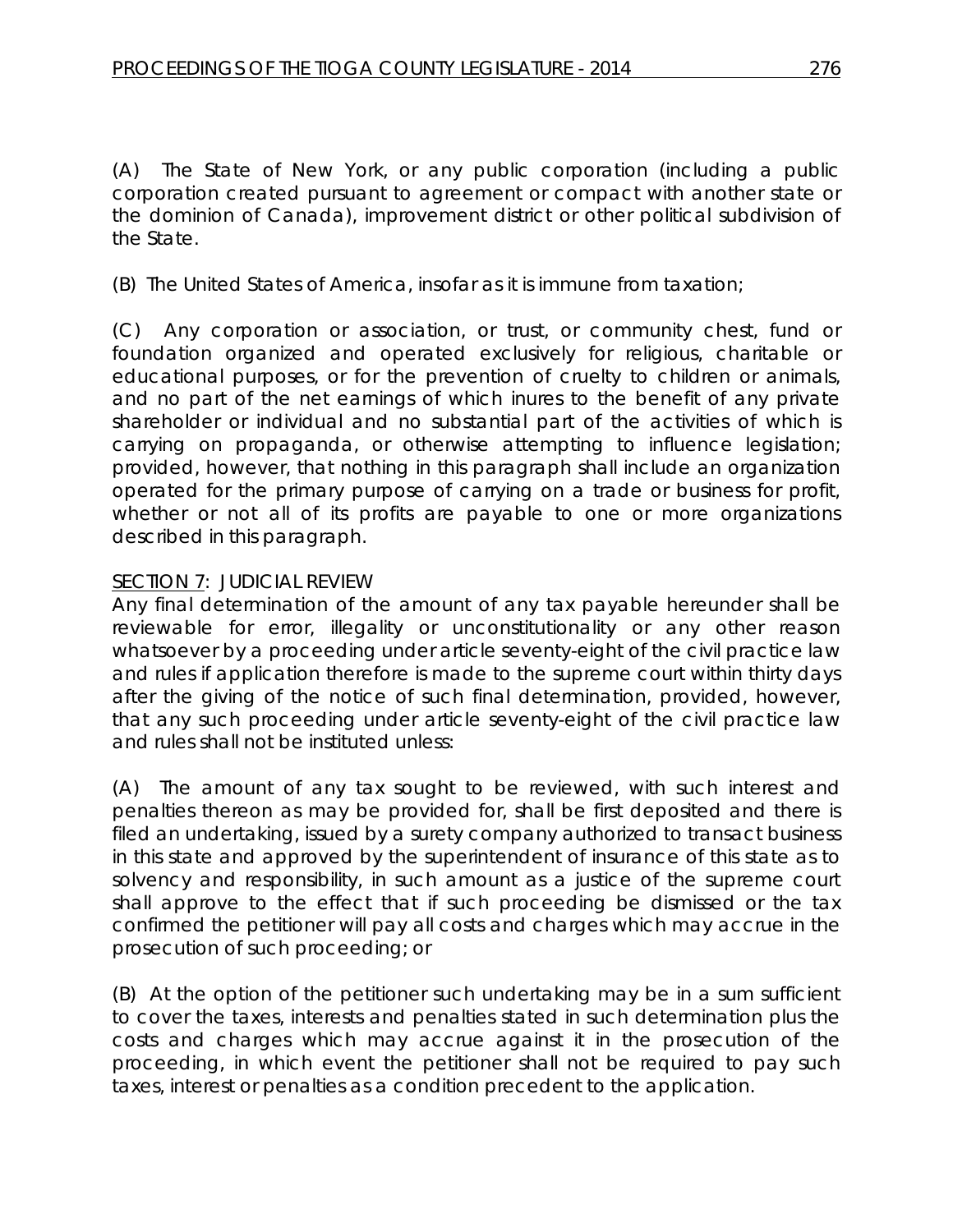(A) The State of New York, or any public corporation (including a public corporation created pursuant to agreement or compact with another state or the dominion of Canada), improvement district or other political subdivision of the State.

(B) The United States of America, insofar as it is immune from taxation;

(C) Any corporation or association, or trust, or community chest, fund or foundation organized and operated exclusively for religious, charitable or educational purposes, or for the prevention of cruelty to children or animals, and no part of the net earnings of which inures to the benefit of any private shareholder or individual and no substantial part of the activities of which is carrying on propaganda, or otherwise attempting to influence legislation; provided, however, that nothing in this paragraph shall include an organization operated for the primary purpose of carrying on a trade or business for profit, whether or not all of its profits are payable to one or more organizations described in this paragraph.

<u>SECTION 7</u>: JUDICIAL REVIEW

Any final determination of the amount of any tax payable hereunder shall be reviewable for error, illegality or unconstitutionality or any other reason whatsoever by a proceeding under article seventy-eight of the civil practice law and rules if application therefore is made to the supreme court within thirty days after the giving of the notice of such final determination, provided, however, that any such proceeding under article seventy-eight of the civil practice law and rules shall not be instituted unless:

(A) The amount of any tax sought to be reviewed, with such interest and penalties thereon as may be provided for, shall be first deposited and there is filed an undertaking, issued by a surety company authorized to transact business in this state and approved by the superintendent of insurance of this state as to solvency and responsibility, in such amount as a justice of the supreme court shall approve to the effect that if such proceeding be dismissed or the tax confirmed the petitioner will pay all costs and charges which may accrue in the prosecution of such proceeding; or

(B) At the option of the petitioner such undertaking may be in a sum sufficient to cover the taxes, interests and penalties stated in such determination plus the costs and charges which may accrue against it in the prosecution of the proceeding, in which event the petitioner shall not be required to pay such taxes, interest or penalties as a condition precedent to the application.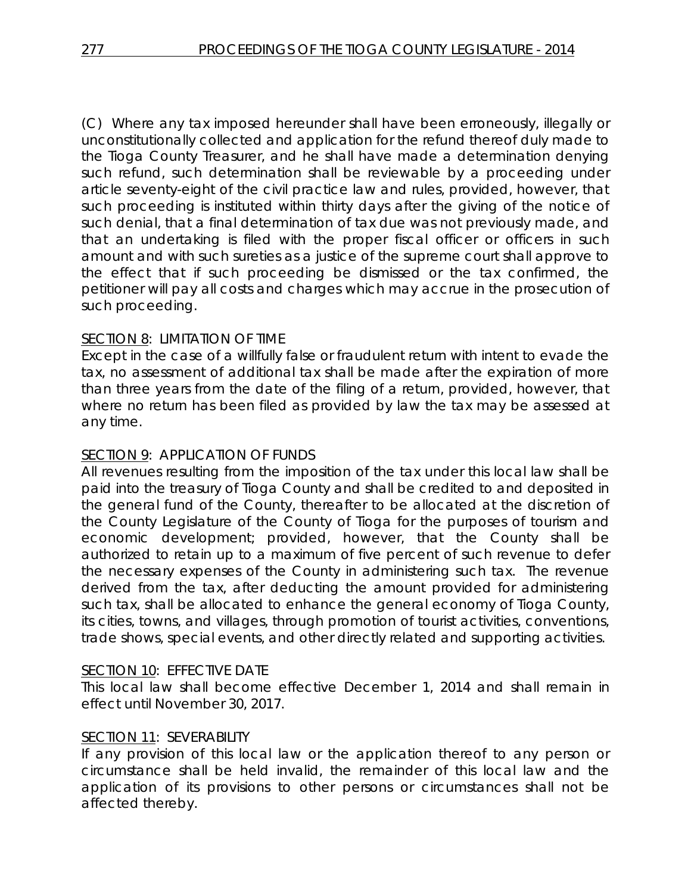(C) Where any tax imposed hereunder shall have been erroneously, illegally or unconstitutionally collected and application for the refund thereof duly made to the Tioga County Treasurer, and he shall have made a determination denying such refund, such determination shall be reviewable by a proceeding under article seventy-eight of the civil practice law and rules, provided, however, that such proceeding is instituted within thirty days after the giving of the notice of such denial, that a final determination of tax due was not previously made, and that an undertaking is filed with the proper fiscal officer or officers in such amount and with such sureties as a justice of the supreme court shall approve to the effect that if such proceeding be dismissed or the tax confirmed, the petitioner will pay all costs and charges which may accrue in the prosecution of such proceeding.

<u>SECTION 8</u>: LIMITATION OF TIME

Except in the case of a willfully false or fraudulent return with intent to evade the tax, no assessment of additional tax shall be made after the expiration of more than three years from the date of the filing of a return, provided, however, that where no return has been filed as provided by law the tax may be assessed at any time.

<u>SECTION 9</u>: APPLICATION OF FUNDS

All revenues resulting from the imposition of the tax under this local law shall be paid into the treasury of Tioga County and shall be credited to and deposited in the general fund of the County, thereafter to be allocated at the discretion of the County Legislature of the County of Tioga for the purposes of tourism and economic development; provided, however, that the County shall be authorized to retain up to a maximum of five percent of such revenue to defer the necessary expenses of the County in administering such tax. The revenue derived from the tax, after deducting the amount provided for administering such tax, shall be allocated to enhance the general economy of Tioga County, its cities, towns, and villages, through promotion of tourist activities, conventions, trade shows, special events, and other directly related and supporting activities.

<u>SECTION 10</u>: EFFECTIVE DATE

This local law shall become effective December 1, 2014 and shall remain in effect until November 30, 2017.

<u>SECTION 11</u>: SEVERABILITY

If any provision of this local law or the application thereof to any person or circumstance shall be held invalid, the remainder of this local law and the application of its provisions to other persons or circumstances shall not be affected thereby.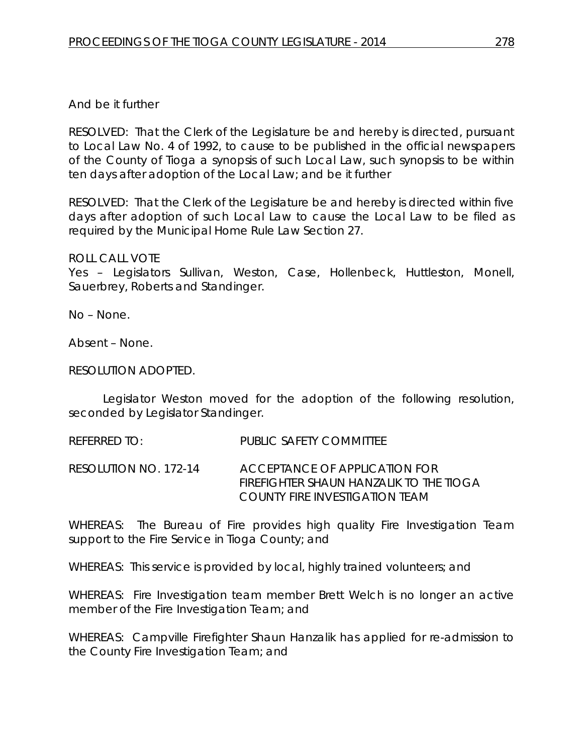And be it further

RESOLVED: That the Clerk of the Legislature be and hereby is directed, pursuant to Local Law No. 4 of 1992, to cause to be published in the official newspapers of the County of Tioga a synopsis of such Local Law, such synopsis to be within ten days after adoption of the Local Law; and be it further

RESOLVED: That the Clerk of the Legislature be and hereby is directed within five days after adoption of such Local Law to cause the Local Law to be filed as required by the Municipal Home Rule Law Section 27.

ROLL CALL VOTE
Yes – Legislators Sullivan, Weston, Case, Hollenbeck, Huttleston, Monell, Sauerbrey, Roberts and Standinger.

No – None.

Absent – None.

RESOLUTION ADOPTED.

Legislator Weston moved for the adoption of the following resolution, seconded by Legislator Standinger.

REFERRED TO: PUBLIC SAFETY COMMITTEE

RESOLUTION NO. 172-14 ACCEPTANCE OF APPLICATION FOR FIREFIGHTER SHAUN HANZALIK TO THE TIOGA COUNTY FIRE INVESTIGATION TEAM

WHEREAS: The Bureau of Fire provides high quality Fire Investigation Team support to the Fire Service in Tioga County; and

WHEREAS: This service is provided by local, highly trained volunteers; and

WHEREAS: Fire Investigation team member Brett Welch is no longer an active member of the Fire Investigation Team; and

WHEREAS: Campville Firefighter Shaun Hanzalik has applied for re-admission to the County Fire Investigation Team; and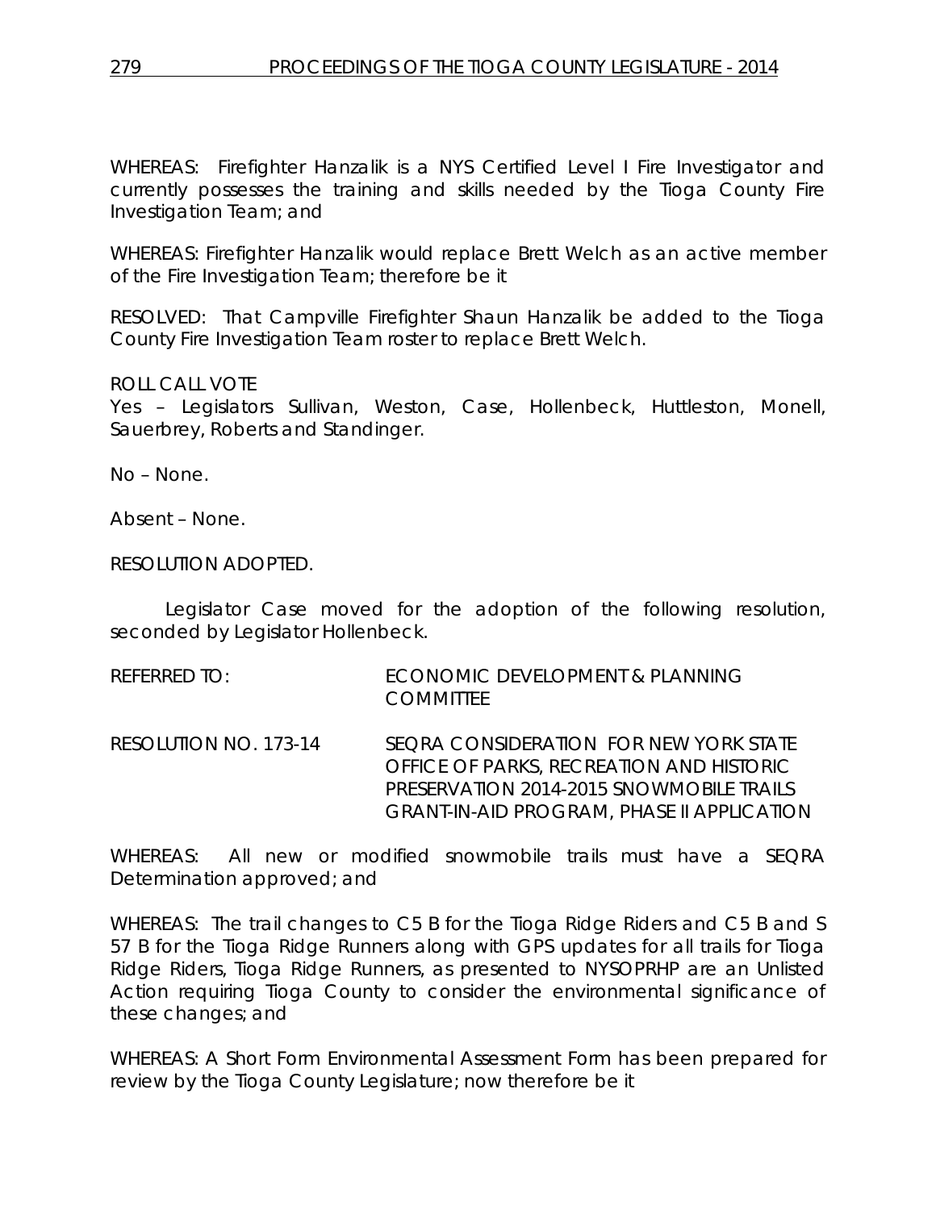WHEREAS: Firefighter Hanzalik is a NYS Certified Level I Fire Investigator and currently possesses the training and skills needed by the Tioga County Fire Investigation Team; and

WHEREAS: Firefighter Hanzalik would replace Brett Welch as an active member of the Fire Investigation Team; therefore be it

RESOLVED: That Campville Firefighter Shaun Hanzalik be added to the Tioga County Fire Investigation Team roster to replace Brett Welch.

ROLL CALL VOTE
Yes – Legislators Sullivan, Weston, Case, Hollenbeck, Huttleston, Monell, Sauerbrey, Roberts and Standinger.

No – None.

Absent – None.

RESOLUTION ADOPTED.

Legislator Case moved for the adoption of the following resolution, seconded by Legislator Hollenbeck.

REFERRED TO: ECONOMIC DEVELOPMENT & PLANNING COMMITTEE

RESOLUTION NO. 173-14 SEQRA CONSIDERATION FOR NEW YORK STATE OFFICE OF PARKS, RECREATION AND HISTORIC PRESERVATION 2014-2015 SNOWMOBILE TRAILS GRANT-IN-AID PROGRAM, PHASE II APPLICATION

WHEREAS: All new or modified snowmobile trails must have a SEQRA Determination approved; and

WHEREAS: The trail changes to C5 B for the Tioga Ridge Riders and C5 B and S 57 B for the Tioga Ridge Runners along with GPS updates for all trails for Tioga Ridge Riders, Tioga Ridge Runners, as presented to NYSOPRHP are an Unlisted Action requiring Tioga County to consider the environmental significance of these changes; and

WHEREAS: A Short Form Environmental Assessment Form has been prepared for review by the Tioga County Legislature; now therefore be it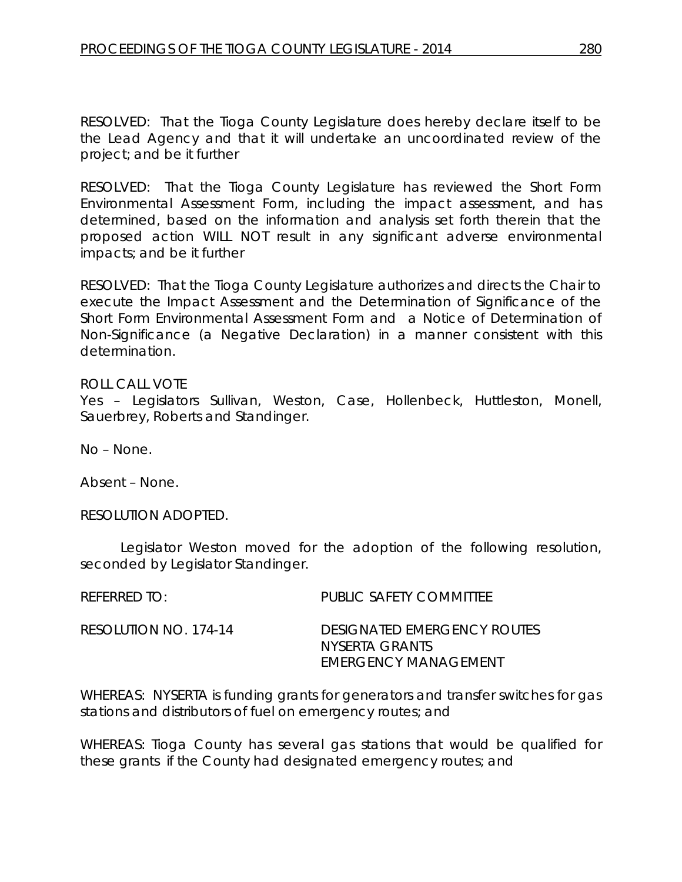RESOLVED: That the Tioga County Legislature does hereby declare itself to be the Lead Agency and that it will undertake an uncoordinated review of the project; and be it further

RESOLVED: That the Tioga County Legislature has reviewed the Short Form Environmental Assessment Form, including the impact assessment, and has determined, based on the information and analysis set forth therein that the proposed action WILL NOT result in any significant adverse environmental impacts; and be it further

RESOLVED: That the Tioga County Legislature authorizes and directs the Chair to execute the Impact Assessment and the Determination of Significance of the Short Form Environmental Assessment Form and a Notice of Determination of Non-Significance (a Negative Declaration) in a manner consistent with this determination.

ROLL CALL VOTE
Yes – Legislators Sullivan, Weston, Case, Hollenbeck, Huttleston, Monell, Sauerbrey, Roberts and Standinger.

No – None.

Absent – None.

RESOLUTION ADOPTED.

Legislator Weston moved for the adoption of the following resolution, seconded by Legislator Standinger.

REFERRED TO: PUBLIC SAFETY COMMITTEE

RESOLUTION NO. 174-14 DESIGNATED EMERGENCY ROUTES
NYSERTA GRANTS
EMERGENCY MANAGEMENT

WHEREAS: NYSERTA is funding grants for generators and transfer switches for gas stations and distributors of fuel on emergency routes; and

WHEREAS: Tioga County has several gas stations that would be qualified for these grants if the County had designated emergency routes; and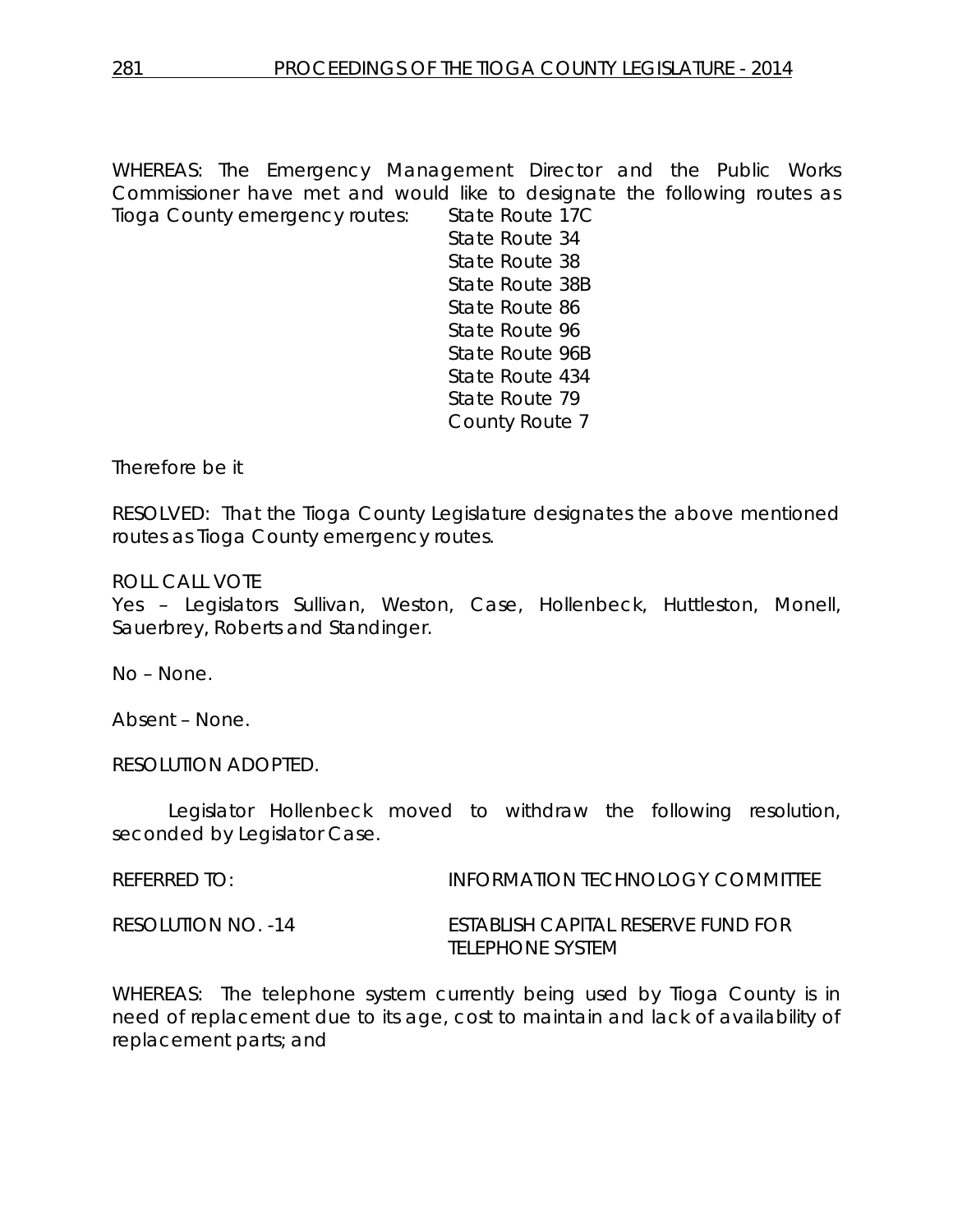WHEREAS: The Emergency Management Director and the Public Works Commissioner have met and would like to designate the following routes as Tioga County emergency routes:

- State Route 17C
- State Route 34
- State Route 38
- State Route 38B
- State Route 86
- State Route 96
- State Route 96B
- State Route 434
- State Route 79
- County Route 7

Therefore be it

RESOLVED: That the Tioga County Legislature designates the above mentioned routes as Tioga County emergency routes.

ROLL CALL VOTE
Yes – Legislators Sullivan, Weston, Case, Hollenbeck, Huttleston, Monell, Sauerbrey, Roberts and Standinger.

No – None.

Absent – None.

RESOLUTION ADOPTED.

Legislator Hollenbeck moved to withdraw the following resolution, seconded by Legislator Case.

REFERRED TO: INFORMATION TECHNOLOGY COMMITTEE

RESOLUTION NO. -14 ESTABLISH CAPITAL RESERVE FUND FOR TELEPHONE SYSTEM

WHEREAS: The telephone system currently being used by Tioga County is in need of replacement due to its age, cost to maintain and lack of availability of replacement parts; and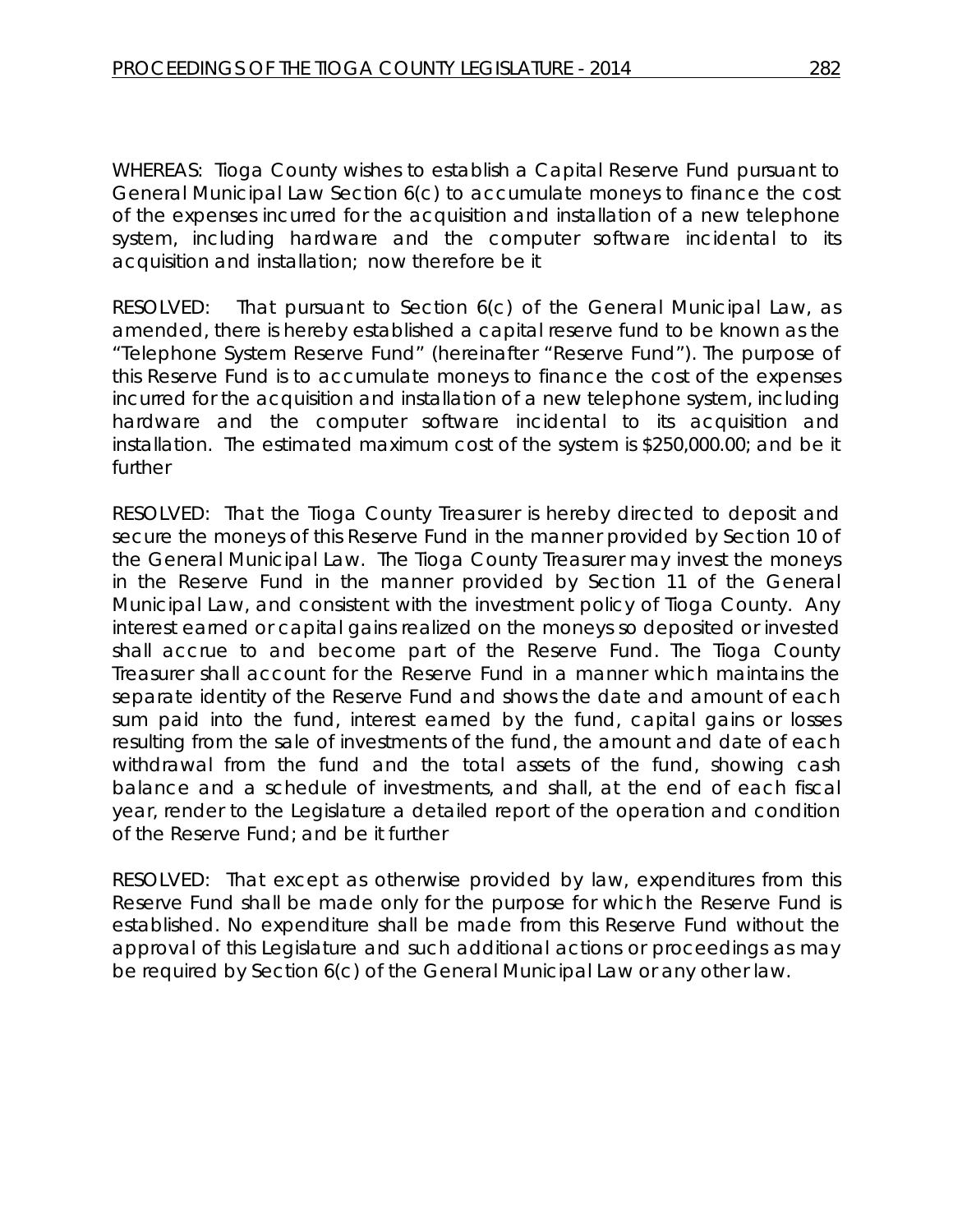WHEREAS: Tioga County wishes to establish a Capital Reserve Fund pursuant to General Municipal Law Section 6(c) to accumulate moneys to finance the cost of the expenses incurred for the acquisition and installation of a new telephone system, including hardware and the computer software incidental to its acquisition and installation; now therefore be it

RESOLVED: That pursuant to Section 6(c) of the General Municipal Law, as amended, there is hereby established a capital reserve fund to be known as the "Telephone System Reserve Fund" (hereinafter "Reserve Fund"). The purpose of this Reserve Fund is to accumulate moneys to finance the cost of the expenses incurred for the acquisition and installation of a new telephone system, including hardware and the computer software incidental to its acquisition and installation. The estimated maximum cost of the system is $250,000.00; and be it further

RESOLVED: That the Tioga County Treasurer is hereby directed to deposit and secure the moneys of this Reserve Fund in the manner provided by Section 10 of the General Municipal Law. The Tioga County Treasurer may invest the moneys in the Reserve Fund in the manner provided by Section 11 of the General Municipal Law, and consistent with the investment policy of Tioga County. Any interest earned or capital gains realized on the moneys so deposited or invested shall accrue to and become part of the Reserve Fund. The Tioga County Treasurer shall account for the Reserve Fund in a manner which maintains the separate identity of the Reserve Fund and shows the date and amount of each sum paid into the fund, interest earned by the fund, capital gains or losses resulting from the sale of investments of the fund, the amount and date of each withdrawal from the fund and the total assets of the fund, showing cash balance and a schedule of investments, and shall, at the end of each fiscal year, render to the Legislature a detailed report of the operation and condition of the Reserve Fund; and be it further

RESOLVED: That except as otherwise provided by law, expenditures from this Reserve Fund shall be made only for the purpose for which the Reserve Fund is established. No expenditure shall be made from this Reserve Fund without the approval of this Legislature and such additional actions or proceedings as may be required by Section 6(c) of the General Municipal Law or any other law.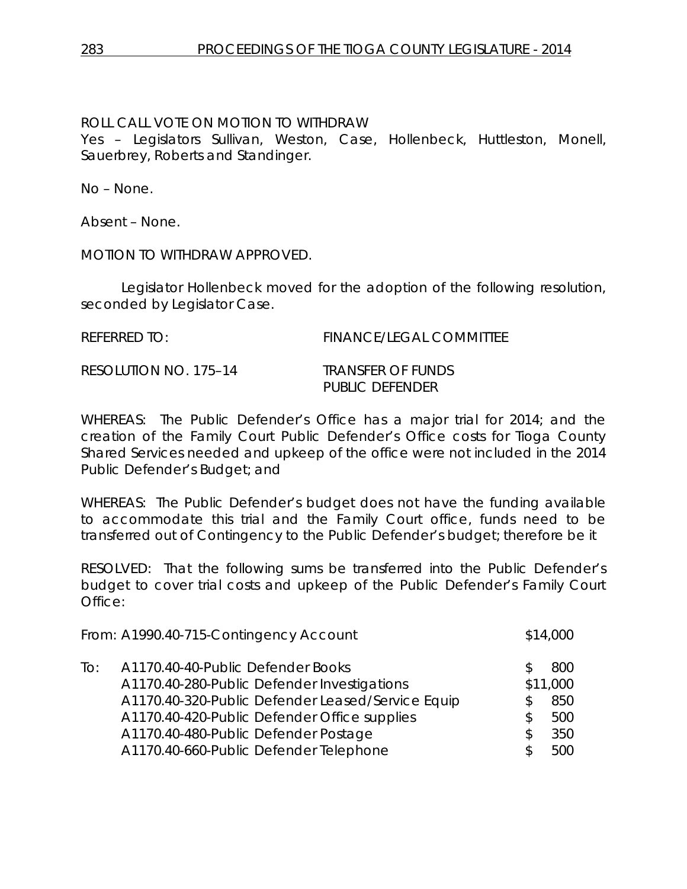ROLL CALL VOTE ON MOTION TO WITHDRAW
Yes – Legislators Sullivan, Weston, Case, Hollenbeck, Huttleston, Monell, Sauerbrey, Roberts and Standinger.

No – None.

Absent – None.

MOTION TO WITHDRAW APPROVED.

Legislator Hollenbeck moved for the adoption of the following resolution, seconded by Legislator Case.

REFERRED TO: FINANCE/LEGAL COMMITTEE

RESOLUTION NO. 175–14 TRANSFER OF FUNDS PUBLIC DEFENDER

WHEREAS: The Public Defender's Office has a major trial for 2014; and the creation of the Family Court Public Defender's Office costs for Tioga County Shared Services needed and upkeep of the office were not included in the 2014 Public Defender's Budget; and

WHEREAS: The Public Defender's budget does not have the funding available to accommodate this trial and the Family Court office, funds need to be transferred out of Contingency to the Public Defender's budget; therefore be it

RESOLVED: That the following sums be transferred into the Public Defender's budget to cover trial costs and upkeep of the Public Defender's Family Court Office:

| | | |
|---|---|---|
| From: | A1990.40-715-Contingency Account | $14,000 |
| To: | A1170.40-40-Public Defender Books | $ 800 |
| | A1170.40-280-Public Defender Investigations | $11,000 |
| | A1170.40-320-Public Defender Leased/Service Equip | $ 850 |
| | A1170.40-420-Public Defender Office supplies | $ 500 |
| | A1170.40-480-Public Defender Postage | $ 350 |
| | A1170.40-660-Public Defender Telephone | $ 500 |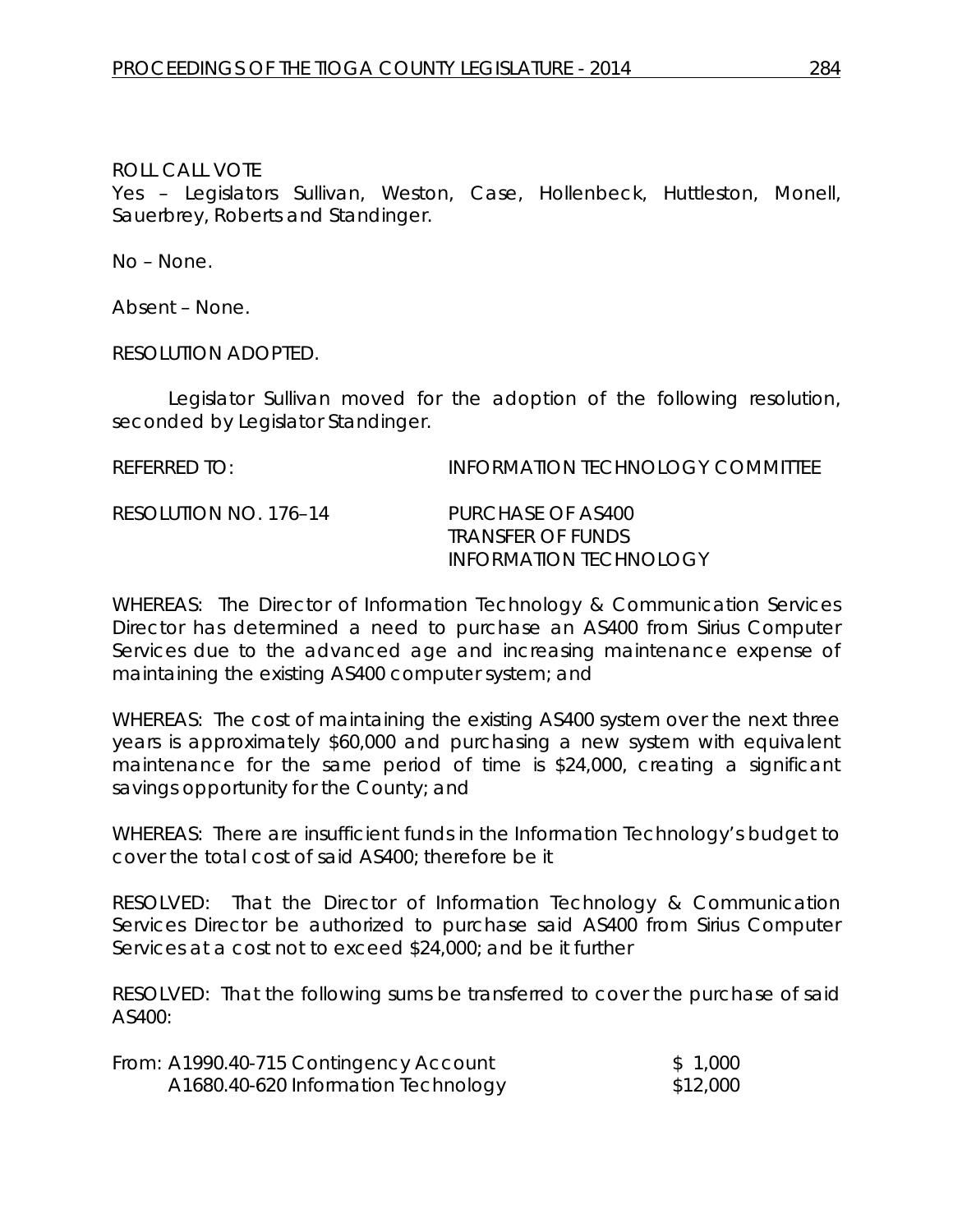ROLL CALL VOTE
Yes – Legislators Sullivan, Weston, Case, Hollenbeck, Huttleston, Monell, Sauerbrey, Roberts and Standinger.

No – None.

Absent – None.

RESOLUTION ADOPTED.

Legislator Sullivan moved for the adoption of the following resolution, seconded by Legislator Standinger.

REFERRED TO: INFORMATION TECHNOLOGY COMMITTEE

RESOLUTION NO. 176–14 PURCHASE OF AS400
TRANSFER OF FUNDS
INFORMATION TECHNOLOGY

WHEREAS: The Director of Information Technology & Communication Services Director has determined a need to purchase an AS400 from Sirius Computer Services due to the advanced age and increasing maintenance expense of maintaining the existing AS400 computer system; and

WHEREAS: The cost of maintaining the existing AS400 system over the next three years is approximately $60,000 and purchasing a new system with equivalent maintenance for the same period of time is $24,000, creating a significant savings opportunity for the County; and

WHEREAS: There are insufficient funds in the Information Technology's budget to cover the total cost of said AS400; therefore be it

RESOLVED: That the Director of Information Technology & Communication Services Director be authorized to purchase said AS400 from Sirius Computer Services at a cost not to exceed $24,000; and be it further

RESOLVED: That the following sums be transferred to cover the purchase of said AS400:

| | |
|---|---|
| From: A1990.40-715 Contingency Account | $ 1,000 |
| A1680.40-620 Information Technology | $12,000 |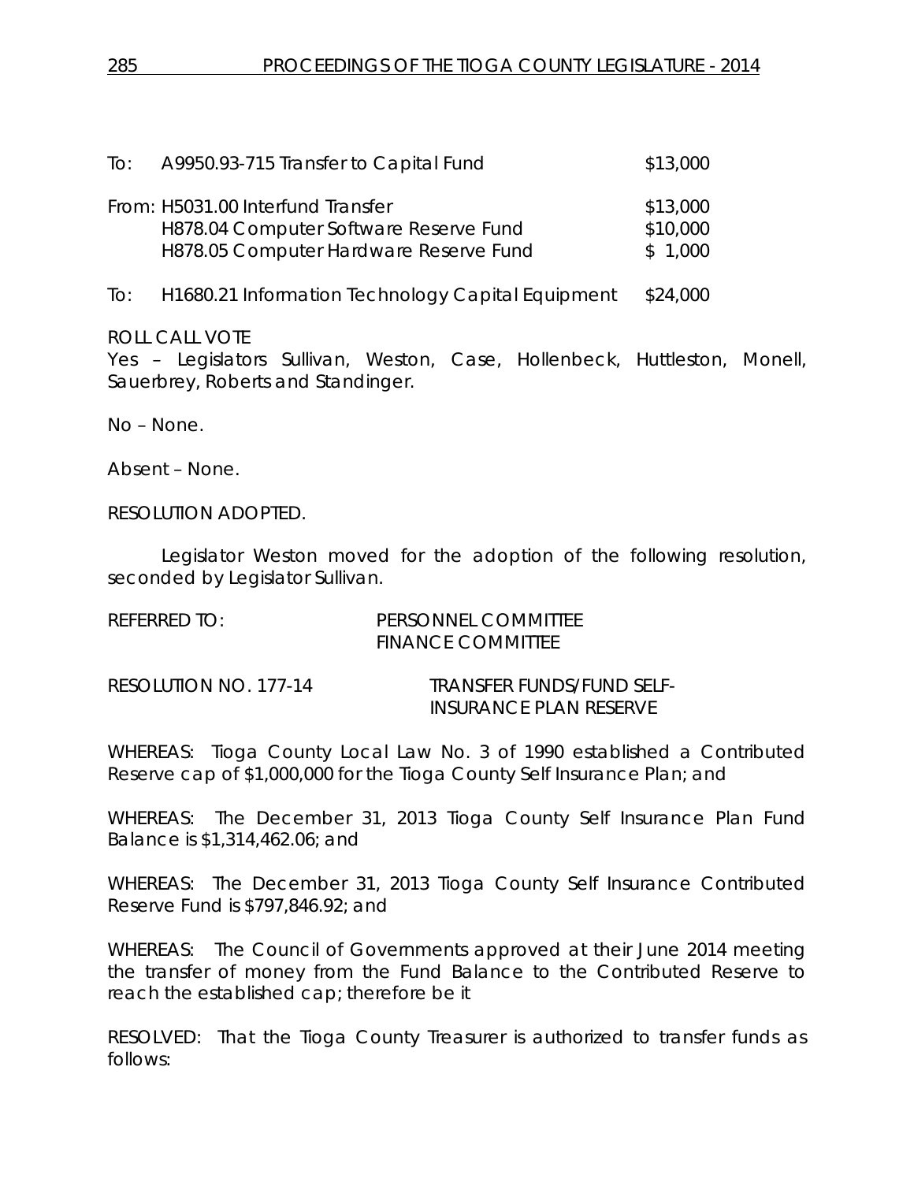To: A9950.93-715 Transfer to Capital Fund $13,000

From: H5031.00 Interfund Transfer $13,000
H878.04 Computer Software Reserve Fund $10,000
H878.05 Computer Hardware Reserve Fund $ 1,000

To: H1680.21 Information Technology Capital Equipment $24,000

ROLL CALL VOTE
Yes – Legislators Sullivan, Weston, Case, Hollenbeck, Huttleston, Monell, Sauerbrey, Roberts and Standinger.

No – None.

Absent – None.

RESOLUTION ADOPTED.

Legislator Weston moved for the adoption of the following resolution, seconded by Legislator Sullivan.

REFERRED TO: PERSONNEL COMMITTEE
FINANCE COMMITTEE

RESOLUTION NO. 177-14 TRANSFER FUNDS/FUND SELF-INSURANCE PLAN RESERVE

WHEREAS: Tioga County Local Law No. 3 of 1990 established a Contributed Reserve cap of $1,000,000 for the Tioga County Self Insurance Plan; and

WHEREAS: The December 31, 2013 Tioga County Self Insurance Plan Fund Balance is $1,314,462.06; and

WHEREAS: The December 31, 2013 Tioga County Self Insurance Contributed Reserve Fund is $797,846.92; and

WHEREAS: The Council of Governments approved at their June 2014 meeting the transfer of money from the Fund Balance to the Contributed Reserve to reach the established cap; therefore be it

RESOLVED: That the Tioga County Treasurer is authorized to transfer funds as follows: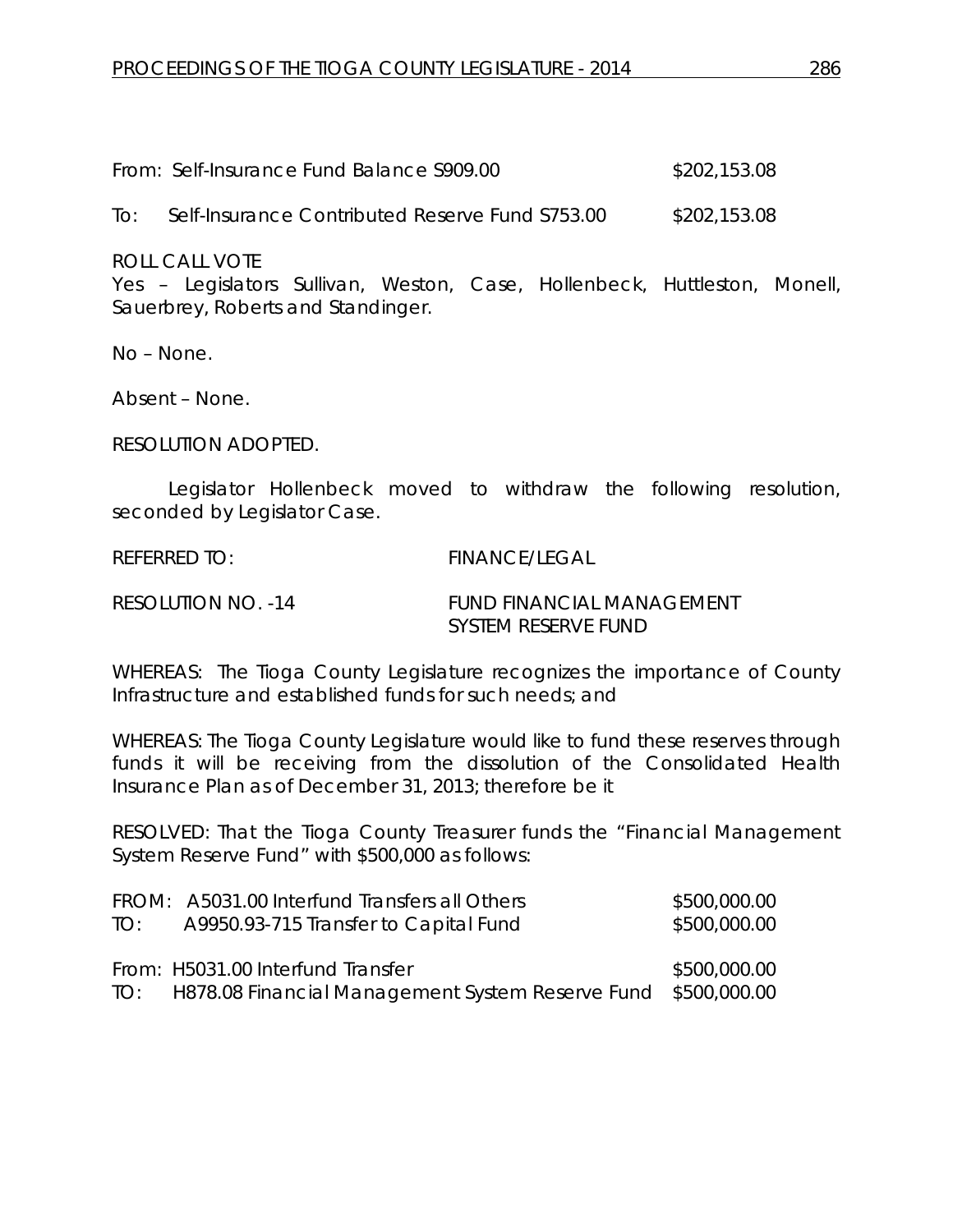From: Self-Insurance Fund Balance S909.00 $202,153.08

To: Self-Insurance Contributed Reserve Fund S753.00 $202,153.08

ROLL CALL VOTE
Yes – Legislators Sullivan, Weston, Case, Hollenbeck, Huttleston, Monell, Sauerbrey, Roberts and Standinger.

No – None.

Absent – None.

RESOLUTION ADOPTED.

Legislator Hollenbeck moved to withdraw the following resolution, seconded by Legislator Case.

REFERRED TO: FINANCE/LEGAL

RESOLUTION NO. -14 FUND FINANCIAL MANAGEMENT SYSTEM RESERVE FUND

WHEREAS: The Tioga County Legislature recognizes the importance of County Infrastructure and established funds for such needs; and

WHEREAS: The Tioga County Legislature would like to fund these reserves through funds it will be receiving from the dissolution of the Consolidated Health Insurance Plan as of December 31, 2013; therefore be it

RESOLVED: That the Tioga County Treasurer funds the "Financial Management System Reserve Fund" with $500,000 as follows:

FROM: A5031.00 Interfund Transfers all Others $500,000.00
TO: A9950.93-715 Transfer to Capital Fund $500,000.00

From: H5031.00 Interfund Transfer $500,000.00
TO: H878.08 Financial Management System Reserve Fund $500,000.00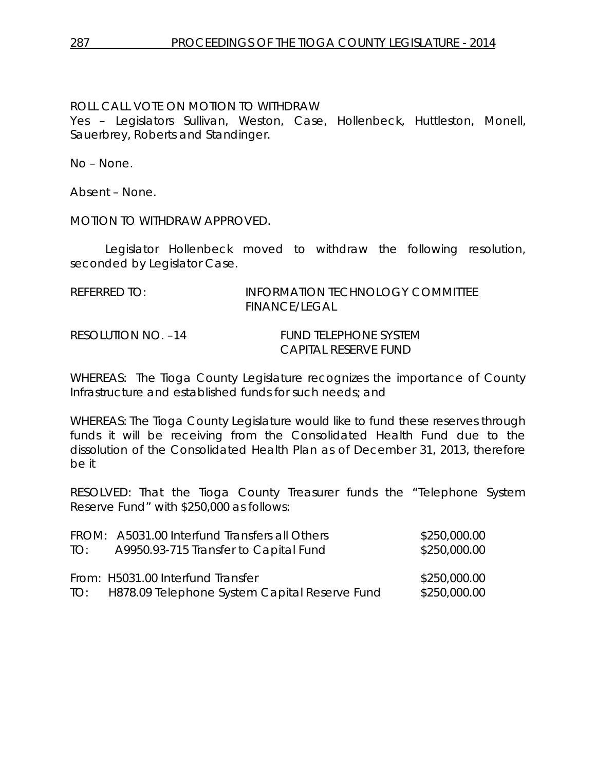ROLL CALL VOTE ON MOTION TO WITHDRAW

Yes – Legislators Sullivan, Weston, Case, Hollenbeck, Huttleston, Monell, Sauerbrey, Roberts and Standinger.

No – None.

Absent – None.

MOTION TO WITHDRAW APPROVED.

Legislator Hollenbeck moved to withdraw the following resolution, seconded by Legislator Case.

REFERRED TO: INFORMATION TECHNOLOGY COMMITTEE
FINANCE/LEGAL

RESOLUTION NO. –14 FUND TELEPHONE SYSTEM
CAPITAL RESERVE FUND

WHEREAS: The Tioga County Legislature recognizes the importance of County Infrastructure and established funds for such needs; and

WHEREAS: The Tioga County Legislature would like to fund these reserves through funds it will be receiving from the Consolidated Health Fund due to the dissolution of the Consolidated Health Plan as of December 31, 2013, therefore be it

RESOLVED: That the Tioga County Treasurer funds the "Telephone System Reserve Fund" with $250,000 as follows:

| | | |
|---|---|---|
| FROM: | A5031.00 Interfund Transfers all Others | $250,000.00 |
| TO: | A9950.93-715 Transfer to Capital Fund | $250,000.00 |
| From: | H5031.00 Interfund Transfer | $250,000.00 |
| TO: | H878.09 Telephone System Capital Reserve Fund | $250,000.00 |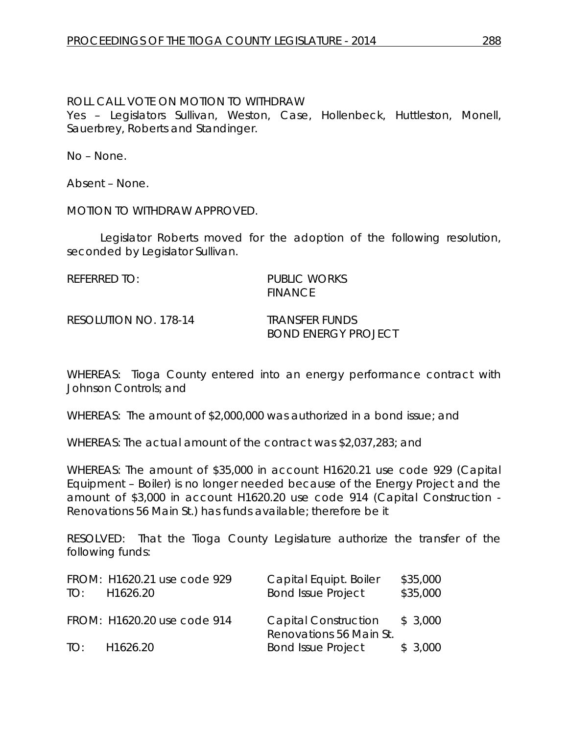ROLL CALL VOTE ON MOTION TO WITHDRAW
Yes – Legislators Sullivan, Weston, Case, Hollenbeck, Huttleston, Monell, Sauerbrey, Roberts and Standinger.

No – None.

Absent – None.

MOTION TO WITHDRAW APPROVED.

Legislator Roberts moved for the adoption of the following resolution, seconded by Legislator Sullivan.

REFERRED TO: PUBLIC WORKS
FINANCE

RESOLUTION NO. 178-14 TRANSFER FUNDS
BOND ENERGY PROJECT

WHEREAS: Tioga County entered into an energy performance contract with Johnson Controls; and

WHEREAS: The amount of $2,000,000 was authorized in a bond issue; and

WHEREAS: The actual amount of the contract was $2,037,283; and

WHEREAS: The amount of $35,000 in account H1620.21 use code 929 (Capital Equipment – Boiler) is no longer needed because of the Energy Project and the amount of $3,000 in account H1620.20 use code 914 (Capital Construction - Renovations 56 Main St.) has funds available; therefore be it

RESOLVED: That the Tioga County Legislature authorize the transfer of the following funds:

| | | |
|---|---|---|
| FROM: H1620.21 use code 929 | Capital Equipt. Boiler | $35,000 |
| TO: H1626.20 | Bond Issue Project | $35,000 |
| FROM: H1620.20 use code 914 | Capital Construction Renovations 56 Main St. | $ 3,000 |
| TO: H1626.20 | Bond Issue Project | $ 3,000 |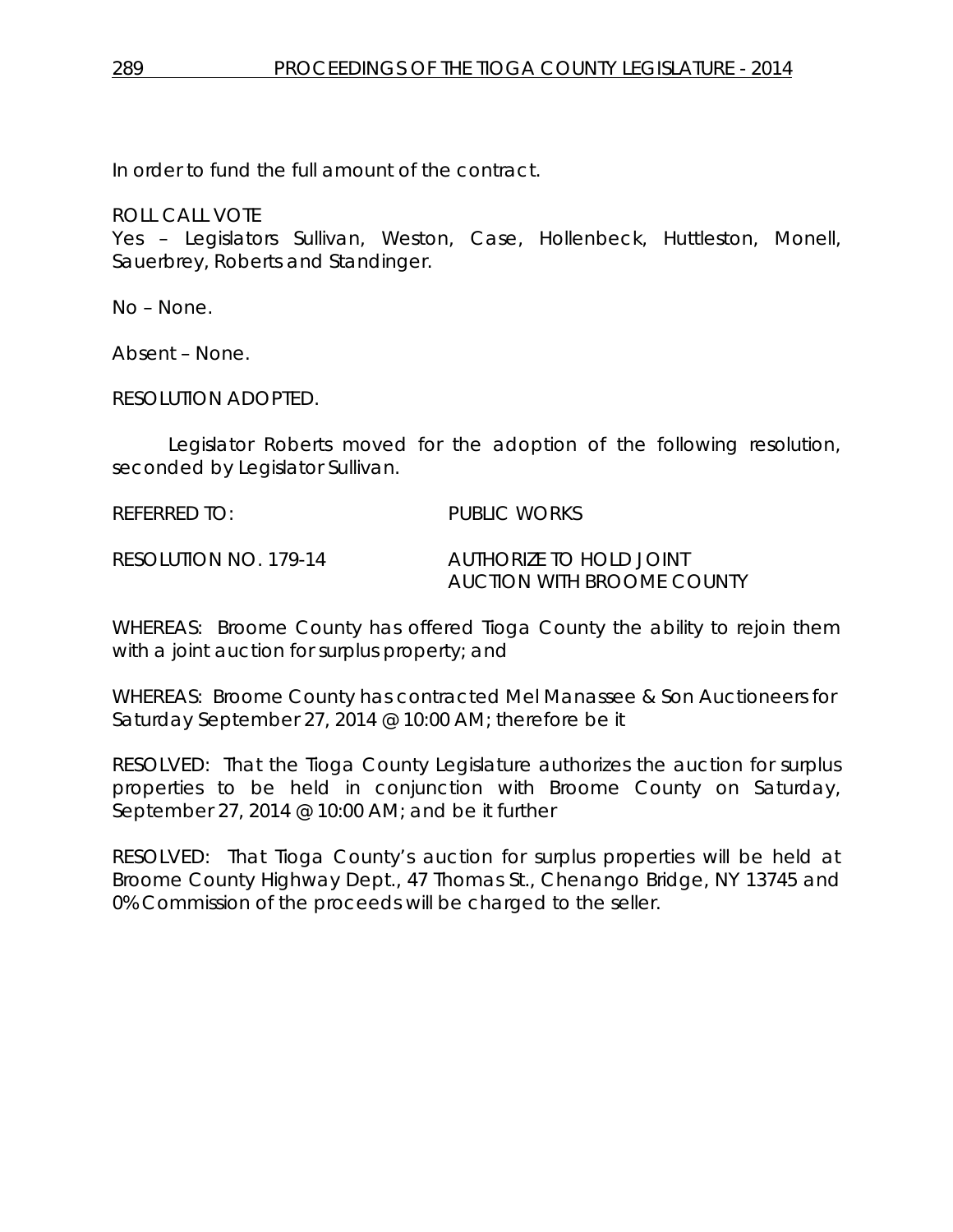In order to fund the full amount of the contract.

ROLL CALL VOTE
Yes – Legislators Sullivan, Weston, Case, Hollenbeck, Huttleston, Monell, Sauerbrey, Roberts and Standinger.

No – None.

Absent – None.

RESOLUTION ADOPTED.

Legislator Roberts moved for the adoption of the following resolution, seconded by Legislator Sullivan.

REFERRED TO: PUBLIC WORKS

RESOLUTION NO. 179-14 AUTHORIZE TO HOLD JOINT AUCTION WITH BROOME COUNTY

WHEREAS: Broome County has offered Tioga County the ability to rejoin them with a joint auction for surplus property; and

WHEREAS: Broome County has contracted Mel Manassee & Son Auctioneers for Saturday September 27, 2014 @ 10:00 AM; therefore be it

RESOLVED: That the Tioga County Legislature authorizes the auction for surplus properties to be held in conjunction with Broome County on Saturday, September 27, 2014 @ 10:00 AM; and be it further

RESOLVED: That Tioga County's auction for surplus properties will be held at Broome County Highway Dept., 47 Thomas St., Chenango Bridge, NY 13745 and 0% Commission of the proceeds will be charged to the seller.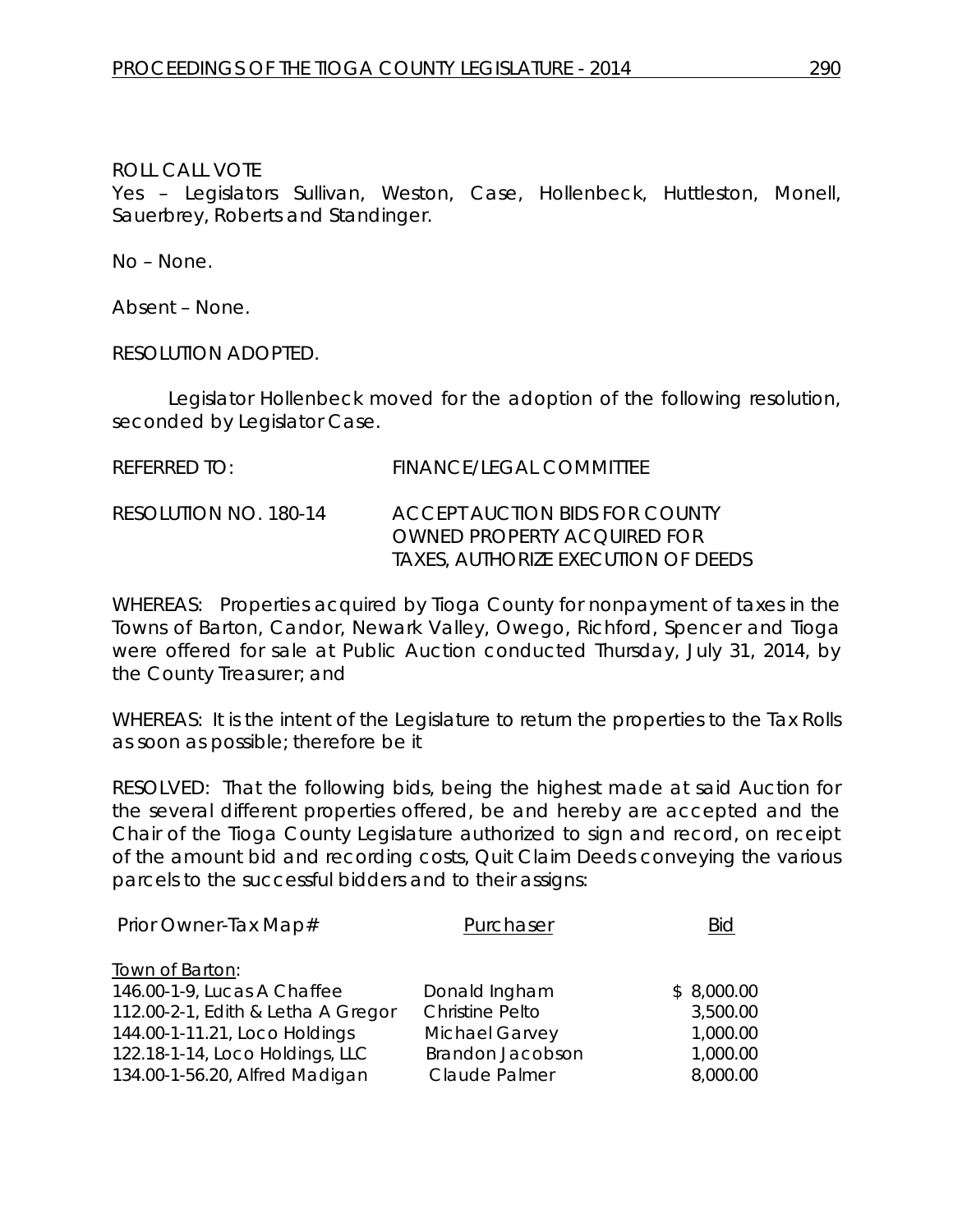ROLL CALL VOTE
Yes – Legislators Sullivan, Weston, Case, Hollenbeck, Huttleston, Monell, Sauerbrey, Roberts and Standinger.

No – None.

Absent – None.

RESOLUTION ADOPTED.

Legislator Hollenbeck moved for the adoption of the following resolution, seconded by Legislator Case.

REFERRED TO: FINANCE/LEGAL COMMITTEE

RESOLUTION NO. 180-14 ACCEPT AUCTION BIDS FOR COUNTY OWNED PROPERTY ACQUIRED FOR TAXES, AUTHORIZE EXECUTION OF DEEDS

WHEREAS: Properties acquired by Tioga County for nonpayment of taxes in the Towns of Barton, Candor, Newark Valley, Owego, Richford, Spencer and Tioga were offered for sale at Public Auction conducted Thursday, July 31, 2014, by the County Treasurer; and

WHEREAS: It is the intent of the Legislature to return the properties to the Tax Rolls as soon as possible; therefore be it

RESOLVED: That the following bids, being the highest made at said Auction for the several different properties offered, be and hereby are accepted and the Chair of the Tioga County Legislature authorized to sign and record, on receipt of the amount bid and recording costs, Quit Claim Deeds conveying the various parcels to the successful bidders and to their assigns:

| Prior Owner-Tax Map# | Purchaser | Bid |
|---|---|---|
| Town of Barton: | | |
| 146.00-1-9, Lucas A Chaffee | Donald Ingham | $ 8,000.00 |
| 112.00-2-1, Edith & Letha A Gregor | Christine Pelto | 3,500.00 |
| 144.00-1-11.21, Loco Holdings | Michael Garvey | 1,000.00 |
| 122.18-1-14, Loco Holdings, LLC | Brandon Jacobson | 1,000.00 |
| 134.00-1-56.20, Alfred Madigan | Claude Palmer | 8,000.00 |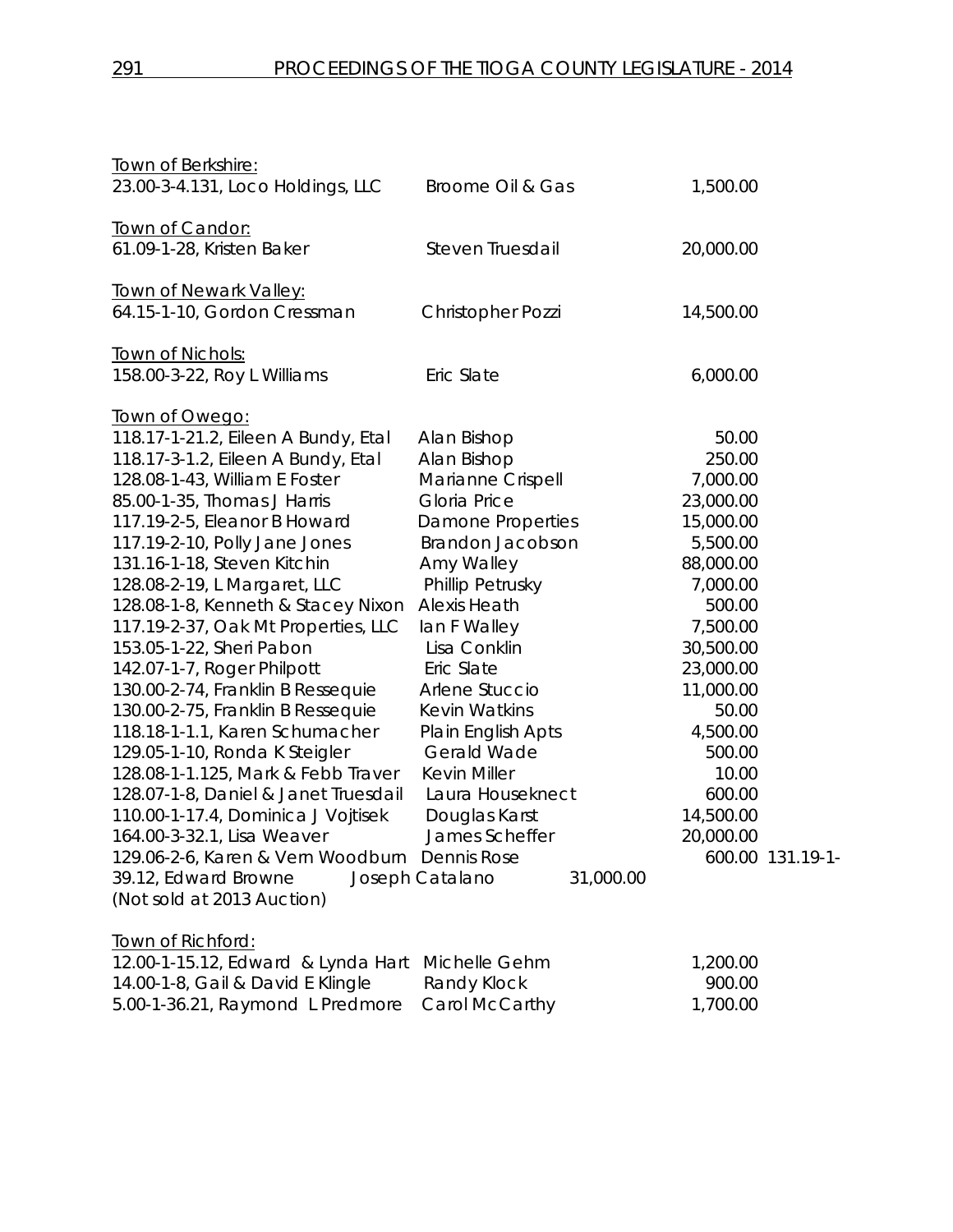Town of Berkshire:

| | | |
|---|---|---|
| 23.00-3-4.131, Loco Holdings, LLC | Broome Oil & Gas | 1,500.00 |

Town of Candor:

| | | |
|---|---|---|
| 61.09-1-28, Kristen Baker | Steven Truesdail | 20,000.00 |

Town of Newark Valley:

| | | |
|---|---|---|
| 64.15-1-10, Gordon Cressman | Christopher Pozzi | 14,500.00 |

Town of Nichols:

| | | |
|---|---|---|
| 158.00-3-22, Roy L Williams | Eric Slate | 6,000.00 |

Town of Owego:

| | | |
|---|---|---|
| 118.17-1-21.2, Eileen A Bundy, Etal | Alan Bishop | 50.00 |
| 118.17-3-1.2, Eileen A Bundy, Etal | Alan Bishop | 250.00 |
| 128.08-1-43, William E Foster | Marianne Crispell | 7,000.00 |
| 85.00-1-35, Thomas J Harris | Gloria Price | 23,000.00 |
| 117.19-2-5, Eleanor B Howard | Damone Properties | 15,000.00 |
| 117.19-2-10, Polly Jane Jones | Brandon Jacobson | 5,500.00 |
| 131.16-1-18, Steven Kitchin | Amy Walley | 88,000.00 |
| 128.08-2-19, L Margaret, LLC | Phillip Petrusky | 7,000.00 |
| 128.08-1-8, Kenneth & Stacey Nixon | Alexis Heath | 500.00 |
| 117.19-2-37, Oak Mt Properties, LLC | Ian F Walley | 7,500.00 |
| 153.05-1-22, Sheri Pabon | Lisa Conklin | 30,500.00 |
| 142.07-1-7, Roger Philpott | Eric Slate | 23,000.00 |
| 130.00-2-74, Franklin B Ressequie | Arlene Stuccio | 11,000.00 |
| 130.00-2-75, Franklin B Ressequie | Kevin Watkins | 50.00 |
| 118.18-1-1.1, Karen Schumacher | Plain English Apts | 4,500.00 |
| 129.05-1-10, Ronda K Steigler | Gerald Wade | 500.00 |
| 128.08-1-1.125, Mark & Febb Traver | Kevin Miller | 10.00 |
| 128.07-1-8, Daniel & Janet Truesdail | Laura Houseknect | 600.00 |
| 110.00-1-17.4, Dominica J Vojtisek | Douglas Karst | 14,500.00 |
| 164.00-3-32.1, Lisa Weaver | James Scheffer | 20,000.00 |
| 129.06-2-6, Karen & Vern Woodburn | Dennis Rose | 600.00 |
| 131.19-1-39.12, Edward Browne (Not sold at 2013 Auction) | Joseph Catalano | 31,000.00 |

Town of Richford:

| | | |
|---|---|---|
| 12.00-1-15.12, Edward & Lynda Hart | Michelle Gehm | 1,200.00 |
| 14.00-1-8, Gail & David E Klingle | Randy Klock | 900.00 |
| 5.00-1-36.21, Raymond L Predmore | Carol McCarthy | 1,700.00 |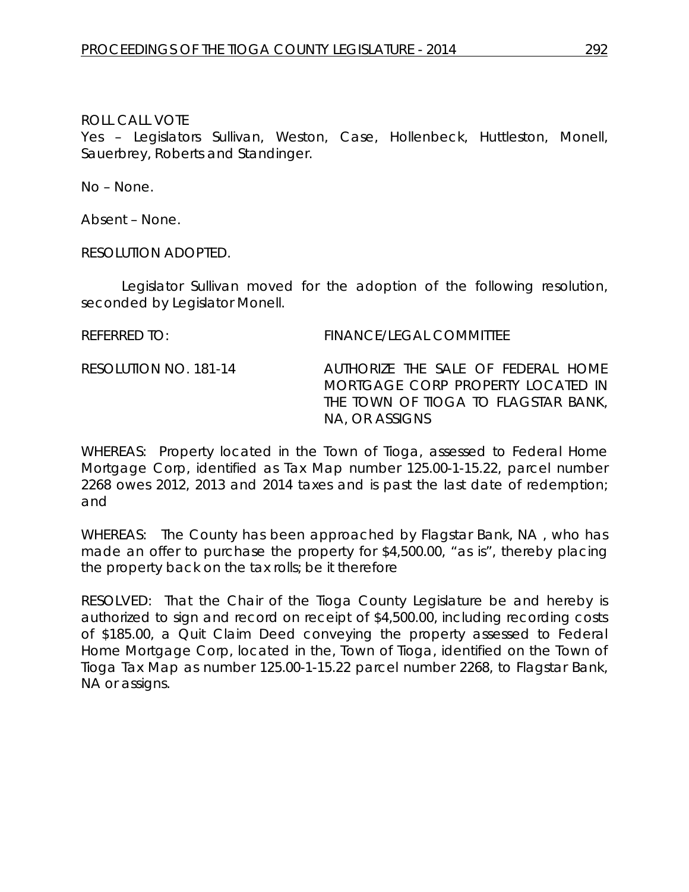ROLL CALL VOTE
Yes – Legislators Sullivan, Weston, Case, Hollenbeck, Huttleston, Monell, Sauerbrey, Roberts and Standinger.

No – None.

Absent – None.

RESOLUTION ADOPTED.

Legislator Sullivan moved for the adoption of the following resolution, seconded by Legislator Monell.

REFERRED TO: FINANCE/LEGAL COMMITTEE

RESOLUTION NO. 181-14 AUTHORIZE THE SALE OF FEDERAL HOME MORTGAGE CORP PROPERTY LOCATED IN THE TOWN OF TIOGA TO FLAGSTAR BANK, NA, OR ASSIGNS

WHEREAS: Property located in the Town of Tioga, assessed to Federal Home Mortgage Corp, identified as Tax Map number 125.00-1-15.22, parcel number 2268 owes 2012, 2013 and 2014 taxes and is past the last date of redemption; and

WHEREAS: The County has been approached by Flagstar Bank, NA , who has made an offer to purchase the property for $4,500.00, "as is", thereby placing the property back on the tax rolls; be it therefore

RESOLVED: That the Chair of the Tioga County Legislature be and hereby is authorized to sign and record on receipt of $4,500.00, including recording costs of $185.00, a Quit Claim Deed conveying the property assessed to Federal Home Mortgage Corp, located in the, Town of Tioga, identified on the Town of Tioga Tax Map as number 125.00-1-15.22 parcel number 2268, to Flagstar Bank, NA or assigns.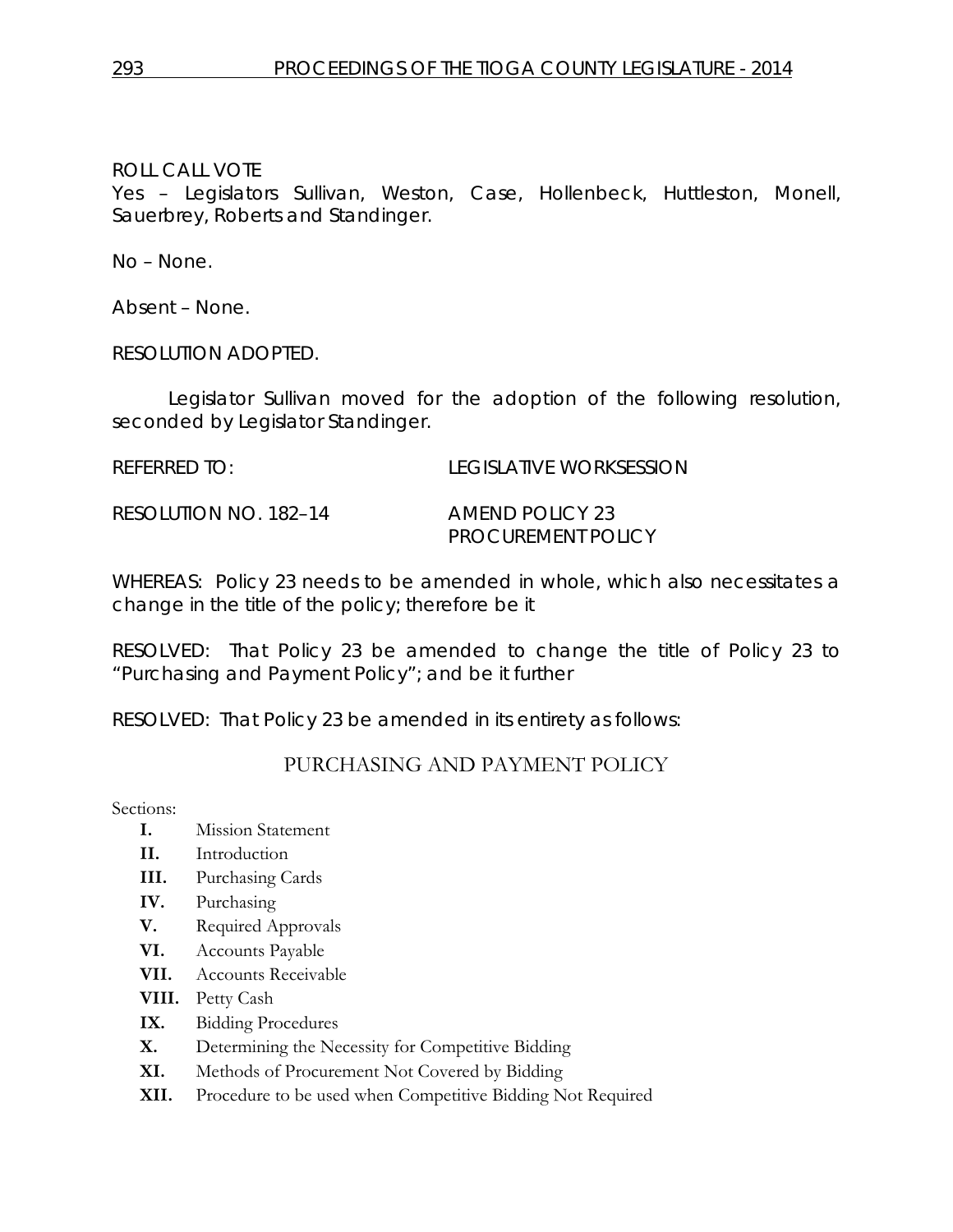ROLL CALL VOTE
Yes – Legislators Sullivan, Weston, Case, Hollenbeck, Huttleston, Monell, Sauerbrey, Roberts and Standinger.

No – None.

Absent – None.

RESOLUTION ADOPTED.

Legislator Sullivan moved for the adoption of the following resolution, seconded by Legislator Standinger.

REFERRED TO: LEGISLATIVE WORKSESSION

RESOLUTION NO. 182–14 AMEND POLICY 23 PROCUREMENT POLICY

WHEREAS: Policy 23 needs to be amended in whole, which also necessitates a change in the title of the policy; therefore be it

RESOLVED: That Policy 23 be amended to change the title of Policy 23 to "Purchasing and Payment Policy"; and be it further

RESOLVED: That Policy 23 be amended in its entirety as follows:

## PURCHASING AND PAYMENT POLICY

Sections:

- **I.** Mission Statement
- **II.** Introduction
- **III.** Purchasing Cards
- **IV.** Purchasing
- **V.** Required Approvals
- **VI.** Accounts Payable
- **VII.** Accounts Receivable
- **VIII.** Petty Cash
- **IX.** Bidding Procedures
- **X.** Determining the Necessity for Competitive Bidding
- **XI.** Methods of Procurement Not Covered by Bidding
- **XII.** Procedure to be used when Competitive Bidding Not Required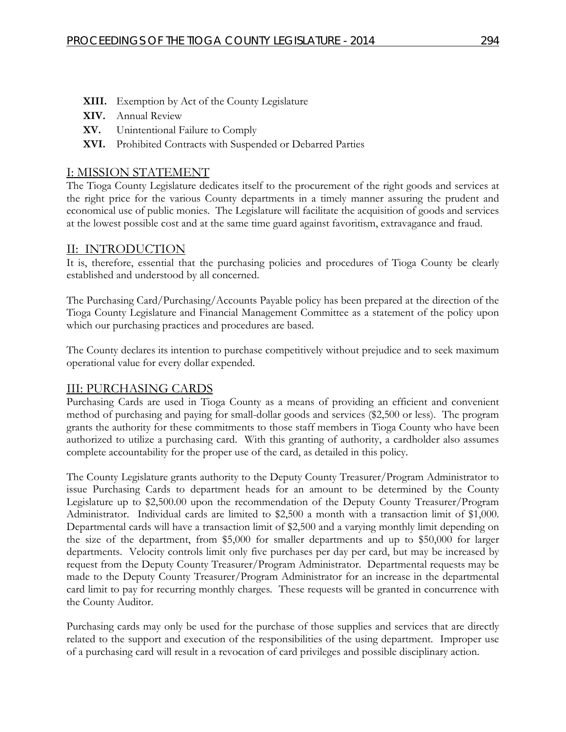- **XIII.** Exemption by Act of the County Legislature
- **XIV.** Annual Review
- **XV.** Unintentional Failure to Comply
- **XVI.** Prohibited Contracts with Suspended or Debarred Parties

## I: MISSION STATEMENT

The Tioga County Legislature dedicates itself to the procurement of the right goods and services at the right price for the various County departments in a timely manner assuring the prudent and economical use of public monies. The Legislature will facilitate the acquisition of goods and services at the lowest possible cost and at the same time guard against favoritism, extravagance and fraud.

## II: INTRODUCTION

It is, therefore, essential that the purchasing policies and procedures of Tioga County be clearly established and understood by all concerned.

The Purchasing Card/Purchasing/Accounts Payable policy has been prepared at the direction of the Tioga County Legislature and Financial Management Committee as a statement of the policy upon which our purchasing practices and procedures are based.

The County declares its intention to purchase competitively without prejudice and to seek maximum operational value for every dollar expended.

## III: PURCHASING CARDS

Purchasing Cards are used in Tioga County as a means of providing an efficient and convenient method of purchasing and paying for small-dollar goods and services ($2,500 or less). The program grants the authority for these commitments to those staff members in Tioga County who have been authorized to utilize a purchasing card. With this granting of authority, a cardholder also assumes complete accountability for the proper use of the card, as detailed in this policy.

The County Legislature grants authority to the Deputy County Treasurer/Program Administrator to issue Purchasing Cards to department heads for an amount to be determined by the County Legislature up to $2,500.00 upon the recommendation of the Deputy County Treasurer/Program Administrator. Individual cards are limited to $2,500 a month with a transaction limit of $1,000. Departmental cards will have a transaction limit of $2,500 and a varying monthly limit depending on the size of the department, from $5,000 for smaller departments and up to $50,000 for larger departments. Velocity controls limit only five purchases per day per card, but may be increased by request from the Deputy County Treasurer/Program Administrator. Departmental requests may be made to the Deputy County Treasurer/Program Administrator for an increase in the departmental card limit to pay for recurring monthly charges. These requests will be granted in concurrence with the County Auditor.

Purchasing cards may only be used for the purchase of those supplies and services that are directly related to the support and execution of the responsibilities of the using department. Improper use of a purchasing card will result in a revocation of card privileges and possible disciplinary action.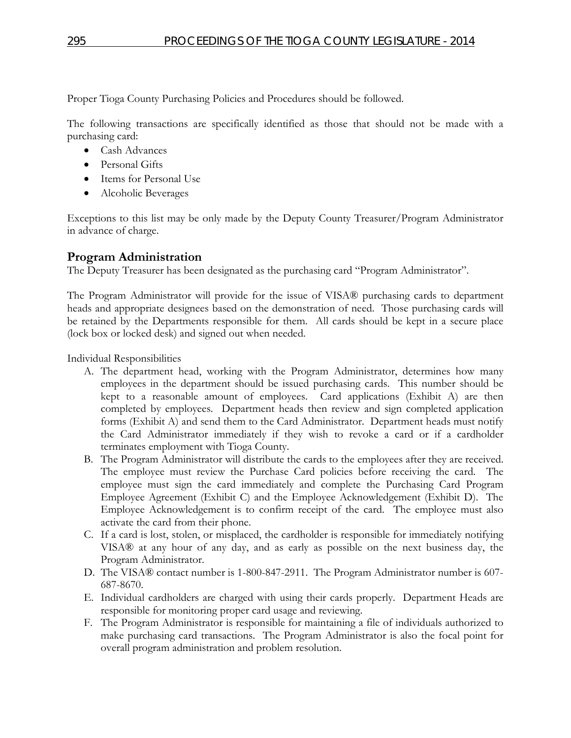Proper Tioga County Purchasing Policies and Procedures should be followed.

The following transactions are specifically identified as those that should not be made with a purchasing card:

- Cash Advances
- Personal Gifts
- Items for Personal Use
- Alcoholic Beverages

Exceptions to this list may be only made by the Deputy County Treasurer/Program Administrator in advance of charge.

## Program Administration

The Deputy Treasurer has been designated as the purchasing card "Program Administrator".

The Program Administrator will provide for the issue of VISA® purchasing cards to department heads and appropriate designees based on the demonstration of need. Those purchasing cards will be retained by the Departments responsible for them. All cards should be kept in a secure place (lock box or locked desk) and signed out when needed.

Individual Responsibilities

A. The department head, working with the Program Administrator, determines how many employees in the department should be issued purchasing cards. This number should be kept to a reasonable amount of employees. Card applications (Exhibit A) are then completed by employees. Department heads then review and sign completed application forms (Exhibit A) and send them to the Card Administrator. Department heads must notify the Card Administrator immediately if they wish to revoke a card or if a cardholder terminates employment with Tioga County.
B. The Program Administrator will distribute the cards to the employees after they are received. The employee must review the Purchase Card policies before receiving the card. The employee must sign the card immediately and complete the Purchasing Card Program Employee Agreement (Exhibit C) and the Employee Acknowledgement (Exhibit D). The Employee Acknowledgement is to confirm receipt of the card. The employee must also activate the card from their phone.
C. If a card is lost, stolen, or misplaced, the cardholder is responsible for immediately notifying VISA® at any hour of any day, and as early as possible on the next business day, the Program Administrator.
D. The VISA® contact number is 1-800-847-2911. The Program Administrator number is 607-687-8670.
E. Individual cardholders are charged with using their cards properly. Department Heads are responsible for monitoring proper card usage and reviewing.
F. The Program Administrator is responsible for maintaining a file of individuals authorized to make purchasing card transactions. The Program Administrator is also the focal point for overall program administration and problem resolution.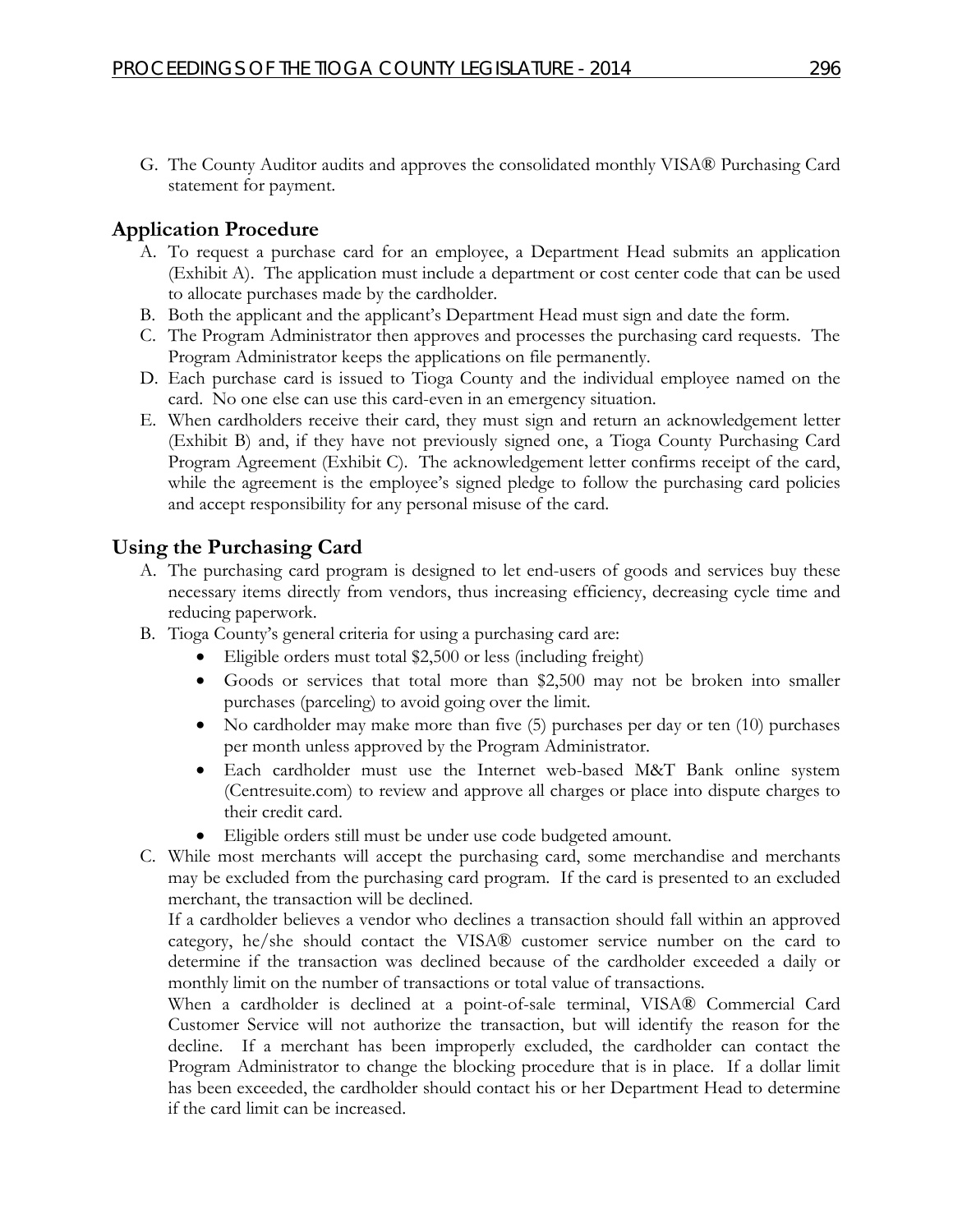G. The County Auditor audits and approves the consolidated monthly VISA® Purchasing Card statement for payment.

## Application Procedure

A. To request a purchase card for an employee, a Department Head submits an application (Exhibit A). The application must include a department or cost center code that can be used to allocate purchases made by the cardholder.
B. Both the applicant and the applicant's Department Head must sign and date the form.
C. The Program Administrator then approves and processes the purchasing card requests. The Program Administrator keeps the applications on file permanently.
D. Each purchase card is issued to Tioga County and the individual employee named on the card. No one else can use this card-even in an emergency situation.
E. When cardholders receive their card, they must sign and return an acknowledgement letter (Exhibit B) and, if they have not previously signed one, a Tioga County Purchasing Card Program Agreement (Exhibit C). The acknowledgement letter confirms receipt of the card, while the agreement is the employee's signed pledge to follow the purchasing card policies and accept responsibility for any personal misuse of the card.

## Using the Purchasing Card

A. The purchasing card program is designed to let end-users of goods and services buy these necessary items directly from vendors, thus increasing efficiency, decreasing cycle time and reducing paperwork.
B. Tioga County's general criteria for using a purchasing card are:
   - Eligible orders must total $2,500 or less (including freight)
   - Goods or services that total more than $2,500 may not be broken into smaller purchases (parceling) to avoid going over the limit.
   - No cardholder may make more than five (5) purchases per day or ten (10) purchases per month unless approved by the Program Administrator.
   - Each cardholder must use the Internet web-based M&T Bank online system (Centresuite.com) to review and approve all charges or place into dispute charges to their credit card.
   - Eligible orders still must be under use code budgeted amount.
C. While most merchants will accept the purchasing card, some merchandise and merchants may be excluded from the purchasing card program. If the card is presented to an excluded merchant, the transaction will be declined.
   If a cardholder believes a vendor who declines a transaction should fall within an approved category, he/she should contact the VISA® customer service number on the card to determine if the transaction was declined because of the cardholder exceeded a daily or monthly limit on the number of transactions or total value of transactions.
   When a cardholder is declined at a point-of-sale terminal, VISA® Commercial Card Customer Service will not authorize the transaction, but will identify the reason for the decline. If a merchant has been improperly excluded, the cardholder can contact the Program Administrator to change the blocking procedure that is in place. If a dollar limit has been exceeded, the cardholder should contact his or her Department Head to determine if the card limit can be increased.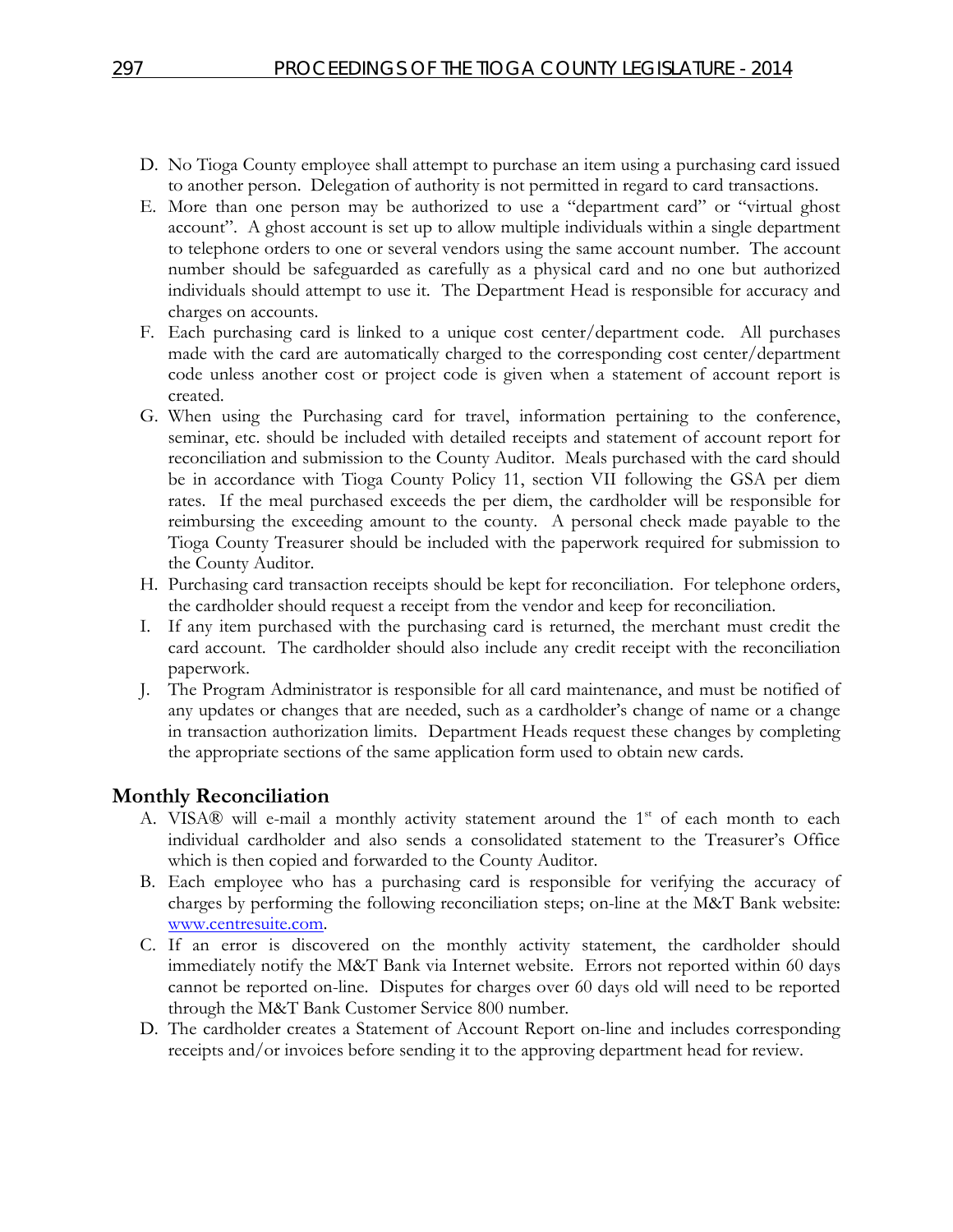D. No Tioga County employee shall attempt to purchase an item using a purchasing card issued to another person. Delegation of authority is not permitted in regard to card transactions.
E. More than one person may be authorized to use a "department card" or "virtual ghost account". A ghost account is set up to allow multiple individuals within a single department to telephone orders to one or several vendors using the same account number. The account number should be safeguarded as carefully as a physical card and no one but authorized individuals should attempt to use it. The Department Head is responsible for accuracy and charges on accounts.
F. Each purchasing card is linked to a unique cost center/department code. All purchases made with the card are automatically charged to the corresponding cost center/department code unless another cost or project code is given when a statement of account report is created.
G. When using the Purchasing card for travel, information pertaining to the conference, seminar, etc. should be included with detailed receipts and statement of account report for reconciliation and submission to the County Auditor. Meals purchased with the card should be in accordance with Tioga County Policy 11, section VII following the GSA per diem rates. If the meal purchased exceeds the per diem, the cardholder will be responsible for reimbursing the exceeding amount to the county. A personal check made payable to the Tioga County Treasurer should be included with the paperwork required for submission to the County Auditor.
H. Purchasing card transaction receipts should be kept for reconciliation. For telephone orders, the cardholder should request a receipt from the vendor and keep for reconciliation.
I. If any item purchased with the purchasing card is returned, the merchant must credit the card account. The cardholder should also include any credit receipt with the reconciliation paperwork.
J. The Program Administrator is responsible for all card maintenance, and must be notified of any updates or changes that are needed, such as a cardholder's change of name or a change in transaction authorization limits. Department Heads request these changes by completing the appropriate sections of the same application form used to obtain new cards.

## Monthly Reconciliation

A. VISA® will e-mail a monthly activity statement around the 1st of each month to each individual cardholder and also sends a consolidated statement to the Treasurer's Office which is then copied and forwarded to the County Auditor.
B. Each employee who has a purchasing card is responsible for verifying the accuracy of charges by performing the following reconciliation steps; on-line at the M&T Bank website: www.centresuite.com.
C. If an error is discovered on the monthly activity statement, the cardholder should immediately notify the M&T Bank via Internet website. Errors not reported within 60 days cannot be reported on-line. Disputes for charges over 60 days old will need to be reported through the M&T Bank Customer Service 800 number.
D. The cardholder creates a Statement of Account Report on-line and includes corresponding receipts and/or invoices before sending it to the approving department head for review.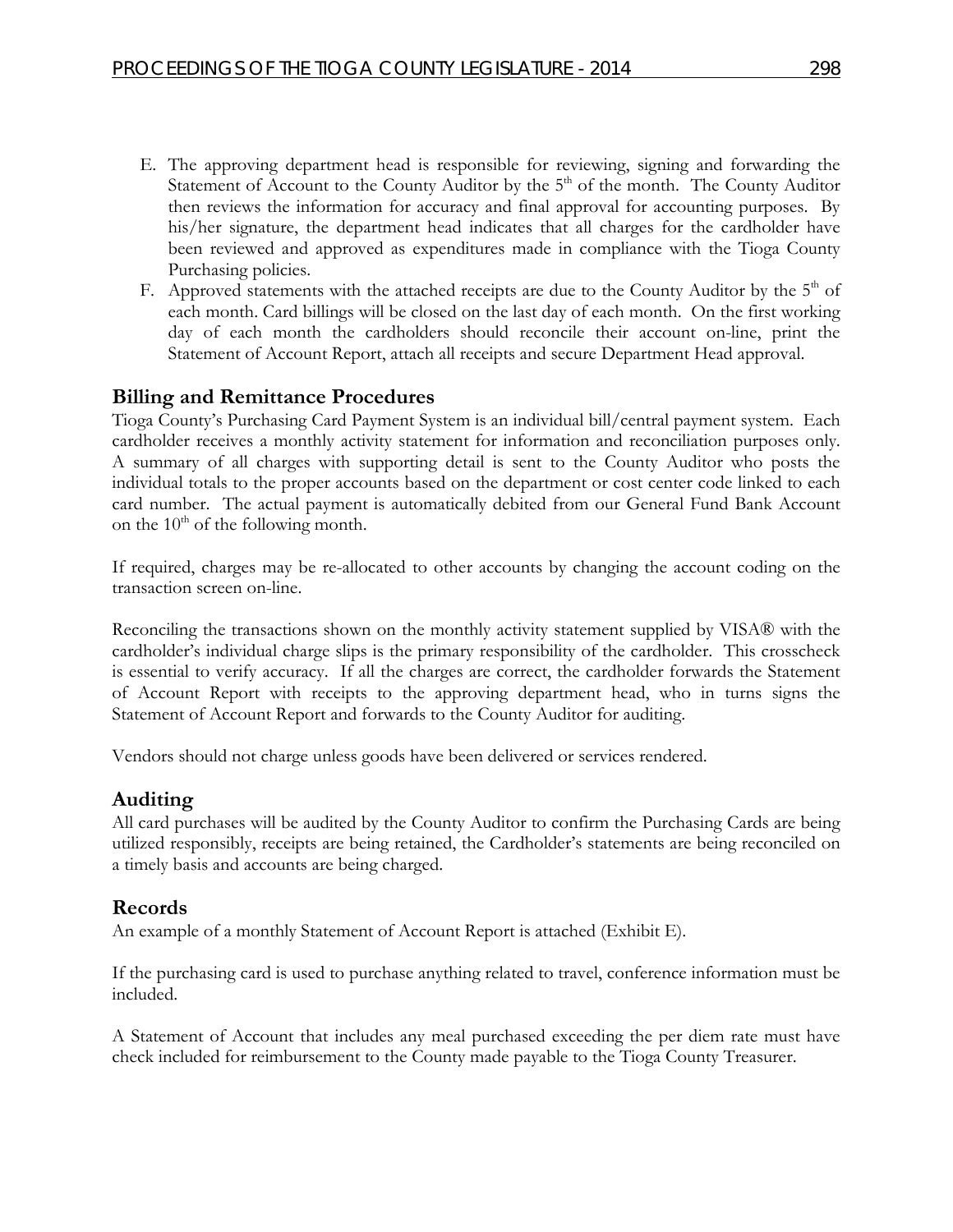E. The approving department head is responsible for reviewing, signing and forwarding the Statement of Account to the County Auditor by the 5th of the month. The County Auditor then reviews the information for accuracy and final approval for accounting purposes. By his/her signature, the department head indicates that all charges for the cardholder have been reviewed and approved as expenditures made in compliance with the Tioga County Purchasing policies.
F. Approved statements with the attached receipts are due to the County Auditor by the 5th of each month. Card billings will be closed on the last day of each month. On the first working day of each month the cardholders should reconcile their account on-line, print the Statement of Account Report, attach all receipts and secure Department Head approval.

## Billing and Remittance Procedures

Tioga County's Purchasing Card Payment System is an individual bill/central payment system. Each cardholder receives a monthly activity statement for information and reconciliation purposes only. A summary of all charges with supporting detail is sent to the County Auditor who posts the individual totals to the proper accounts based on the department or cost center code linked to each card number. The actual payment is automatically debited from our General Fund Bank Account on the 10th of the following month.

If required, charges may be re-allocated to other accounts by changing the account coding on the transaction screen on-line.

Reconciling the transactions shown on the monthly activity statement supplied by VISA® with the cardholder's individual charge slips is the primary responsibility of the cardholder. This crosscheck is essential to verify accuracy. If all the charges are correct, the cardholder forwards the Statement of Account Report with receipts to the approving department head, who in turns signs the Statement of Account Report and forwards to the County Auditor for auditing.

Vendors should not charge unless goods have been delivered or services rendered.

## Auditing

All card purchases will be audited by the County Auditor to confirm the Purchasing Cards are being utilized responsibly, receipts are being retained, the Cardholder's statements are being reconciled on a timely basis and accounts are being charged.

## Records

An example of a monthly Statement of Account Report is attached (Exhibit E).

If the purchasing card is used to purchase anything related to travel, conference information must be included.

A Statement of Account that includes any meal purchased exceeding the per diem rate must have check included for reimbursement to the County made payable to the Tioga County Treasurer.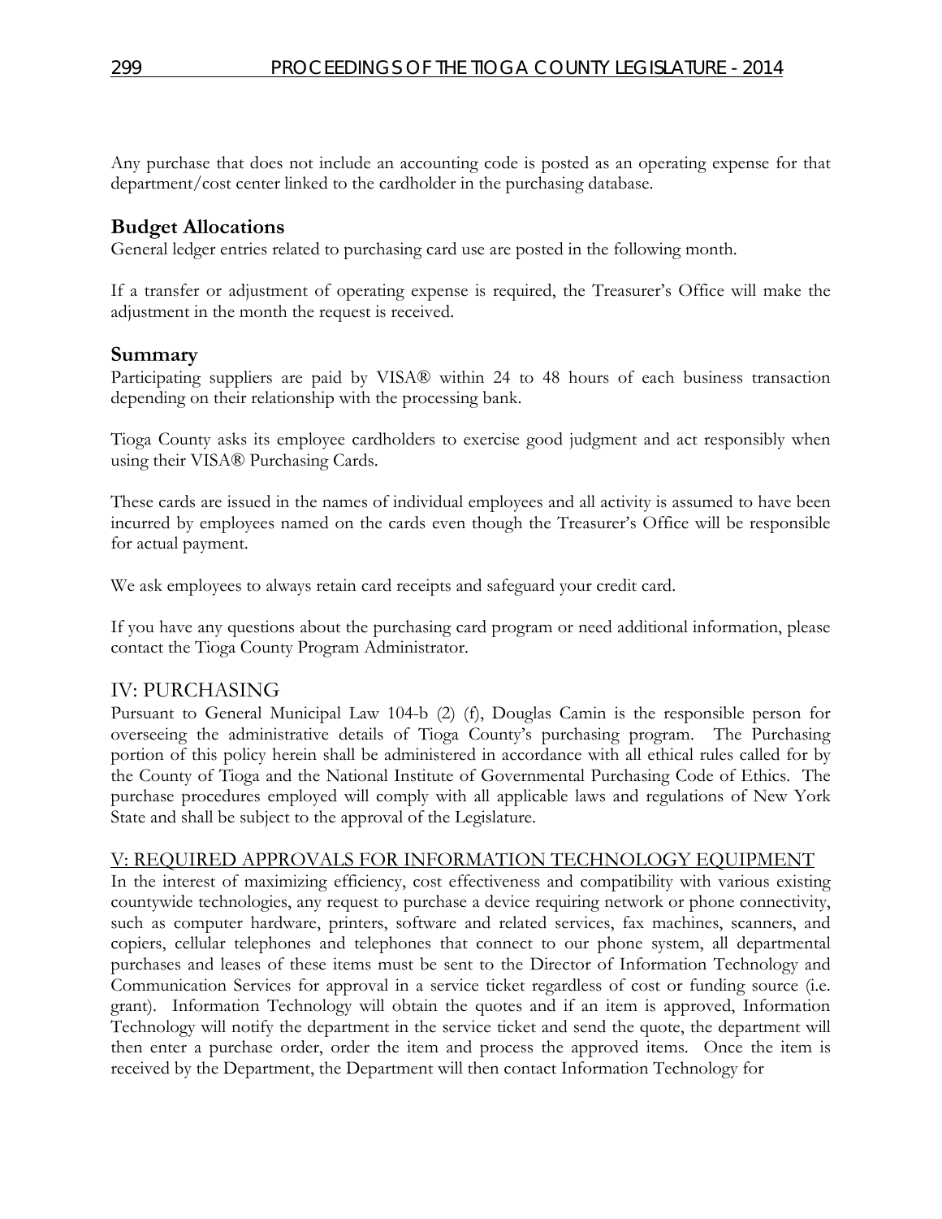Any purchase that does not include an accounting code is posted as an operating expense for that department/cost center linked to the cardholder in the purchasing database.

## Budget Allocations

General ledger entries related to purchasing card use are posted in the following month.

If a transfer or adjustment of operating expense is required, the Treasurer's Office will make the adjustment in the month the request is received.

## Summary

Participating suppliers are paid by VISA® within 24 to 48 hours of each business transaction depending on their relationship with the processing bank.

Tioga County asks its employee cardholders to exercise good judgment and act responsibly when using their VISA® Purchasing Cards.

These cards are issued in the names of individual employees and all activity is assumed to have been incurred by employees named on the cards even though the Treasurer's Office will be responsible for actual payment.

We ask employees to always retain card receipts and safeguard your credit card.

If you have any questions about the purchasing card program or need additional information, please contact the Tioga County Program Administrator.

## IV: PURCHASING

Pursuant to General Municipal Law 104-b (2) (f), Douglas Camin is the responsible person for overseeing the administrative details of Tioga County's purchasing program. The Purchasing portion of this policy herein shall be administered in accordance with all ethical rules called for by the County of Tioga and the National Institute of Governmental Purchasing Code of Ethics. The purchase procedures employed will comply with all applicable laws and regulations of New York State and shall be subject to the approval of the Legislature.

## V: REQUIRED APPROVALS FOR INFORMATION TECHNOLOGY EQUIPMENT

In the interest of maximizing efficiency, cost effectiveness and compatibility with various existing countywide technologies, any request to purchase a device requiring network or phone connectivity, such as computer hardware, printers, software and related services, fax machines, scanners, and copiers, cellular telephones and telephones that connect to our phone system, all departmental purchases and leases of these items must be sent to the Director of Information Technology and Communication Services for approval in a service ticket regardless of cost or funding source (i.e. grant). Information Technology will obtain the quotes and if an item is approved, Information Technology will notify the department in the service ticket and send the quote, the department will then enter a purchase order, order the item and process the approved items. Once the item is received by the Department, the Department will then contact Information Technology for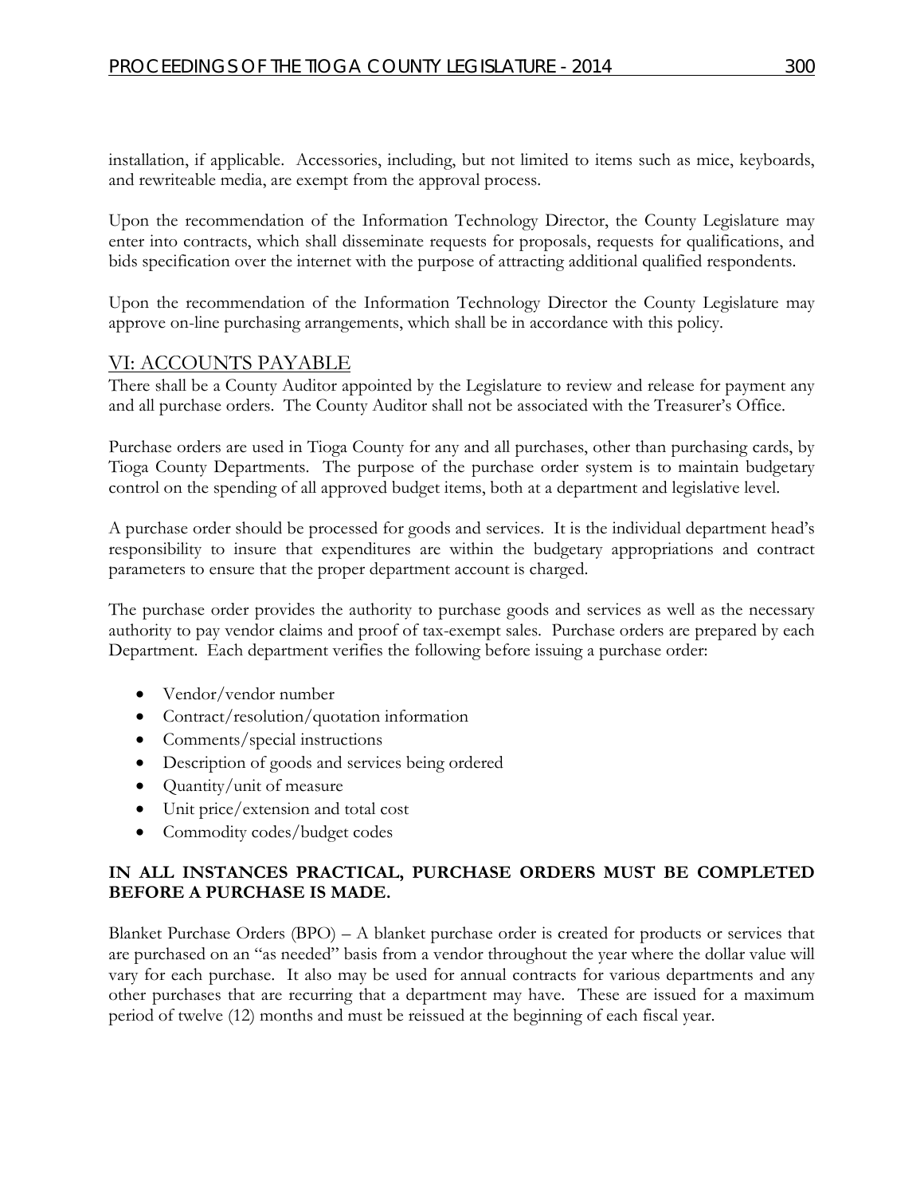installation, if applicable. Accessories, including, but not limited to items such as mice, keyboards, and rewriteable media, are exempt from the approval process.

Upon the recommendation of the Information Technology Director, the County Legislature may enter into contracts, which shall disseminate requests for proposals, requests for qualifications, and bids specification over the internet with the purpose of attracting additional qualified respondents.

Upon the recommendation of the Information Technology Director the County Legislature may approve on-line purchasing arrangements, which shall be in accordance with this policy.

## VI: ACCOUNTS PAYABLE

There shall be a County Auditor appointed by the Legislature to review and release for payment any and all purchase orders. The County Auditor shall not be associated with the Treasurer's Office.

Purchase orders are used in Tioga County for any and all purchases, other than purchasing cards, by Tioga County Departments. The purpose of the purchase order system is to maintain budgetary control on the spending of all approved budget items, both at a department and legislative level.

A purchase order should be processed for goods and services. It is the individual department head's responsibility to insure that expenditures are within the budgetary appropriations and contract parameters to ensure that the proper department account is charged.

The purchase order provides the authority to purchase goods and services as well as the necessary authority to pay vendor claims and proof of tax-exempt sales. Purchase orders are prepared by each Department. Each department verifies the following before issuing a purchase order:

- Vendor/vendor number
- Contract/resolution/quotation information
- Comments/special instructions
- Description of goods and services being ordered
- Quantity/unit of measure
- Unit price/extension and total cost
- Commodity codes/budget codes

**IN ALL INSTANCES PRACTICAL, PURCHASE ORDERS MUST BE COMPLETED BEFORE A PURCHASE IS MADE.**

Blanket Purchase Orders (BPO) – A blanket purchase order is created for products or services that are purchased on an "as needed" basis from a vendor throughout the year where the dollar value will vary for each purchase. It also may be used for annual contracts for various departments and any other purchases that are recurring that a department may have. These are issued for a maximum period of twelve (12) months and must be reissued at the beginning of each fiscal year.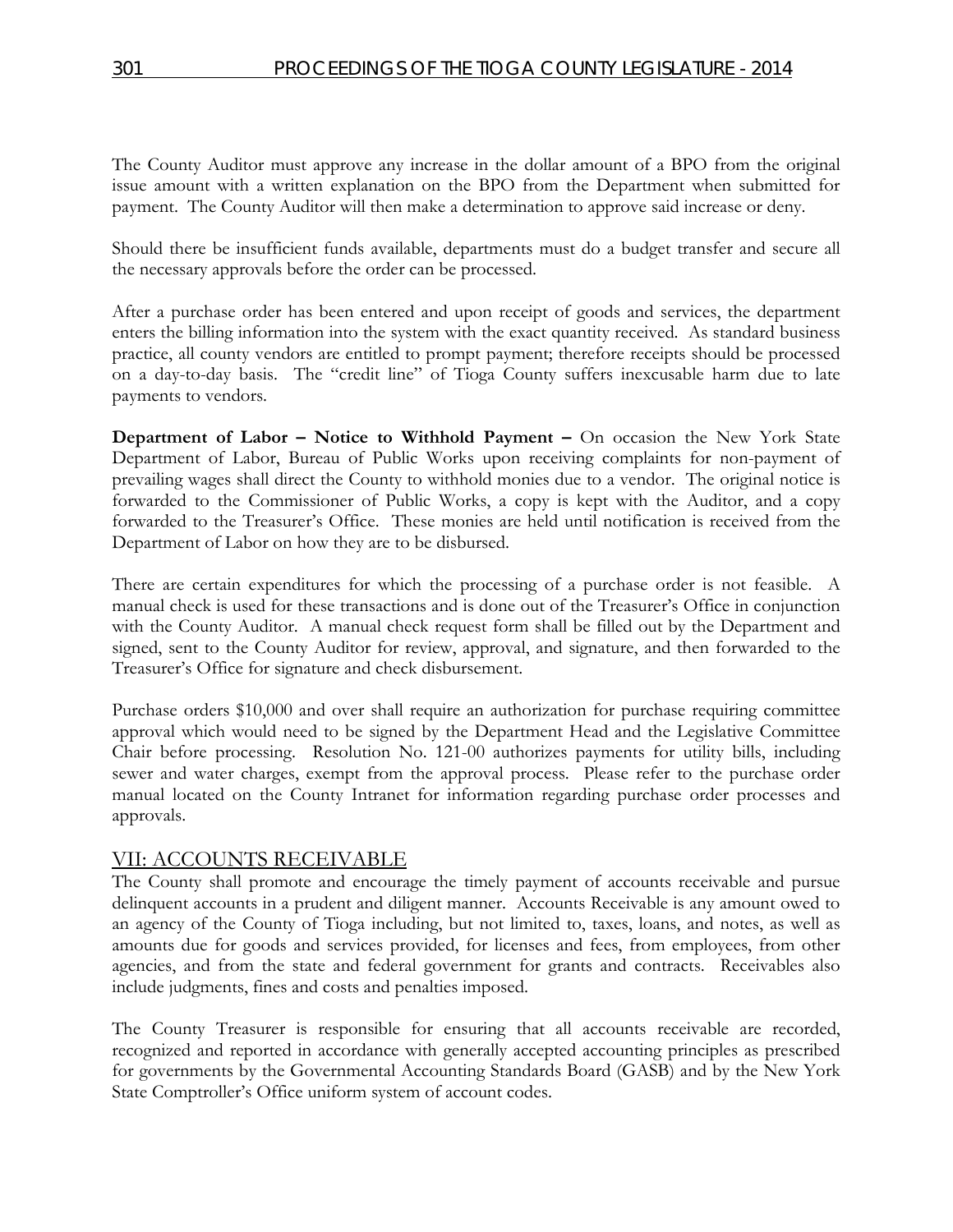The County Auditor must approve any increase in the dollar amount of a BPO from the original issue amount with a written explanation on the BPO from the Department when submitted for payment. The County Auditor will then make a determination to approve said increase or deny.

Should there be insufficient funds available, departments must do a budget transfer and secure all the necessary approvals before the order can be processed.

After a purchase order has been entered and upon receipt of goods and services, the department enters the billing information into the system with the exact quantity received. As standard business practice, all county vendors are entitled to prompt payment; therefore receipts should be processed on a day-to-day basis. The "credit line" of Tioga County suffers inexcusable harm due to late payments to vendors.

**Department of Labor – Notice to Withhold Payment –** On occasion the New York State Department of Labor, Bureau of Public Works upon receiving complaints for non-payment of prevailing wages shall direct the County to withhold monies due to a vendor. The original notice is forwarded to the Commissioner of Public Works, a copy is kept with the Auditor, and a copy forwarded to the Treasurer's Office. These monies are held until notification is received from the Department of Labor on how they are to be disbursed.

There are certain expenditures for which the processing of a purchase order is not feasible. A manual check is used for these transactions and is done out of the Treasurer's Office in conjunction with the County Auditor. A manual check request form shall be filled out by the Department and signed, sent to the County Auditor for review, approval, and signature, and then forwarded to the Treasurer's Office for signature and check disbursement.

Purchase orders $10,000 and over shall require an authorization for purchase requiring committee approval which would need to be signed by the Department Head and the Legislative Committee Chair before processing. Resolution No. 121-00 authorizes payments for utility bills, including sewer and water charges, exempt from the approval process. Please refer to the purchase order manual located on the County Intranet for information regarding purchase order processes and approvals.

## VII: ACCOUNTS RECEIVABLE

The County shall promote and encourage the timely payment of accounts receivable and pursue delinquent accounts in a prudent and diligent manner. Accounts Receivable is any amount owed to an agency of the County of Tioga including, but not limited to, taxes, loans, and notes, as well as amounts due for goods and services provided, for licenses and fees, from employees, from other agencies, and from the state and federal government for grants and contracts. Receivables also include judgments, fines and costs and penalties imposed.

The County Treasurer is responsible for ensuring that all accounts receivable are recorded, recognized and reported in accordance with generally accepted accounting principles as prescribed for governments by the Governmental Accounting Standards Board (GASB) and by the New York State Comptroller's Office uniform system of account codes.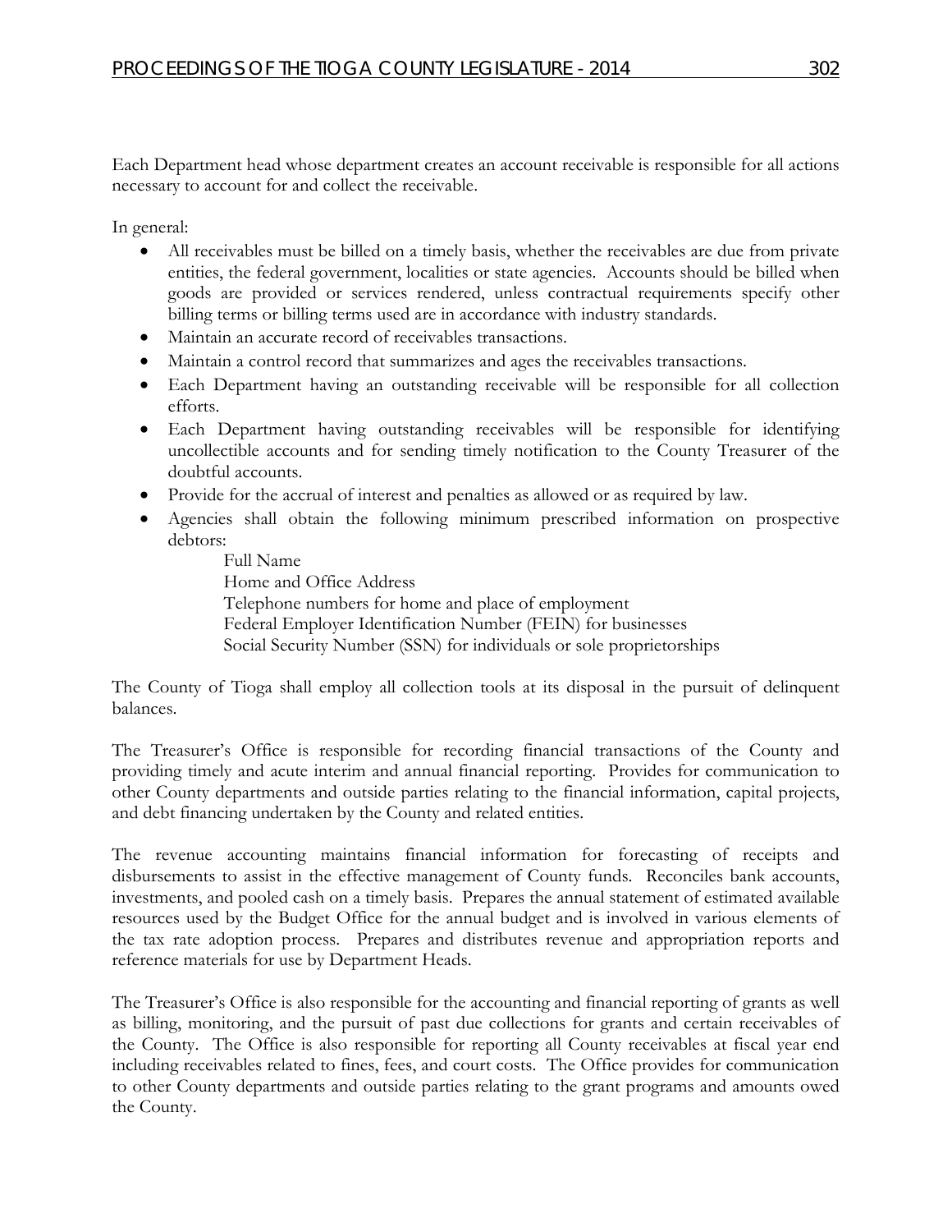Each Department head whose department creates an account receivable is responsible for all actions necessary to account for and collect the receivable.

In general:

- All receivables must be billed on a timely basis, whether the receivables are due from private entities, the federal government, localities or state agencies. Accounts should be billed when goods are provided or services rendered, unless contractual requirements specify other billing terms or billing terms used are in accordance with industry standards.
- Maintain an accurate record of receivables transactions.
- Maintain a control record that summarizes and ages the receivables transactions.
- Each Department having an outstanding receivable will be responsible for all collection efforts.
- Each Department having outstanding receivables will be responsible for identifying uncollectible accounts and for sending timely notification to the County Treasurer of the doubtful accounts.
- Provide for the accrual of interest and penalties as allowed or as required by law.
- Agencies shall obtain the following minimum prescribed information on prospective debtors:

  Full Name
  Home and Office Address
  Telephone numbers for home and place of employment
  Federal Employer Identification Number (FEIN) for businesses
  Social Security Number (SSN) for individuals or sole proprietorships

The County of Tioga shall employ all collection tools at its disposal in the pursuit of delinquent balances.

The Treasurer's Office is responsible for recording financial transactions of the County and providing timely and acute interim and annual financial reporting. Provides for communication to other County departments and outside parties relating to the financial information, capital projects, and debt financing undertaken by the County and related entities.

The revenue accounting maintains financial information for forecasting of receipts and disbursements to assist in the effective management of County funds. Reconciles bank accounts, investments, and pooled cash on a timely basis. Prepares the annual statement of estimated available resources used by the Budget Office for the annual budget and is involved in various elements of the tax rate adoption process. Prepares and distributes revenue and appropriation reports and reference materials for use by Department Heads.

The Treasurer's Office is also responsible for the accounting and financial reporting of grants as well as billing, monitoring, and the pursuit of past due collections for grants and certain receivables of the County. The Office is also responsible for reporting all County receivables at fiscal year end including receivables related to fines, fees, and court costs. The Office provides for communication to other County departments and outside parties relating to the grant programs and amounts owed the County.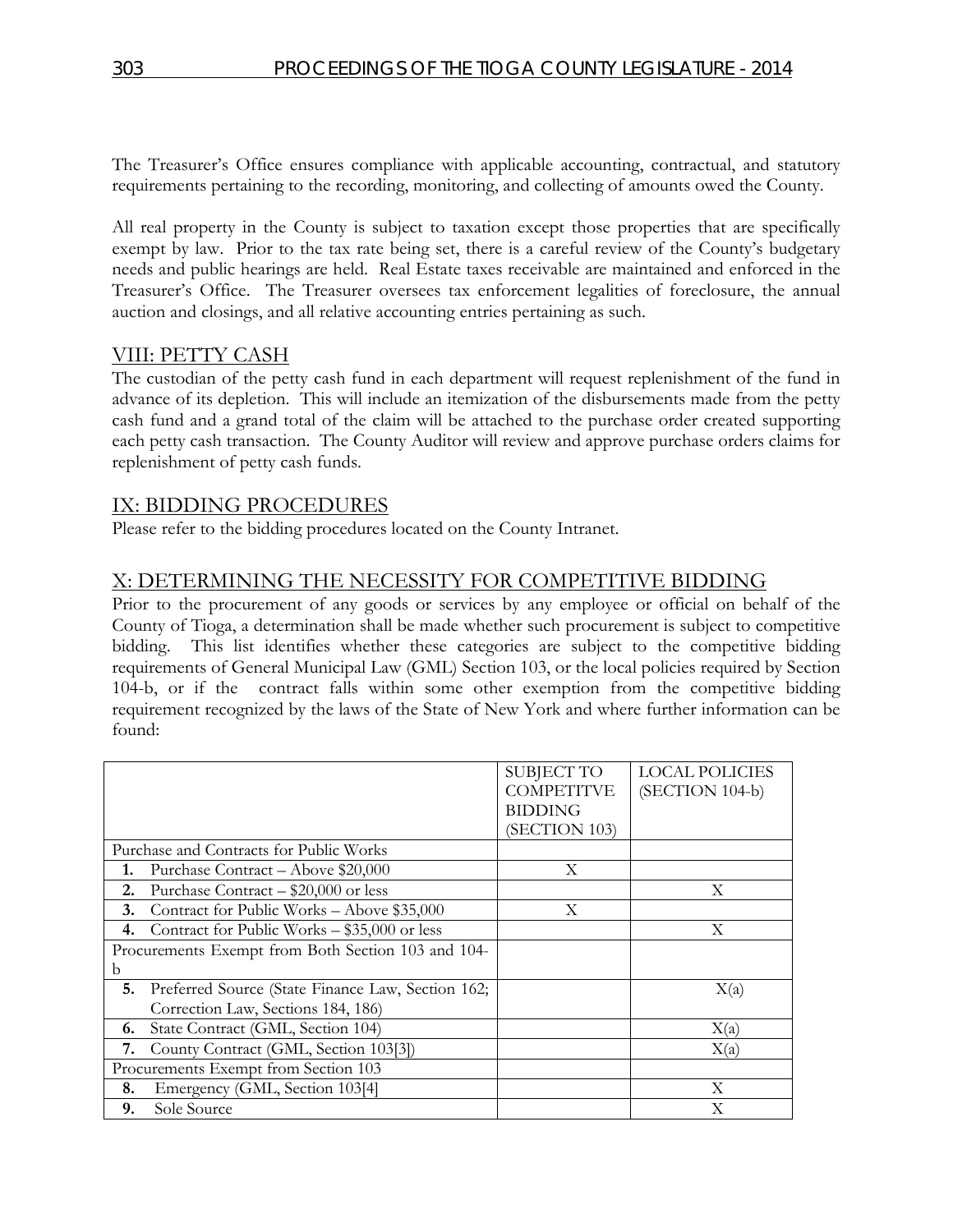The Treasurer's Office ensures compliance with applicable accounting, contractual, and statutory requirements pertaining to the recording, monitoring, and collecting of amounts owed the County.

All real property in the County is subject to taxation except those properties that are specifically exempt by law. Prior to the tax rate being set, there is a careful review of the County's budgetary needs and public hearings are held. Real Estate taxes receivable are maintained and enforced in the Treasurer's Office. The Treasurer oversees tax enforcement legalities of foreclosure, the annual auction and closings, and all relative accounting entries pertaining as such.

## VIII: PETTY CASH

The custodian of the petty cash fund in each department will request replenishment of the fund in advance of its depletion. This will include an itemization of the disbursements made from the petty cash fund and a grand total of the claim will be attached to the purchase order created supporting each petty cash transaction. The County Auditor will review and approve purchase orders claims for replenishment of petty cash funds.

## IX: BIDDING PROCEDURES

Please refer to the bidding procedures located on the County Intranet.

## X: DETERMINING THE NECESSITY FOR COMPETITIVE BIDDING

Prior to the procurement of any goods or services by any employee or official on behalf of the County of Tioga, a determination shall be made whether such procurement is subject to competitive bidding. This list identifies whether these categories are subject to the competitive bidding requirements of General Municipal Law (GML) Section 103, or the local policies required by Section 104-b, or if the contract falls within some other exemption from the competitive bidding requirement recognized by the laws of the State of New York and where further information can be found:

| | SUBJECT TO COMPETITVE BIDDING (SECTION 103) | LOCAL POLICIES (SECTION 104-b) |
|---|---|---|
| Purchase and Contracts for Public Works | | |
| **1.** Purchase Contract – Above $20,000 | X | |
| **2.** Purchase Contract – $20,000 or less | | X |
| **3.** Contract for Public Works – Above $35,000 | X | |
| **4.** Contract for Public Works – $35,000 or less | | X |
| Procurements Exempt from Both Section 103 and 104-b | | |
| **5.** Preferred Source (State Finance Law, Section 162; Correction Law, Sections 184, 186) | | X(a) |
| **6.** State Contract (GML, Section 104) | | X(a) |
| **7.** County Contract (GML, Section 103[3]) | | X(a) |
| Procurements Exempt from Section 103 | | |
| **8.** Emergency (GML, Section 103[4] | | X |
| **9.** Sole Source | | X |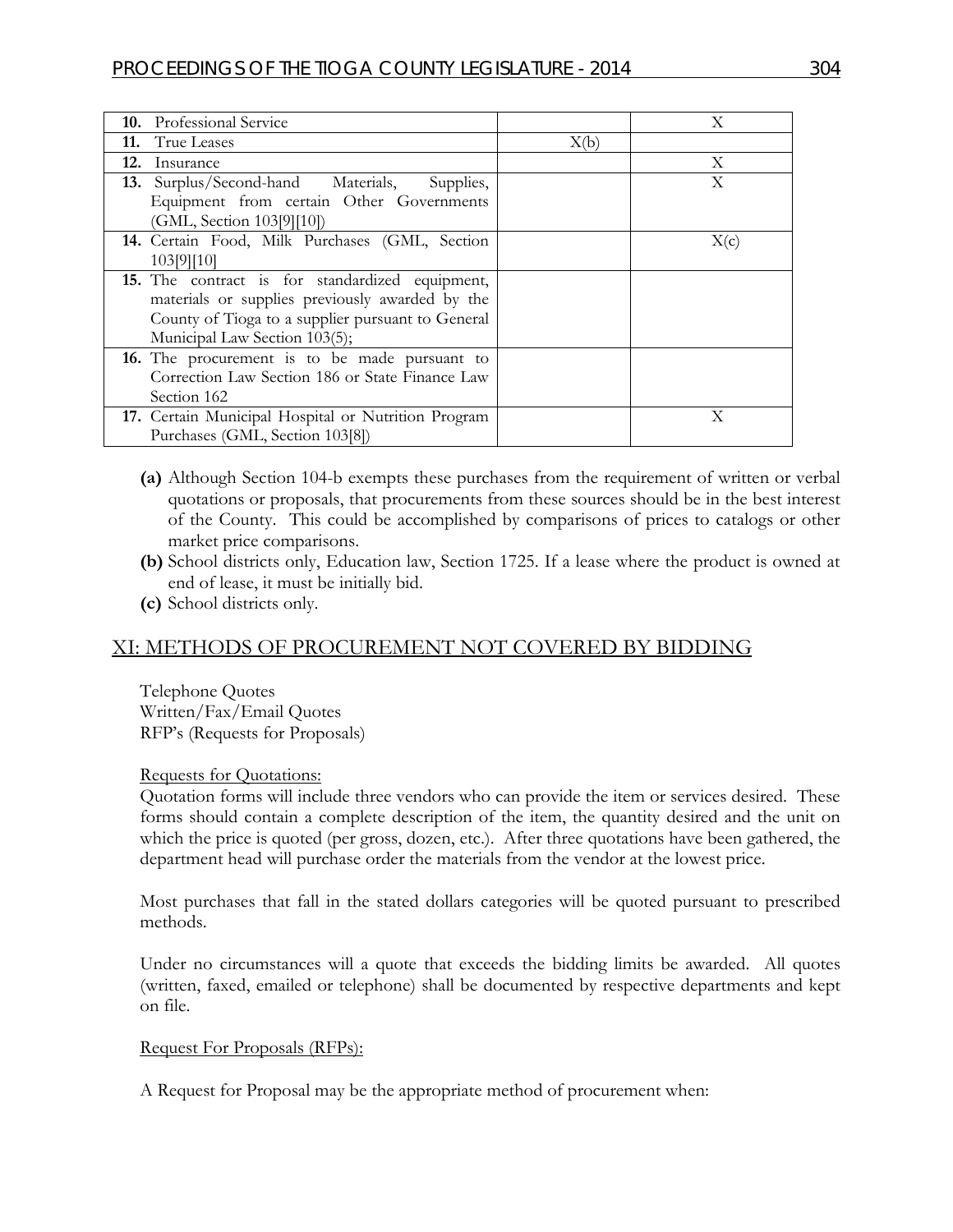| | | |
|---|---|---|
| **10.** Professional Service | | X |
| **11.** True Leases | X(b) | |
| **12.** Insurance | | X |
| **13.** Surplus/Second-hand Materials, Supplies, Equipment from certain Other Governments (GML, Section 103[9][10]) | | X |
| **14.** Certain Food, Milk Purchases (GML, Section 103[9][10] | | X(c) |
| **15.** The contract is for standardized equipment, materials or supplies previously awarded by the County of Tioga to a supplier pursuant to General Municipal Law Section 103(5); | | |
| **16.** The procurement is to be made pursuant to Correction Law Section 186 or State Finance Law Section 162 | | |
| **17.** Certain Municipal Hospital or Nutrition Program Purchases (GML, Section 103[8]) | | X |

**(a)** Although Section 104-b exempts these purchases from the requirement of written or verbal quotations or proposals, that procurements from these sources should be in the best interest of the County. This could be accomplished by comparisons of prices to catalogs or other market price comparisons.

**(b)** School districts only, Education law, Section 1725. If a lease where the product is owned at end of lease, it must be initially bid.

**(c)** School districts only.

## XI: METHODS OF PROCUREMENT NOT COVERED BY BIDDING

Telephone Quotes
Written/Fax/Email Quotes
RFP's (Requests for Proposals)

Requests for Quotations:

Quotation forms will include three vendors who can provide the item or services desired. These forms should contain a complete description of the item, the quantity desired and the unit on which the price is quoted (per gross, dozen, etc.). After three quotations have been gathered, the department head will purchase order the materials from the vendor at the lowest price.

Most purchases that fall in the stated dollars categories will be quoted pursuant to prescribed methods.

Under no circumstances will a quote that exceeds the bidding limits be awarded. All quotes (written, faxed, emailed or telephone) shall be documented by respective departments and kept on file.

Request For Proposals (RFPs):

A Request for Proposal may be the appropriate method of procurement when: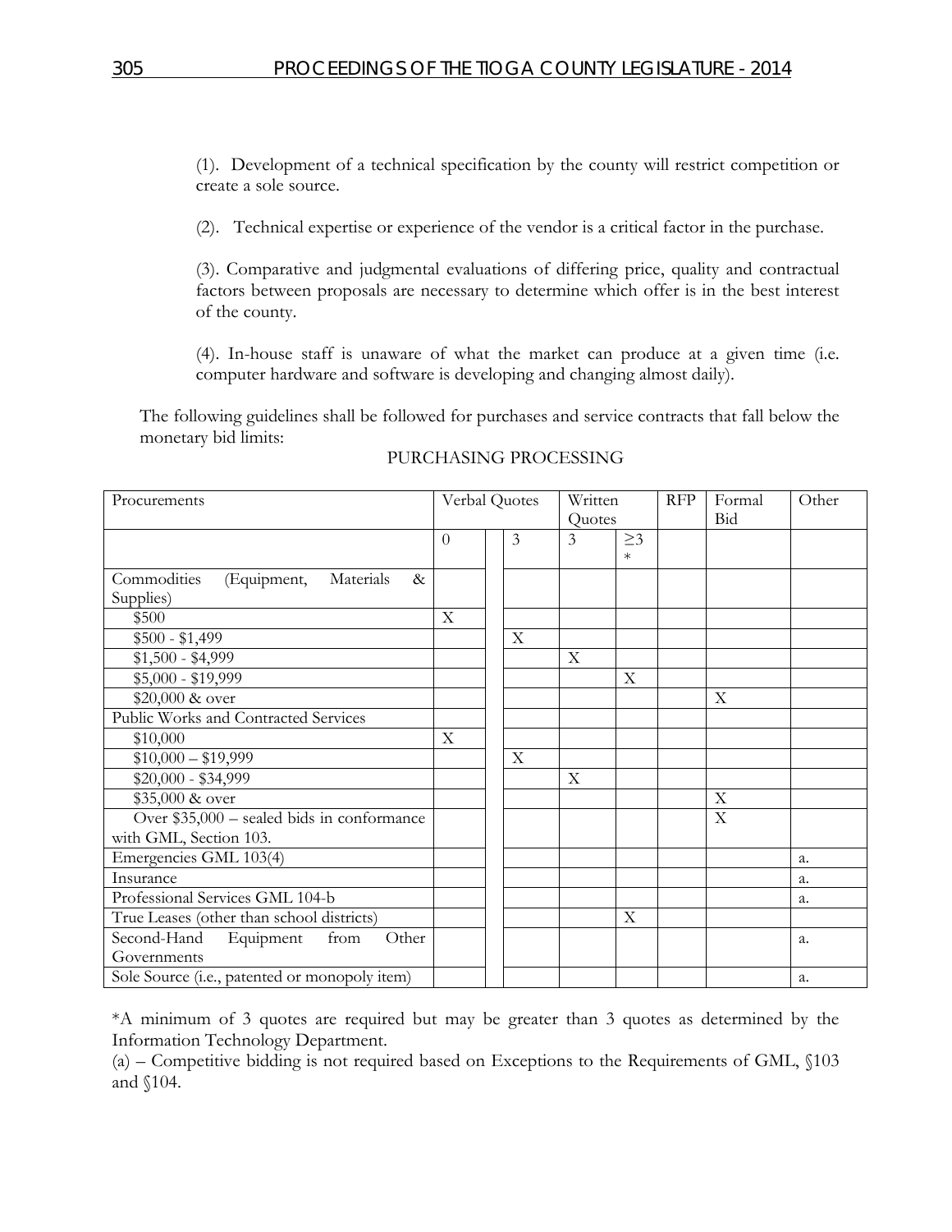(1). Development of a technical specification by the county will restrict competition or create a sole source.

(2). Technical expertise or experience of the vendor is a critical factor in the purchase.

(3). Comparative and judgmental evaluations of differing price, quality and contractual factors between proposals are necessary to determine which offer is in the best interest of the county.

(4). In-house staff is unaware of what the market can produce at a given time (i.e. computer hardware and software is developing and changing almost daily).

The following guidelines shall be followed for purchases and service contracts that fall below the monetary bid limits:

PURCHASING PROCESSING

| Procurements | Verbal Quotes | | | Written Quotes | | RFP | Formal Bid | Other |
|---|---|---|---|---|---|---|---|---|
| | 0 | | 3 | 3 | ≥3 * | | | |
| Commodities (Equipment, Materials & Supplies) | | | | | | | | |
| $500 | X | | | | | | | |
| $500 - $1,499 | | | X | | | | | |
| $1,500 - $4,999 | | | | X | | | | |
| $5,000 - $19,999 | | | | | X | | | |
| $20,000 & over | | | | | | | X | |
| Public Works and Contracted Services | | | | | | | | |
| $10,000 | X | | | | | | | |
| $10,000 – $19,999 | | | X | | | | | |
| $20,000 - $34,999 | | | | X | | | | |
| $35,000 & over | | | | | | | X | |
| Over $35,000 – sealed bids in conformance with GML, Section 103. | | | | | | | X | |
| Emergencies GML 103(4) | | | | | | | | a. |
| Insurance | | | | | | | | a. |
| Professional Services GML 104-b | | | | | | | | a. |
| True Leases (other than school districts) | | | | | X | | | |
| Second-Hand Equipment from Other Governments | | | | | | | | a. |
| Sole Source (i.e., patented or monopoly item) | | | | | | | | a. |

*A minimum of 3 quotes are required but may be greater than 3 quotes as determined by the Information Technology Department.

(a) – Competitive bidding is not required based on Exceptions to the Requirements of GML, §103 and §104.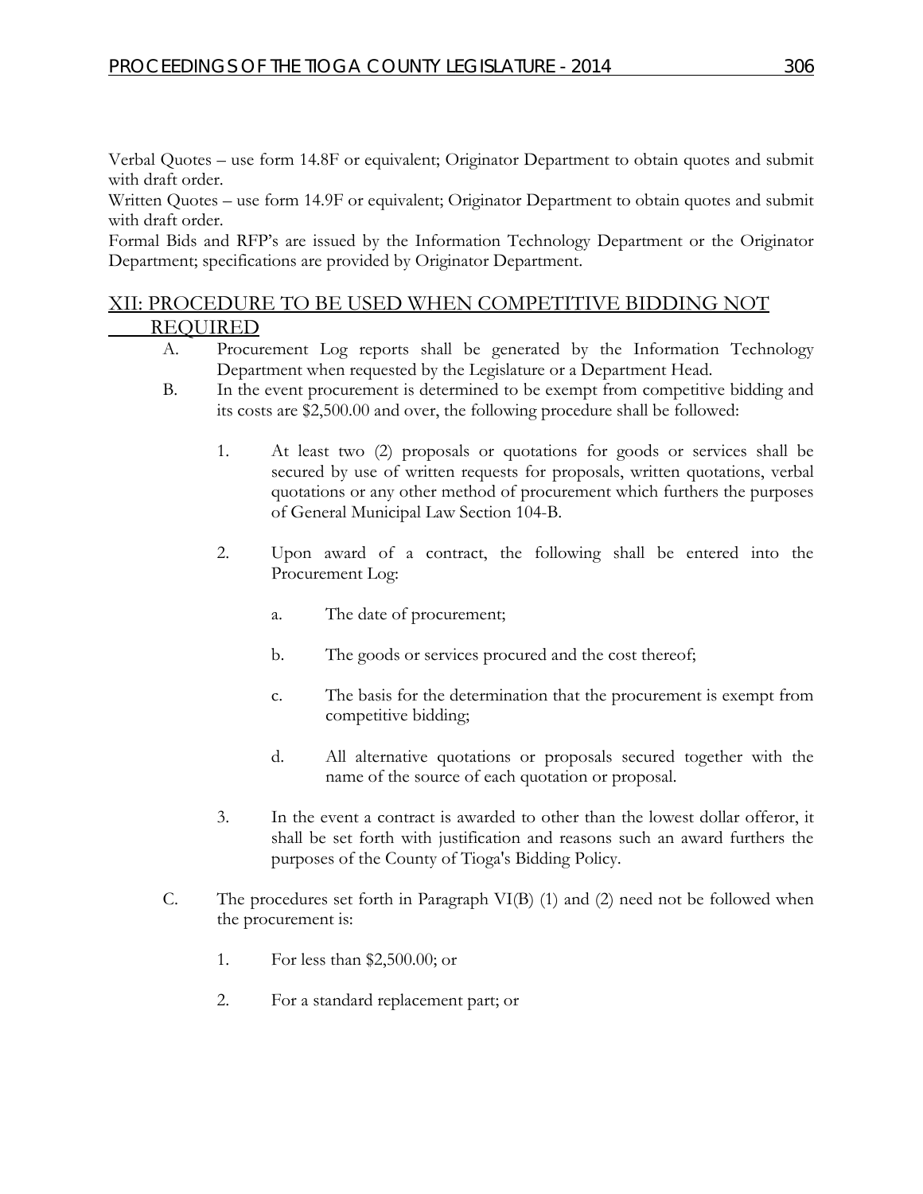Verbal Quotes – use form 14.8F or equivalent; Originator Department to obtain quotes and submit with draft order.
Written Quotes – use form 14.9F or equivalent; Originator Department to obtain quotes and submit with draft order.
Formal Bids and RFP's are issued by the Information Technology Department or the Originator Department; specifications are provided by Originator Department.

## XII: PROCEDURE TO BE USED WHEN COMPETITIVE BIDDING NOT REQUIRED

A. Procurement Log reports shall be generated by the Information Technology Department when requested by the Legislature or a Department Head.

B. In the event procurement is determined to be exempt from competitive bidding and its costs are $2,500.00 and over, the following procedure shall be followed:

1. At least two (2) proposals or quotations for goods or services shall be secured by use of written requests for proposals, written quotations, verbal quotations or any other method of procurement which furthers the purposes of General Municipal Law Section 104-B.

2. Upon award of a contract, the following shall be entered into the Procurement Log:

   a. The date of procurement;

   b. The goods or services procured and the cost thereof;

   c. The basis for the determination that the procurement is exempt from competitive bidding;

   d. All alternative quotations or proposals secured together with the name of the source of each quotation or proposal.

3. In the event a contract is awarded to other than the lowest dollar offeror, it shall be set forth with justification and reasons such an award furthers the purposes of the County of Tioga's Bidding Policy.

C. The procedures set forth in Paragraph VI(B) (1) and (2) need not be followed when the procurement is:

1. For less than $2,500.00; or

2. For a standard replacement part; or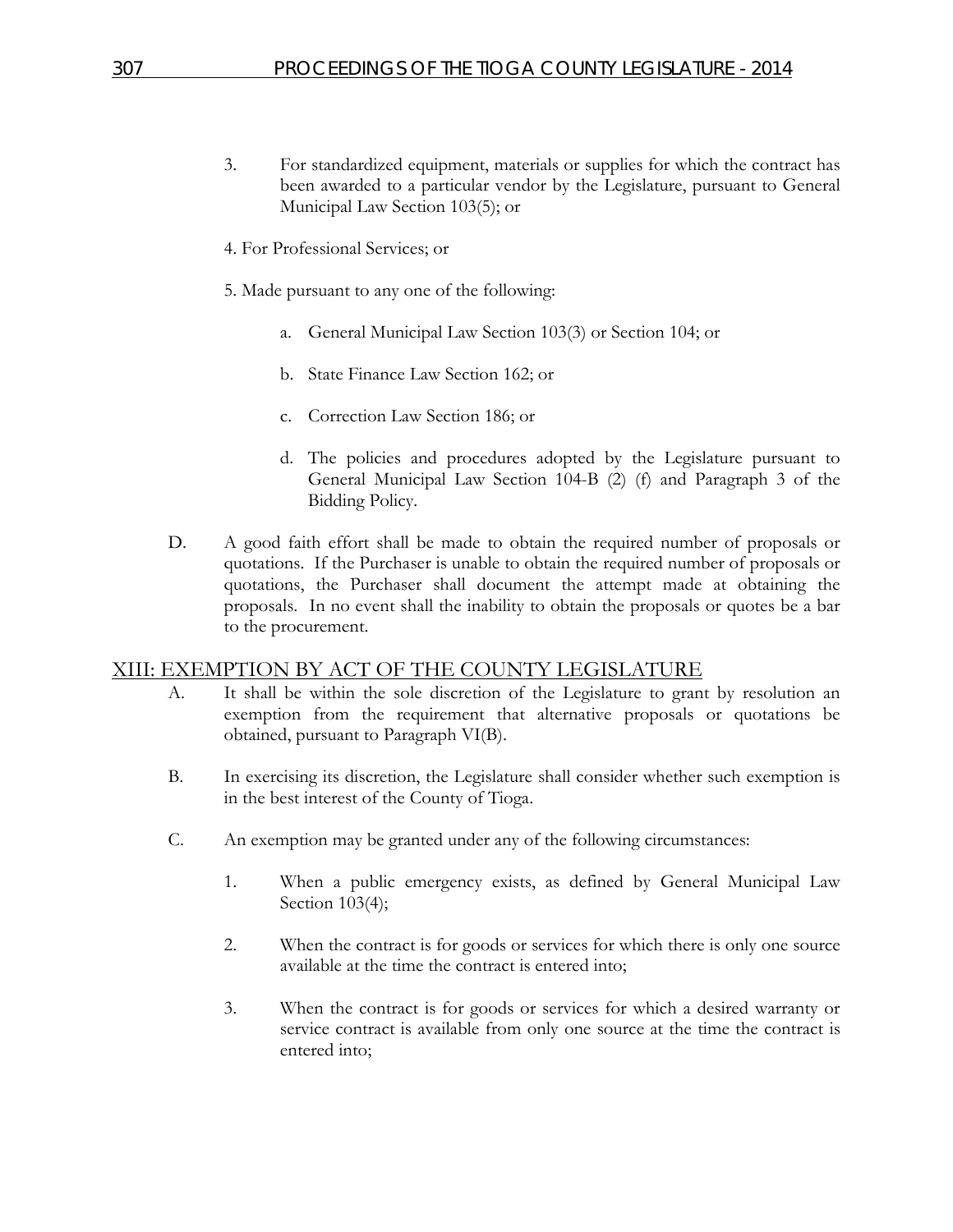3. For standardized equipment, materials or supplies for which the contract has been awarded to a particular vendor by the Legislature, pursuant to General Municipal Law Section 103(5); or

4. For Professional Services; or

5. Made pursuant to any one of the following:

   a. General Municipal Law Section 103(3) or Section 104; or

   b. State Finance Law Section 162; or

   c. Correction Law Section 186; or

   d. The policies and procedures adopted by the Legislature pursuant to General Municipal Law Section 104-B (2) (f) and Paragraph 3 of the Bidding Policy.

D. A good faith effort shall be made to obtain the required number of proposals or quotations. If the Purchaser is unable to obtain the required number of proposals or quotations, the Purchaser shall document the attempt made at obtaining the proposals. In no event shall the inability to obtain the proposals or quotes be a bar to the procurement.

## XIII: EXEMPTION BY ACT OF THE COUNTY LEGISLATURE

A. It shall be within the sole discretion of the Legislature to grant by resolution an exemption from the requirement that alternative proposals or quotations be obtained, pursuant to Paragraph VI(B).

B. In exercising its discretion, the Legislature shall consider whether such exemption is in the best interest of the County of Tioga.

C. An exemption may be granted under any of the following circumstances:

1. When a public emergency exists, as defined by General Municipal Law Section 103(4);

2. When the contract is for goods or services for which there is only one source available at the time the contract is entered into;

3. When the contract is for goods or services for which a desired warranty or service contract is available from only one source at the time the contract is entered into;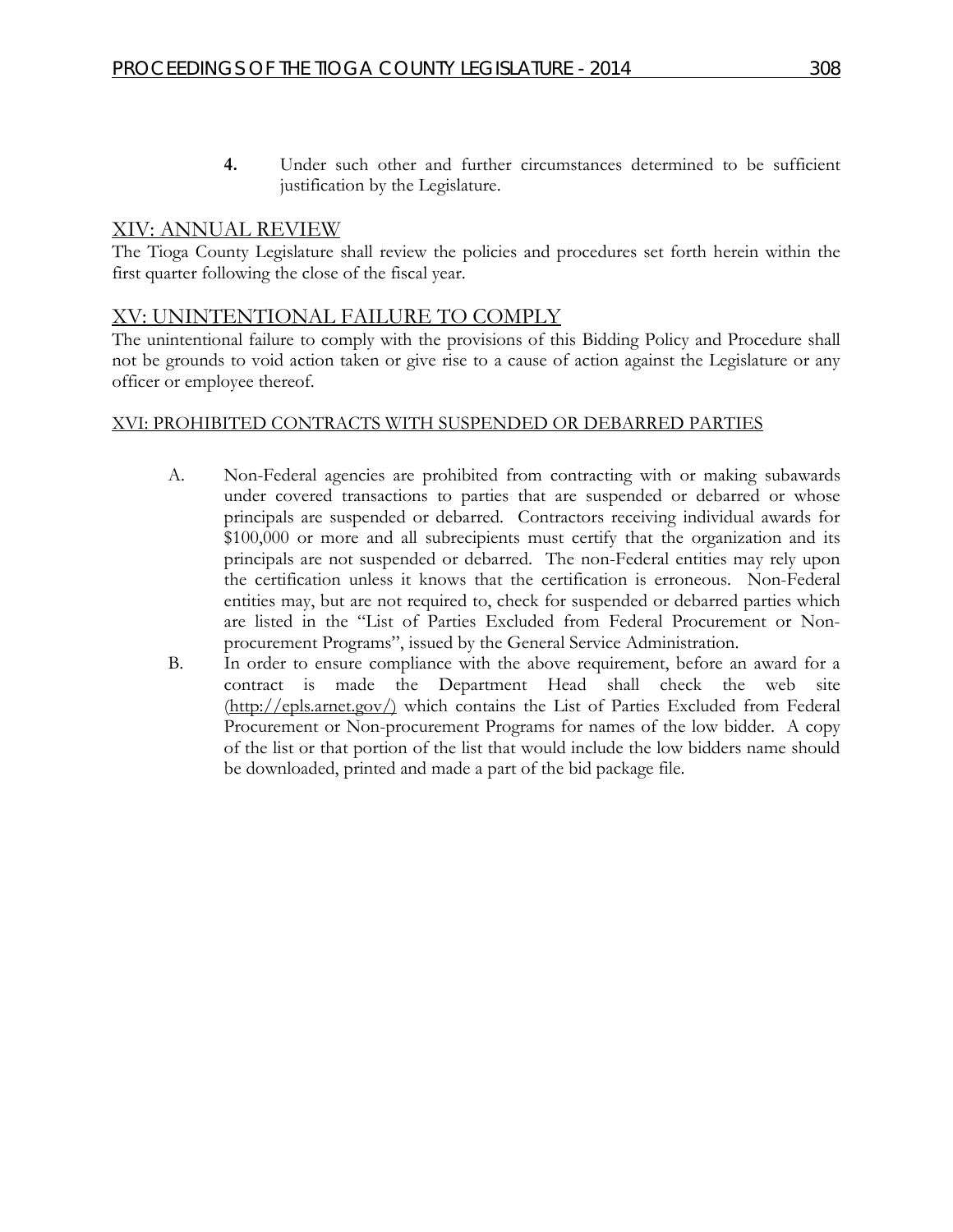4. Under such other and further circumstances determined to be sufficient justification by the Legislature.

## XIV: ANNUAL REVIEW

The Tioga County Legislature shall review the policies and procedures set forth herein within the first quarter following the close of the fiscal year.

## XV: UNINTENTIONAL FAILURE TO COMPLY

The unintentional failure to comply with the provisions of this Bidding Policy and Procedure shall not be grounds to void action taken or give rise to a cause of action against the Legislature or any officer or employee thereof.

## XVI: PROHIBITED CONTRACTS WITH SUSPENDED OR DEBARRED PARTIES

A. Non-Federal agencies are prohibited from contracting with or making subawards under covered transactions to parties that are suspended or debarred or whose principals are suspended or debarred. Contractors receiving individual awards for $100,000 or more and all subrecipients must certify that the organization and its principals are not suspended or debarred. The non-Federal entities may rely upon the certification unless it knows that the certification is erroneous. Non-Federal entities may, but are not required to, check for suspended or debarred parties which are listed in the "List of Parties Excluded from Federal Procurement or Non-procurement Programs", issued by the General Service Administration.

B. In order to ensure compliance with the above requirement, before an award for a contract is made the Department Head shall check the web site (http://epls.arnet.gov/) which contains the List of Parties Excluded from Federal Procurement or Non-procurement Programs for names of the low bidder. A copy of the list or that portion of the list that would include the low bidders name should be downloaded, printed and made a part of the bid package file.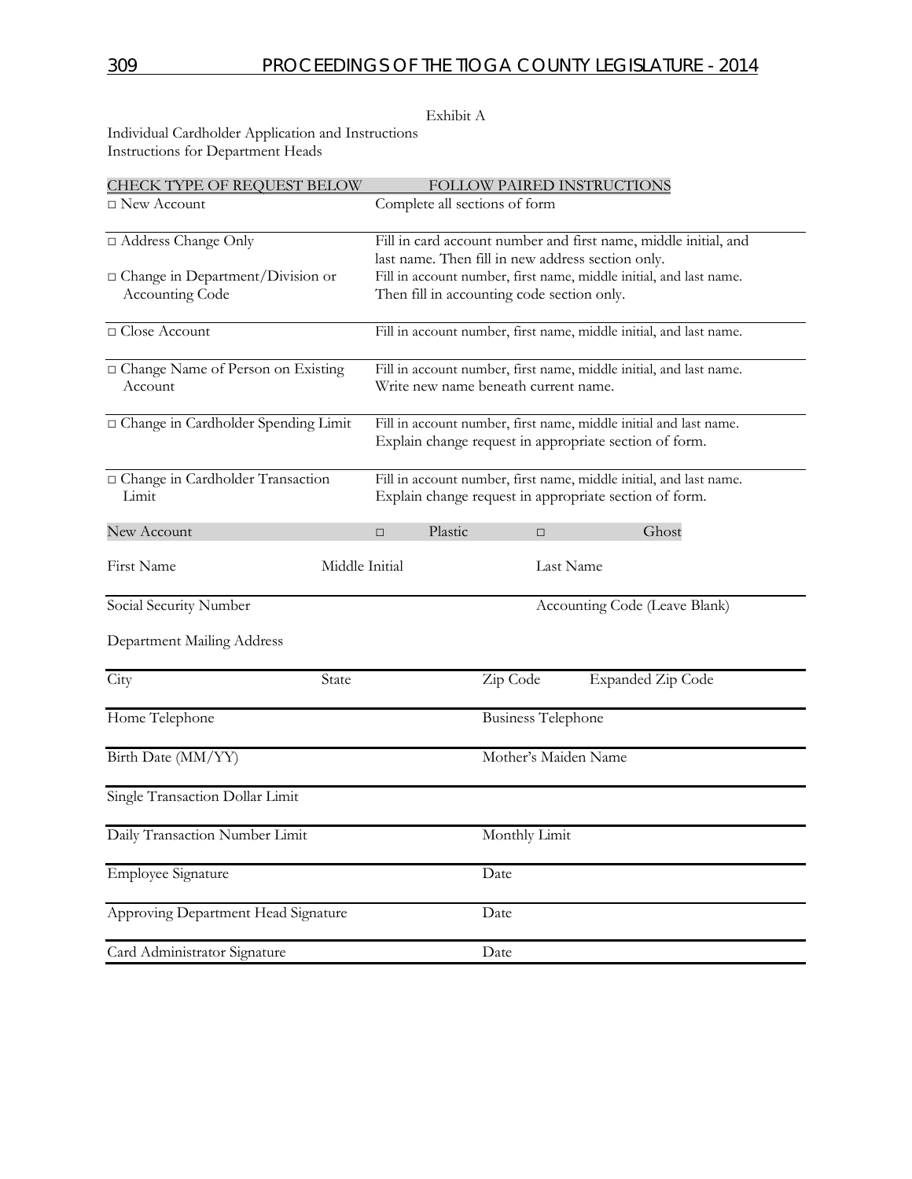Exhibit A

Individual Cardholder Application and Instructions
Instructions for Department Heads

| CHECK TYPE OF REQUEST BELOW | FOLLOW PAIRED INSTRUCTIONS |
|---|---|
| □ New Account | Complete all sections of form |
| □ Address Change Only | Fill in card account number and first name, middle initial, and last name. Then fill in new address section only. |
| □ Change in Department/Division or Accounting Code | Fill in account number, first name, middle initial, and last name. Then fill in accounting code section only. |
| □ Close Account | Fill in account number, first name, middle initial, and last name. |
| □ Change Name of Person on Existing Account | Fill in account number, first name, middle initial, and last name. Write new name beneath current name. |
| □ Change in Cardholder Spending Limit | Fill in account number, first name, middle initial and last name. Explain change request in appropriate section of form. |
| □ Change in Cardholder Transaction Limit | Fill in account number, first name, middle initial, and last name. Explain change request in appropriate section of form. |

New Account □ Plastic □ Ghost

| | | |
|---|---|---|
| First Name | Middle Initial | Last Name |
| Social Security Number | | Accounting Code (Leave Blank) |
| Department Mailing Address | | |
| City | State | Zip Code Expanded Zip Code |
| Home Telephone | | Business Telephone |
| Birth Date (MM/YY) | | Mother's Maiden Name |
| Single Transaction Dollar Limit | | |
| Daily Transaction Number Limit | | Monthly Limit |
| Employee Signature | | Date |
| Approving Department Head Signature | | Date |
| Card Administrator Signature | | Date |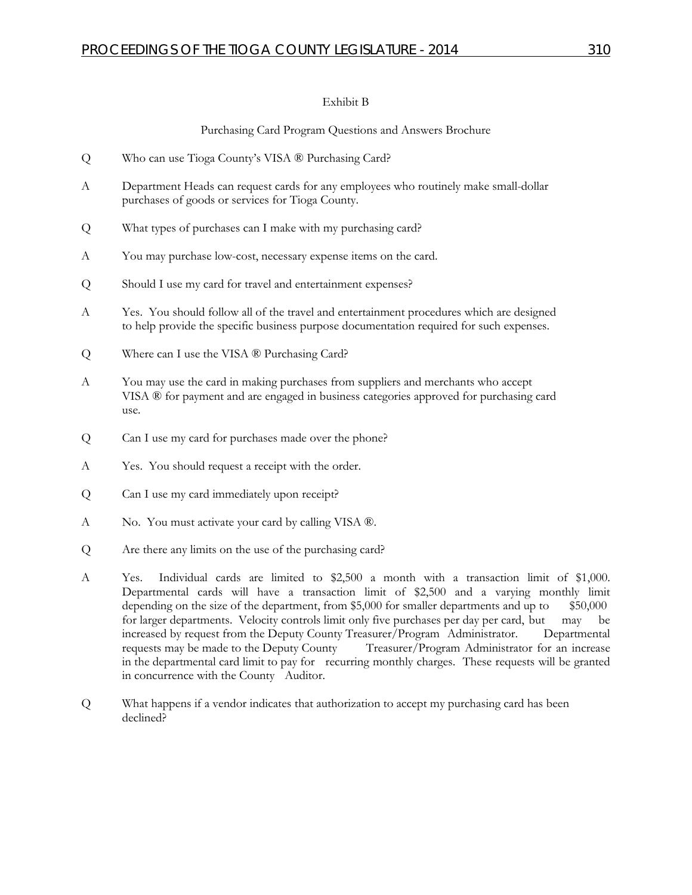Exhibit B

Purchasing Card Program Questions and Answers Brochure

Q Who can use Tioga County's VISA ® Purchasing Card?

A Department Heads can request cards for any employees who routinely make small-dollar purchases of goods or services for Tioga County.

Q What types of purchases can I make with my purchasing card?

A You may purchase low-cost, necessary expense items on the card.

Q Should I use my card for travel and entertainment expenses?

A Yes. You should follow all of the travel and entertainment procedures which are designed to help provide the specific business purpose documentation required for such expenses.

Q Where can I use the VISA ® Purchasing Card?

A You may use the card in making purchases from suppliers and merchants who accept VISA ® for payment and are engaged in business categories approved for purchasing card use.

Q Can I use my card for purchases made over the phone?

A Yes. You should request a receipt with the order.

Q Can I use my card immediately upon receipt?

A No. You must activate your card by calling VISA ®.

Q Are there any limits on the use of the purchasing card?

A Yes. Individual cards are limited to $2,500 a month with a transaction limit of $1,000. Departmental cards will have a transaction limit of $2,500 and a varying monthly limit depending on the size of the department, from $5,000 for smaller departments and up to $50,000 for larger departments. Velocity controls limit only five purchases per day per card, but may be increased by request from the Deputy County Treasurer/Program Administrator. Departmental requests may be made to the Deputy County Treasurer/Program Administrator for an increase in the departmental card limit to pay for recurring monthly charges. These requests will be granted in concurrence with the County Auditor.

Q What happens if a vendor indicates that authorization to accept my purchasing card has been declined?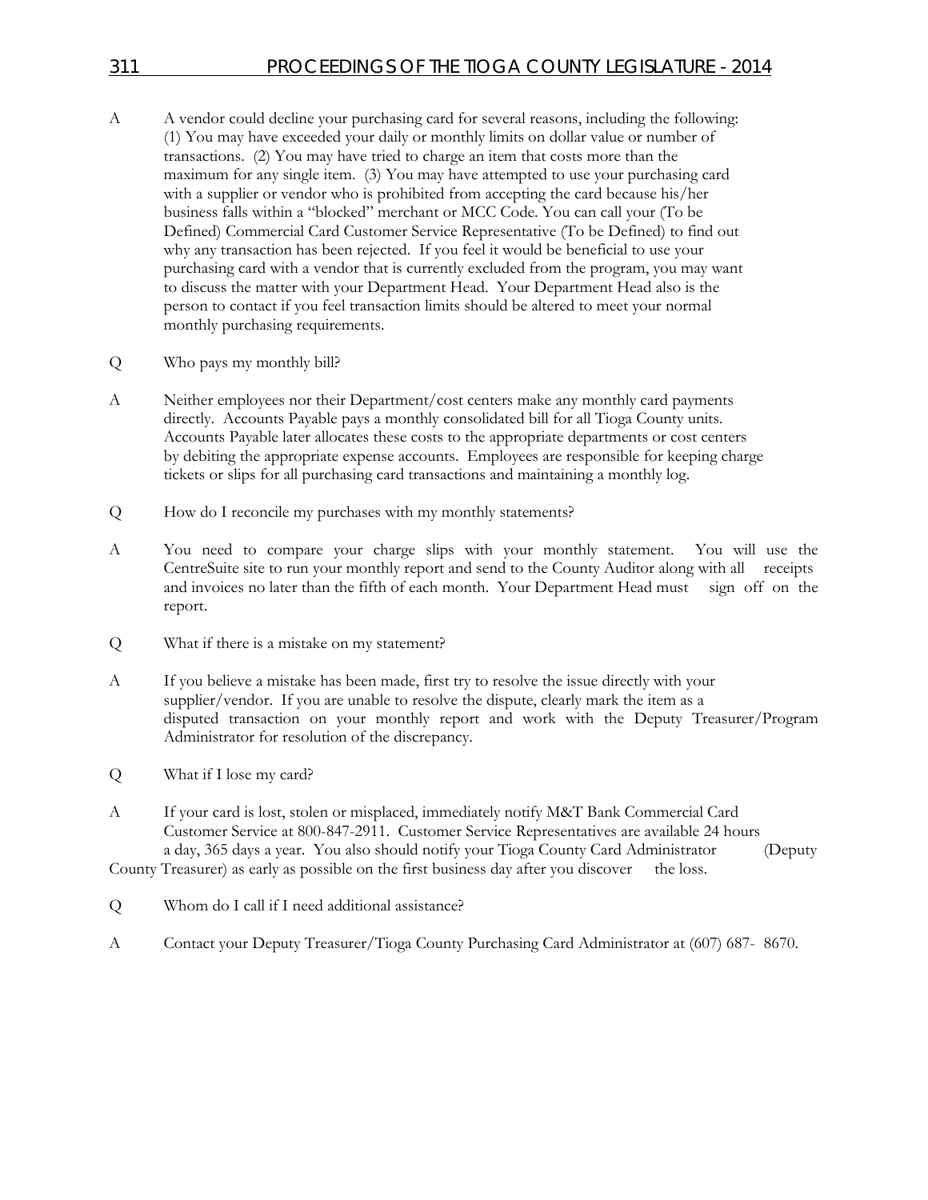A	A vendor could decline your purchasing card for several reasons, including the following: (1) You may have exceeded your daily or monthly limits on dollar value or number of transactions. (2) You may have tried to charge an item that costs more than the maximum for any single item. (3) You may have attempted to use your purchasing card with a supplier or vendor who is prohibited from accepting the card because his/her business falls within a "blocked" merchant or MCC Code. You can call your (To be Defined) Commercial Card Customer Service Representative (To be Defined) to find out why any transaction has been rejected. If you feel it would be beneficial to use your purchasing card with a vendor that is currently excluded from the program, you may want to discuss the matter with your Department Head. Your Department Head also is the person to contact if you feel transaction limits should be altered to meet your normal monthly purchasing requirements.

Q	Who pays my monthly bill?

A	Neither employees nor their Department/cost centers make any monthly card payments directly. Accounts Payable pays a monthly consolidated bill for all Tioga County units. Accounts Payable later allocates these costs to the appropriate departments or cost centers by debiting the appropriate expense accounts. Employees are responsible for keeping charge tickets or slips for all purchasing card transactions and maintaining a monthly log.

Q	How do I reconcile my purchases with my monthly statements?

A	You need to compare your charge slips with your monthly statement. You will use the CentreSuite site to run your monthly report and send to the County Auditor along with all receipts and invoices no later than the fifth of each month. Your Department Head must sign off on the report.

Q	What if there is a mistake on my statement?

A	If you believe a mistake has been made, first try to resolve the issue directly with your supplier/vendor. If you are unable to resolve the dispute, clearly mark the item as a disputed transaction on your monthly report and work with the Deputy Treasurer/Program Administrator for resolution of the discrepancy.

Q	What if I lose my card?

A	If your card is lost, stolen or misplaced, immediately notify M&T Bank Commercial Card Customer Service at 800-847-2911. Customer Service Representatives are available 24 hours a day, 365 days a year. You also should notify your Tioga County Card Administrator (Deputy County Treasurer) as early as possible on the first business day after you discover the loss.

Q	Whom do I call if I need additional assistance?

A	Contact your Deputy Treasurer/Tioga County Purchasing Card Administrator at (607) 687- 8670.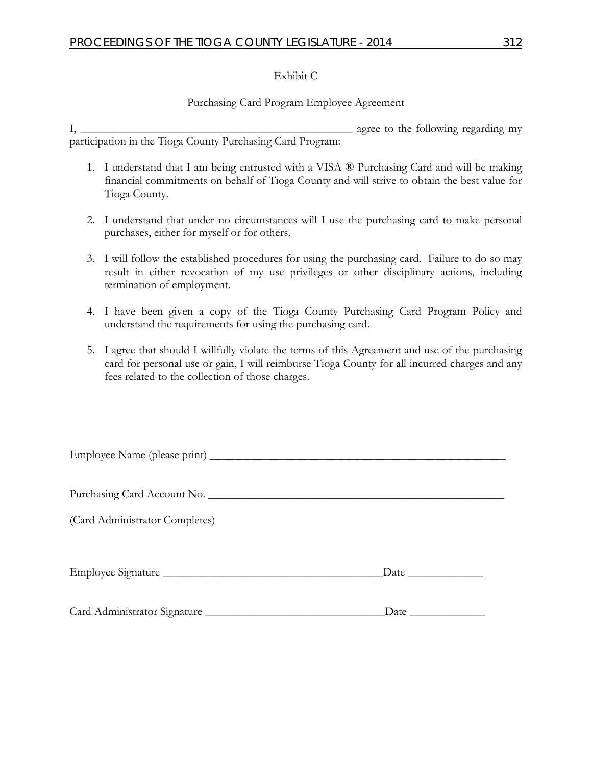Exhibit C

Purchasing Card Program Employee Agreement

I, ___________________________________________________ agree to the following regarding my participation in the Tioga County Purchasing Card Program:

1. I understand that I am being entrusted with a VISA ® Purchasing Card and will be making financial commitments on behalf of Tioga County and will strive to obtain the best value for Tioga County.

2. I understand that under no circumstances will I use the purchasing card to make personal purchases, either for myself or for others.

3. I will follow the established procedures for using the purchasing card. Failure to do so may result in either revocation of my use privileges or other disciplinary actions, including termination of employment.

4. I have been given a copy of the Tioga County Purchasing Card Program Policy and understand the requirements for using the purchasing card.

5. I agree that should I willfully violate the terms of this Agreement and use of the purchasing card for personal use or gain, I will reimburse Tioga County for all incurred charges and any fees related to the collection of those charges.

Employee Name (please print) ______________________________________________________

Purchasing Card Account No. ______________________________________________________

(Card Administrator Completes)

Employee Signature _______________________________________Date _____________

Card Administrator Signature ________________________________Date _____________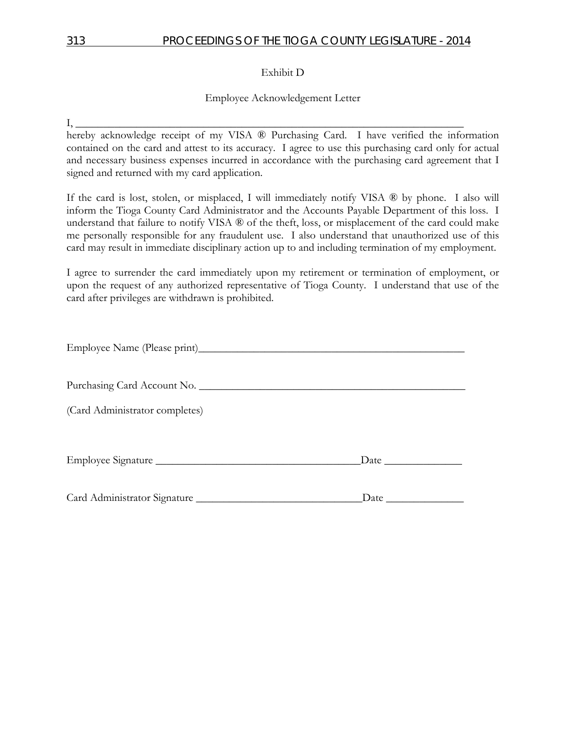Exhibit D

Employee Acknowledgement Letter

I, ___________________________________________________________________

hereby acknowledge receipt of my VISA ® Purchasing Card. I have verified the information contained on the card and attest to its accuracy. I agree to use this purchasing card only for actual and necessary business expenses incurred in accordance with the purchasing card agreement that I signed and returned with my card application.

If the card is lost, stolen, or misplaced, I will immediately notify VISA ® by phone. I also will inform the Tioga County Card Administrator and the Accounts Payable Department of this loss. I understand that failure to notify VISA ® of the theft, loss, or misplacement of the card could make me personally responsible for any fraudulent use. I also understand that unauthorized use of this card may result in immediate disciplinary action up to and including termination of my employment.

I agree to surrender the card immediately upon my retirement or termination of employment, or upon the request of any authorized representative of Tioga County. I understand that use of the card after privileges are withdrawn is prohibited.

Employee Name (Please print)_______________________________________________

Purchasing Card Account No. _______________________________________________

(Card Administrator completes)

Employee Signature ___________________________________Date _____________

Card Administrator Signature ____________________________Date _____________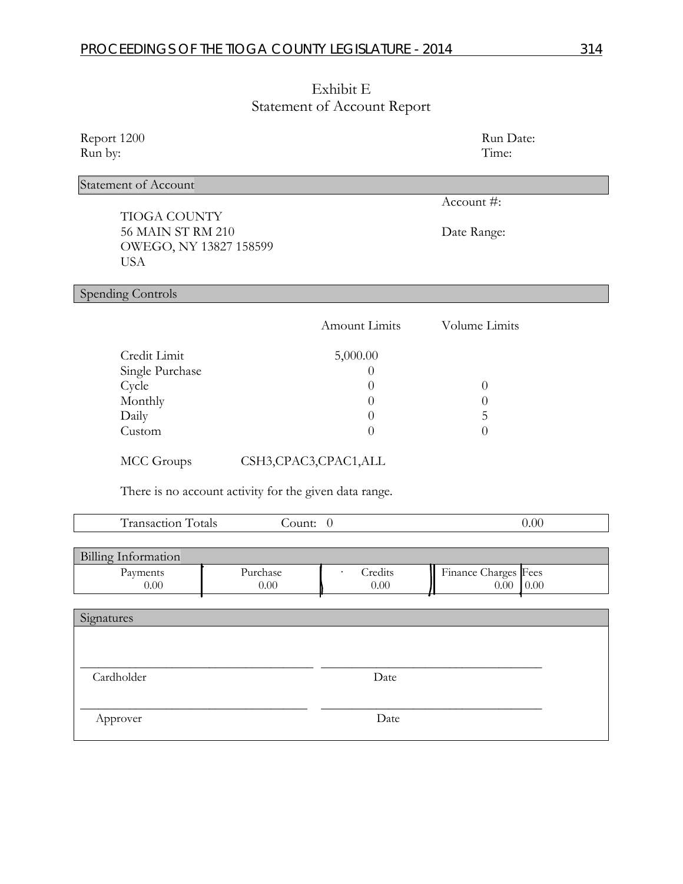# Exhibit E
## Statement of Account Report

Report 1200 Run Date:
Run by: Time:

### Statement of Account

Account #:

TIOGA COUNTY
56 MAIN ST RM 210
OWEGO, NY 13827 158599
USA

Date Range:

### Spending Controls

| | Amount Limits | Volume Limits |
|---|---|---|
| Credit Limit | 5,000.00 | |
| Single Purchase | 0 | |
| Cycle | 0 | 0 |
| Monthly | 0 | 0 |
| Daily | 0 | 5 |
| Custom | 0 | 0 |

MCC Groups CSH3,CPAC3,CPAC1,ALL

There is no account activity for the given data range.

| Transaction Totals | Count: 0 | 0.00 |
|---|---|---|

### Billing Information

| Payments | Purchase | Credits | Finance Charges | Fees |
|---|---|---|---|---|
| 0.00 | 0.00 | 0.00 | 0.00 | 0.00 |

### Signatures

_________________________________ _________________________________
Cardholder Date

_________________________________ _________________________________
Approver Date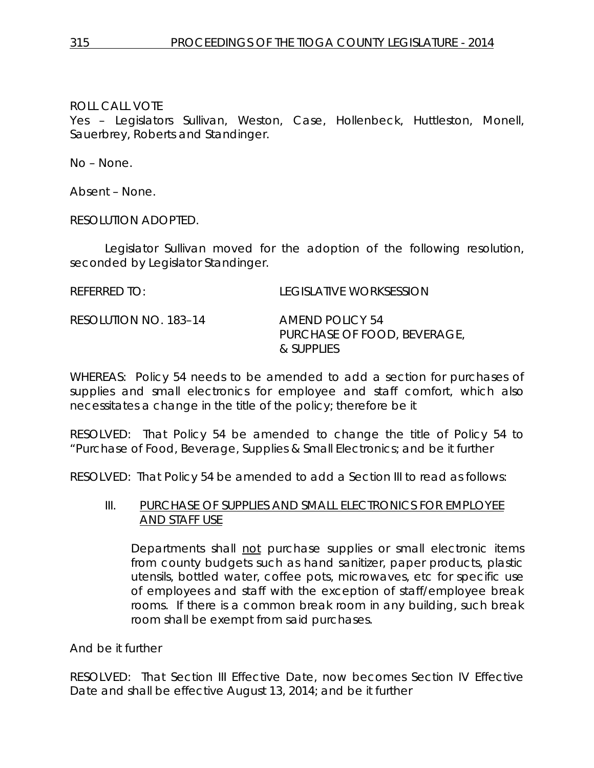ROLL CALL VOTE
Yes – Legislators Sullivan, Weston, Case, Hollenbeck, Huttleston, Monell, Sauerbrey, Roberts and Standinger.

No – None.

Absent – None.

RESOLUTION ADOPTED.

Legislator Sullivan moved for the adoption of the following resolution, seconded by Legislator Standinger.

REFERRED TO: LEGISLATIVE WORKSESSION

RESOLUTION NO. 183–14 AMEND POLICY 54
PURCHASE OF FOOD, BEVERAGE, & SUPPLIES

WHEREAS: Policy 54 needs to be amended to add a section for purchases of supplies and small electronics for employee and staff comfort, which also necessitates a change in the title of the policy; therefore be it

RESOLVED: That Policy 54 be amended to change the title of Policy 54 to "Purchase of Food, Beverage, Supplies & Small Electronics; and be it further

RESOLVED: That Policy 54 be amended to add a Section III to read as follows:

III. PURCHASE OF SUPPLIES AND SMALL ELECTRONICS FOR EMPLOYEE AND STAFF USE

Departments shall not purchase supplies or small electronic items from county budgets such as hand sanitizer, paper products, plastic utensils, bottled water, coffee pots, microwaves, etc for specific use of employees and staff with the exception of staff/employee break rooms. If there is a common break room in any building, such break room shall be exempt from said purchases.

And be it further

RESOLVED: That Section III Effective Date, now becomes Section IV Effective Date and shall be effective August 13, 2014; and be it further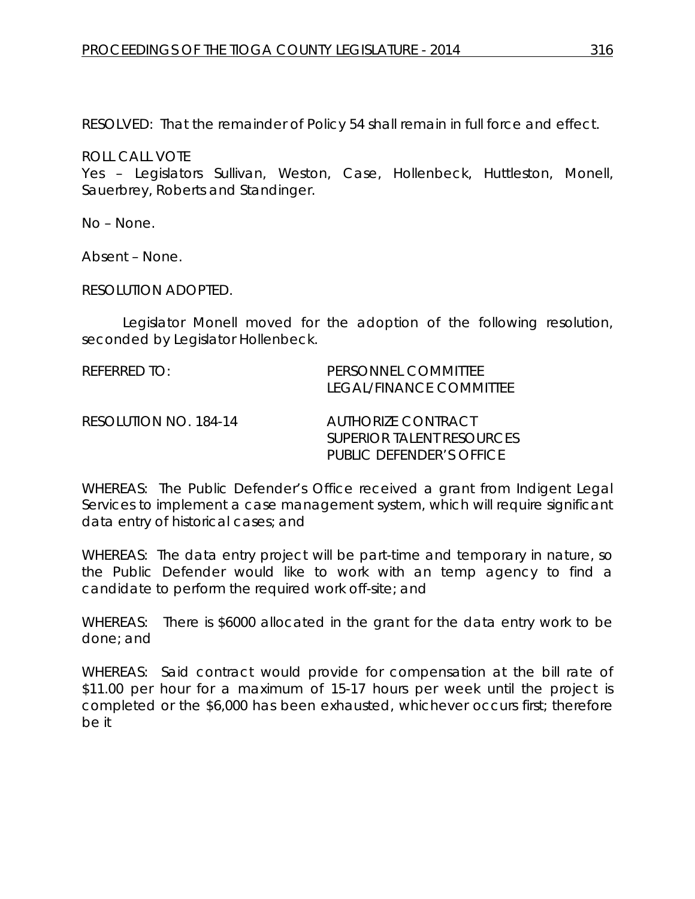RESOLVED: That the remainder of Policy 54 shall remain in full force and effect.

ROLL CALL VOTE
Yes – Legislators Sullivan, Weston, Case, Hollenbeck, Huttleston, Monell, Sauerbrey, Roberts and Standinger.

No – None.

Absent – None.

RESOLUTION ADOPTED.

Legislator Monell moved for the adoption of the following resolution, seconded by Legislator Hollenbeck.

REFERRED TO: PERSONNEL COMMITTEE
LEGAL/FINANCE COMMITTEE

RESOLUTION NO. 184-14 AUTHORIZE CONTRACT
SUPERIOR TALENT RESOURCES
PUBLIC DEFENDER'S OFFICE

WHEREAS: The Public Defender's Office received a grant from Indigent Legal Services to implement a case management system, which will require significant data entry of historical cases; and

WHEREAS: The data entry project will be part-time and temporary in nature, so the Public Defender would like to work with an temp agency to find a candidate to perform the required work off-site; and

WHEREAS: There is $6000 allocated in the grant for the data entry work to be done; and

WHEREAS: Said contract would provide for compensation at the bill rate of $11.00 per hour for a maximum of 15-17 hours per week until the project is completed or the $6,000 has been exhausted, whichever occurs first; therefore be it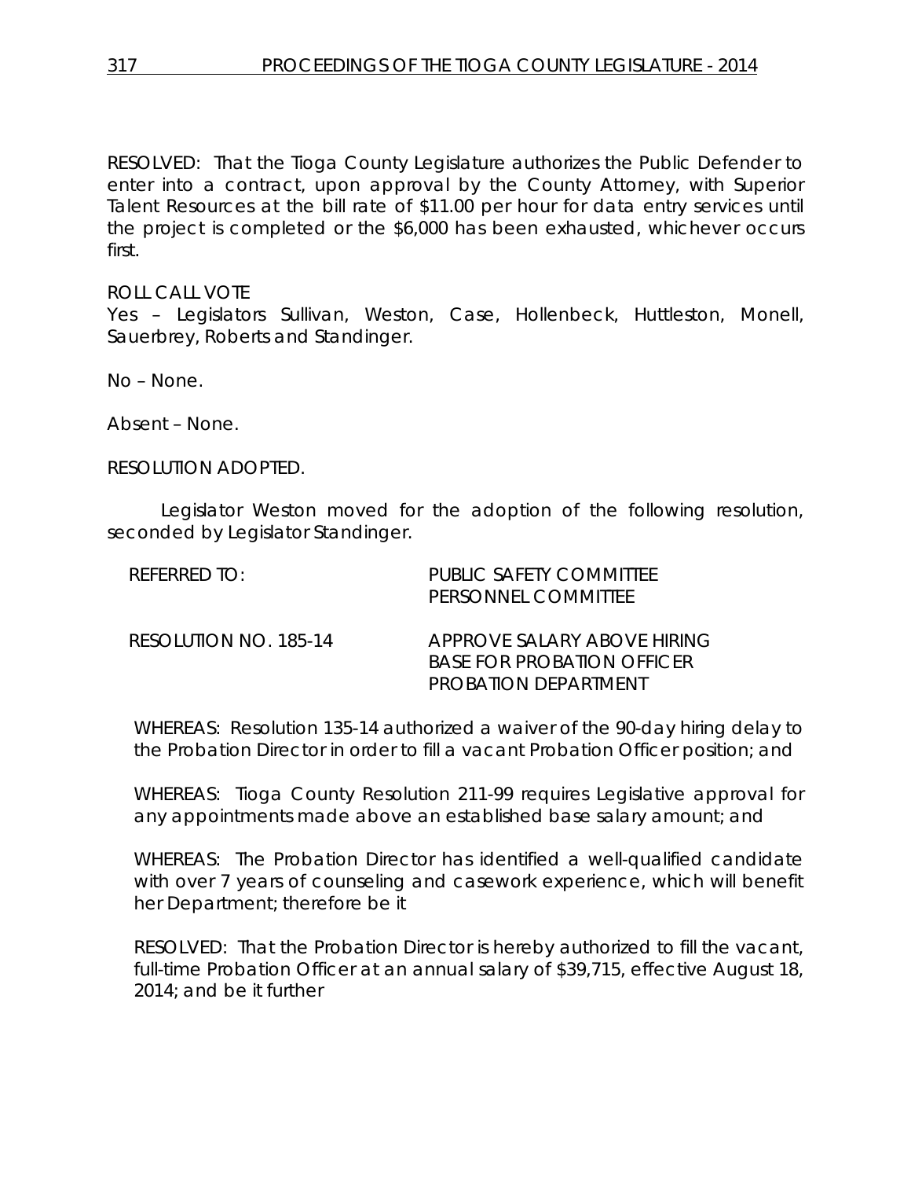RESOLVED: That the Tioga County Legislature authorizes the Public Defender to enter into a contract, upon approval by the County Attorney, with Superior Talent Resources at the bill rate of $11.00 per hour for data entry services until the project is completed or the $6,000 has been exhausted, whichever occurs first.

ROLL CALL VOTE
Yes – Legislators Sullivan, Weston, Case, Hollenbeck, Huttleston, Monell, Sauerbrey, Roberts and Standinger.

No – None.

Absent – None.

RESOLUTION ADOPTED.

Legislator Weston moved for the adoption of the following resolution, seconded by Legislator Standinger.

| | |
|---|---|
| REFERRED TO: | PUBLIC SAFETY COMMITTEE<br>PERSONNEL COMMITTEE |
| RESOLUTION NO. 185-14 | APPROVE SALARY ABOVE HIRING BASE FOR PROBATION OFFICER PROBATION DEPARTMENT |

WHEREAS: Resolution 135-14 authorized a waiver of the 90-day hiring delay to the Probation Director in order to fill a vacant Probation Officer position; and

WHEREAS: Tioga County Resolution 211-99 requires Legislative approval for any appointments made above an established base salary amount; and

WHEREAS: The Probation Director has identified a well-qualified candidate with over 7 years of counseling and casework experience, which will benefit her Department; therefore be it

RESOLVED: That the Probation Director is hereby authorized to fill the vacant, full-time Probation Officer at an annual salary of $39,715, effective August 18, 2014; and be it further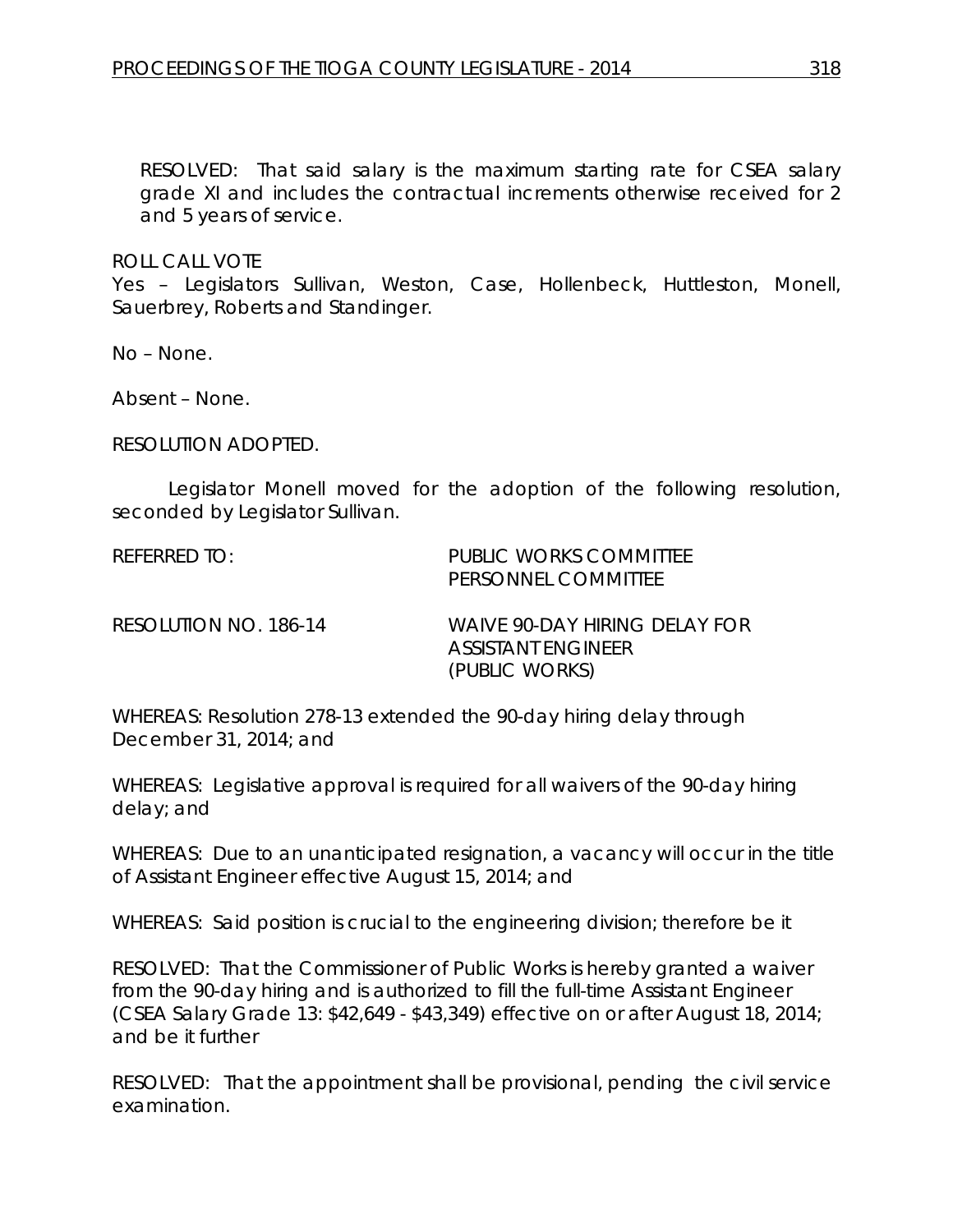RESOLVED: That said salary is the maximum starting rate for CSEA salary grade XI and includes the contractual increments otherwise received for 2 and 5 years of service.

ROLL CALL VOTE
Yes – Legislators Sullivan, Weston, Case, Hollenbeck, Huttleston, Monell, Sauerbrey, Roberts and Standinger.

No – None.

Absent – None.

RESOLUTION ADOPTED.

Legislator Monell moved for the adoption of the following resolution, seconded by Legislator Sullivan.

REFERRED TO: PUBLIC WORKS COMMITTEE
PERSONNEL COMMITTEE

RESOLUTION NO. 186-14 WAIVE 90-DAY HIRING DELAY FOR ASSISTANT ENGINEER (PUBLIC WORKS)

WHEREAS: Resolution 278-13 extended the 90-day hiring delay through December 31, 2014; and

WHEREAS: Legislative approval is required for all waivers of the 90-day hiring delay; and

WHEREAS: Due to an unanticipated resignation, a vacancy will occur in the title of Assistant Engineer effective August 15, 2014; and

WHEREAS: Said position is crucial to the engineering division; therefore be it

RESOLVED: That the Commissioner of Public Works is hereby granted a waiver from the 90-day hiring and is authorized to fill the full-time Assistant Engineer (CSEA Salary Grade 13: $42,649 - $43,349) effective on or after August 18, 2014; and be it further

RESOLVED: That the appointment shall be provisional, pending the civil service examination.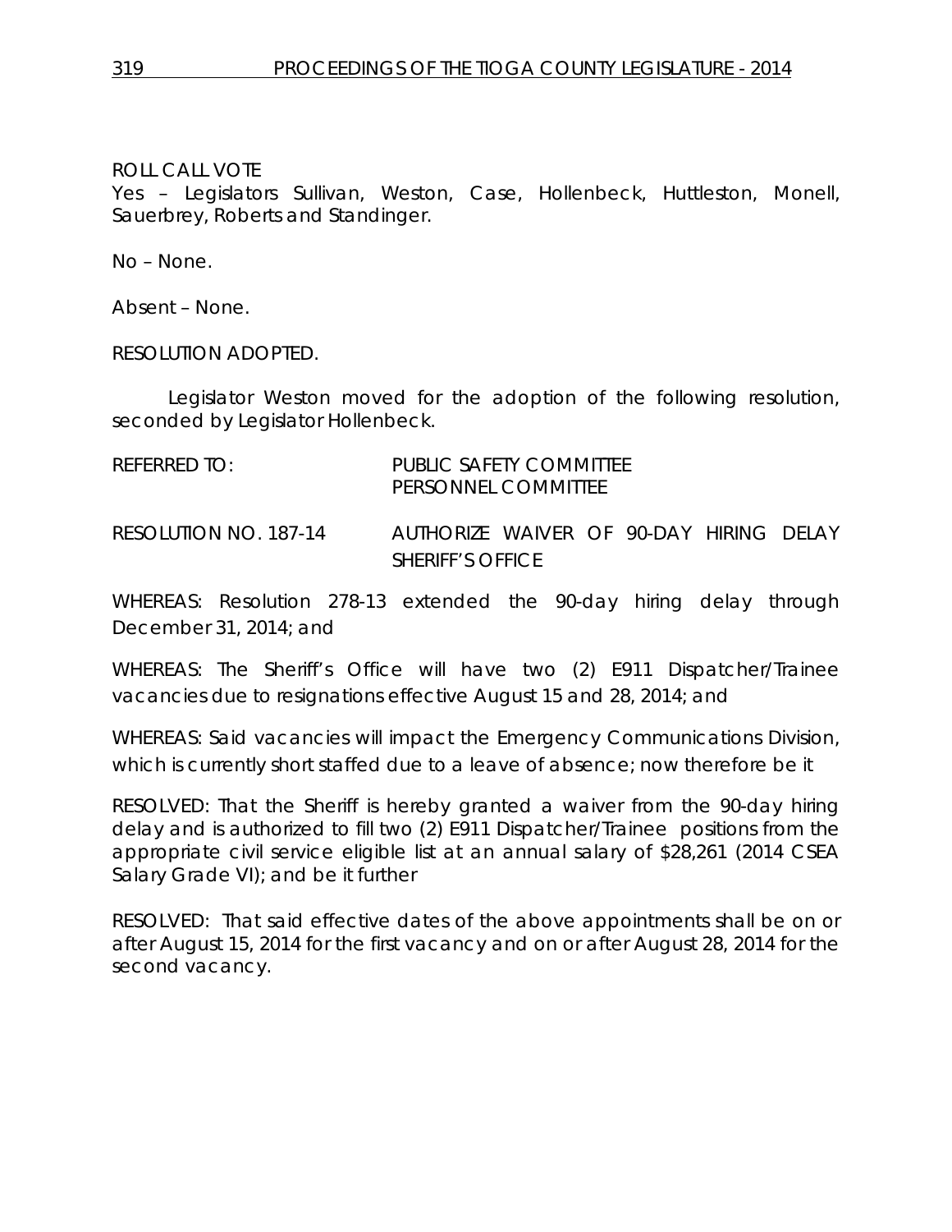ROLL CALL VOTE
Yes – Legislators Sullivan, Weston, Case, Hollenbeck, Huttleston, Monell, Sauerbrey, Roberts and Standinger.

No – None.

Absent – None.

RESOLUTION ADOPTED.

Legislator Weston moved for the adoption of the following resolution, seconded by Legislator Hollenbeck.

| | |
|---|---|
| REFERRED TO: | PUBLIC SAFETY COMMITTEE<br>PERSONNEL COMMITTEE |
| RESOLUTION NO. 187-14 | AUTHORIZE WAIVER OF 90-DAY HIRING DELAY SHERIFF'S OFFICE |

WHEREAS: Resolution 278-13 extended the 90-day hiring delay through December 31, 2014; and

WHEREAS: The Sheriff's Office will have two (2) E911 Dispatcher/Trainee vacancies due to resignations effective August 15 and 28, 2014; and

WHEREAS: Said vacancies will impact the Emergency Communications Division, which is currently short staffed due to a leave of absence; now therefore be it

RESOLVED: That the Sheriff is hereby granted a waiver from the 90-day hiring delay and is authorized to fill two (2) E911 Dispatcher/Trainee positions from the appropriate civil service eligible list at an annual salary of $28,261 (2014 CSEA Salary Grade VI); and be it further

RESOLVED: That said effective dates of the above appointments shall be on or after August 15, 2014 for the first vacancy and on or after August 28, 2014 for the second vacancy.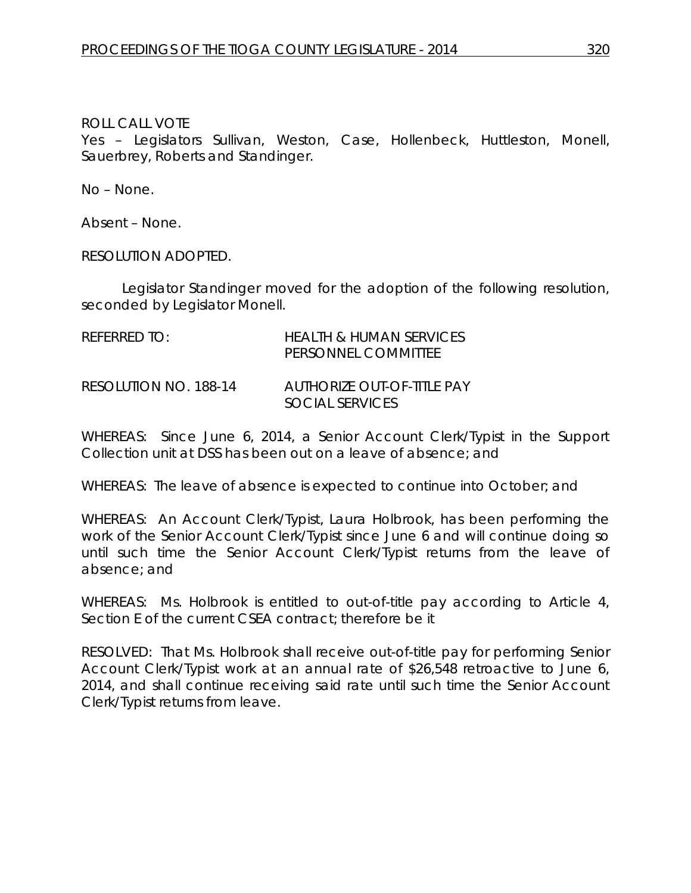ROLL CALL VOTE
Yes – Legislators Sullivan, Weston, Case, Hollenbeck, Huttleston, Monell, Sauerbrey, Roberts and Standinger.

No – None.

Absent – None.

RESOLUTION ADOPTED.

Legislator Standinger moved for the adoption of the following resolution, seconded by Legislator Monell.

| | |
|---|---|
| REFERRED TO: | HEALTH & HUMAN SERVICES<br>PERSONNEL COMMITTEE |
| RESOLUTION NO. 188-14 | AUTHORIZE OUT-OF-TITLE PAY<br>SOCIAL SERVICES |

WHEREAS: Since June 6, 2014, a Senior Account Clerk/Typist in the Support Collection unit at DSS has been out on a leave of absence; and

WHEREAS: The leave of absence is expected to continue into October; and

WHEREAS: An Account Clerk/Typist, Laura Holbrook, has been performing the work of the Senior Account Clerk/Typist since June 6 and will continue doing so until such time the Senior Account Clerk/Typist returns from the leave of absence; and

WHEREAS: Ms. Holbrook is entitled to out-of-title pay according to Article 4, Section E of the current CSEA contract; therefore be it

RESOLVED: That Ms. Holbrook shall receive out-of-title pay for performing Senior Account Clerk/Typist work at an annual rate of $26,548 retroactive to June 6, 2014, and shall continue receiving said rate until such time the Senior Account Clerk/Typist returns from leave.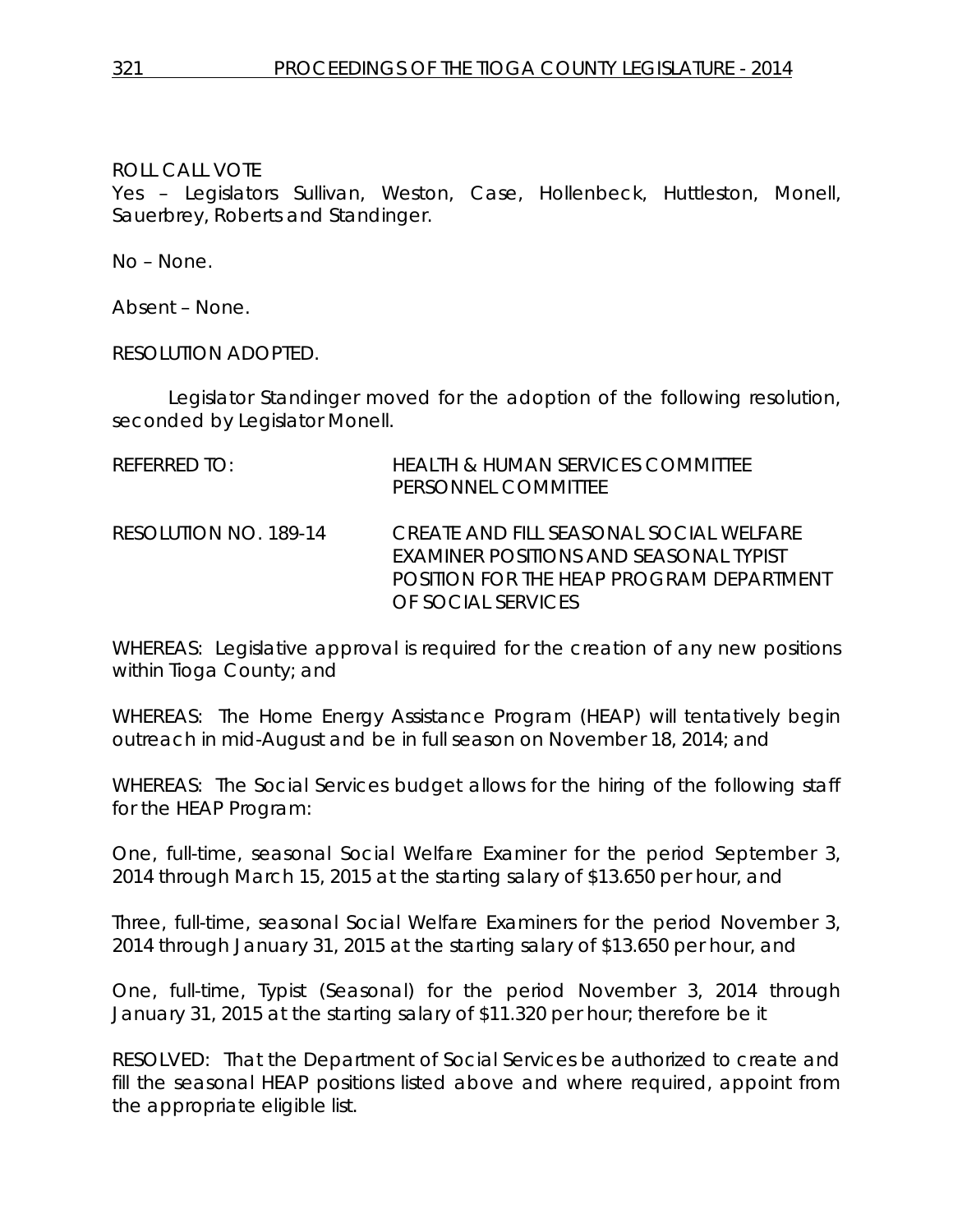ROLL CALL VOTE

Yes – Legislators Sullivan, Weston, Case, Hollenbeck, Huttleston, Monell, Sauerbrey, Roberts and Standinger.

No – None.

Absent – None.

RESOLUTION ADOPTED.

Legislator Standinger moved for the adoption of the following resolution, seconded by Legislator Monell.

| | |
|---|---|
| REFERRED TO: | HEALTH & HUMAN SERVICES COMMITTEE<br>PERSONNEL COMMITTEE |
| RESOLUTION NO. 189-14 | CREATE AND FILL SEASONAL SOCIAL WELFARE EXAMINER POSITIONS AND SEASONAL TYPIST POSITION FOR THE HEAP PROGRAM DEPARTMENT OF SOCIAL SERVICES |

WHEREAS: Legislative approval is required for the creation of any new positions within Tioga County; and

WHEREAS: The Home Energy Assistance Program (HEAP) will tentatively begin outreach in mid-August and be in full season on November 18, 2014; and

WHEREAS: The Social Services budget allows for the hiring of the following staff for the HEAP Program:

One, full-time, seasonal Social Welfare Examiner for the period September 3, 2014 through March 15, 2015 at the starting salary of $13.650 per hour, and

Three, full-time, seasonal Social Welfare Examiners for the period November 3, 2014 through January 31, 2015 at the starting salary of $13.650 per hour, and

One, full-time, Typist (Seasonal) for the period November 3, 2014 through January 31, 2015 at the starting salary of $11.320 per hour; therefore be it

RESOLVED: That the Department of Social Services be authorized to create and fill the seasonal HEAP positions listed above and where required, appoint from the appropriate eligible list.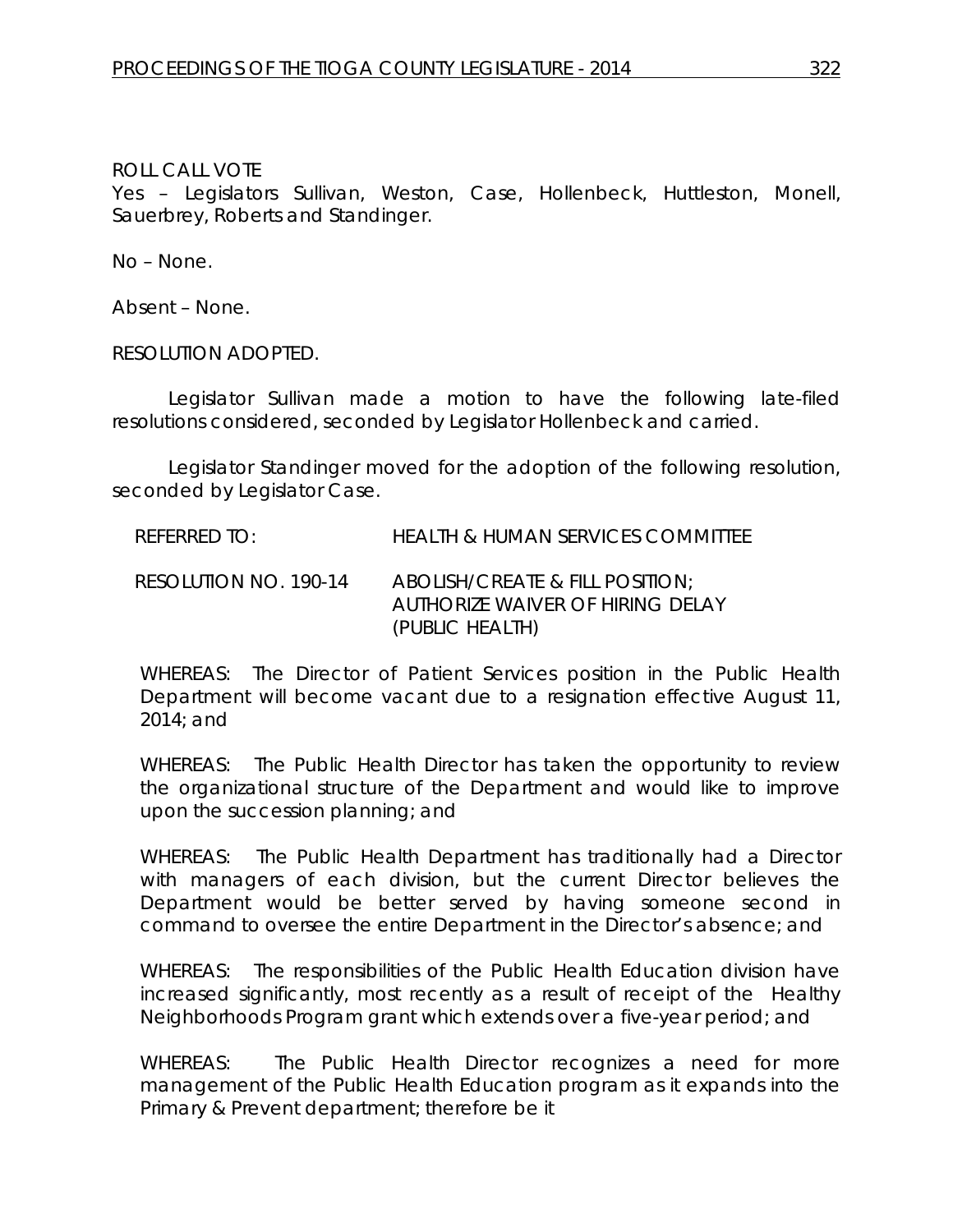ROLL CALL VOTE

Yes – Legislators Sullivan, Weston, Case, Hollenbeck, Huttleston, Monell, Sauerbrey, Roberts and Standinger.

No – None.

Absent – None.

RESOLUTION ADOPTED.

Legislator Sullivan made a motion to have the following late-filed resolutions considered, seconded by Legislator Hollenbeck and carried.

Legislator Standinger moved for the adoption of the following resolution, seconded by Legislator Case.

REFERRED TO: HEALTH & HUMAN SERVICES COMMITTEE

RESOLUTION NO. 190-14 ABOLISH/CREATE & FILL POSITION; AUTHORIZE WAIVER OF HIRING DELAY (PUBLIC HEALTH)

WHEREAS: The Director of Patient Services position in the Public Health Department will become vacant due to a resignation effective August 11, 2014; and

WHEREAS: The Public Health Director has taken the opportunity to review the organizational structure of the Department and would like to improve upon the succession planning; and

WHEREAS: The Public Health Department has traditionally had a Director with managers of each division, but the current Director believes the Department would be better served by having someone second in command to oversee the entire Department in the Director's absence; and

WHEREAS: The responsibilities of the Public Health Education division have increased significantly, most recently as a result of receipt of the Healthy Neighborhoods Program grant which extends over a five-year period; and

WHEREAS: The Public Health Director recognizes a need for more management of the Public Health Education program as it expands into the Primary & Prevent department; therefore be it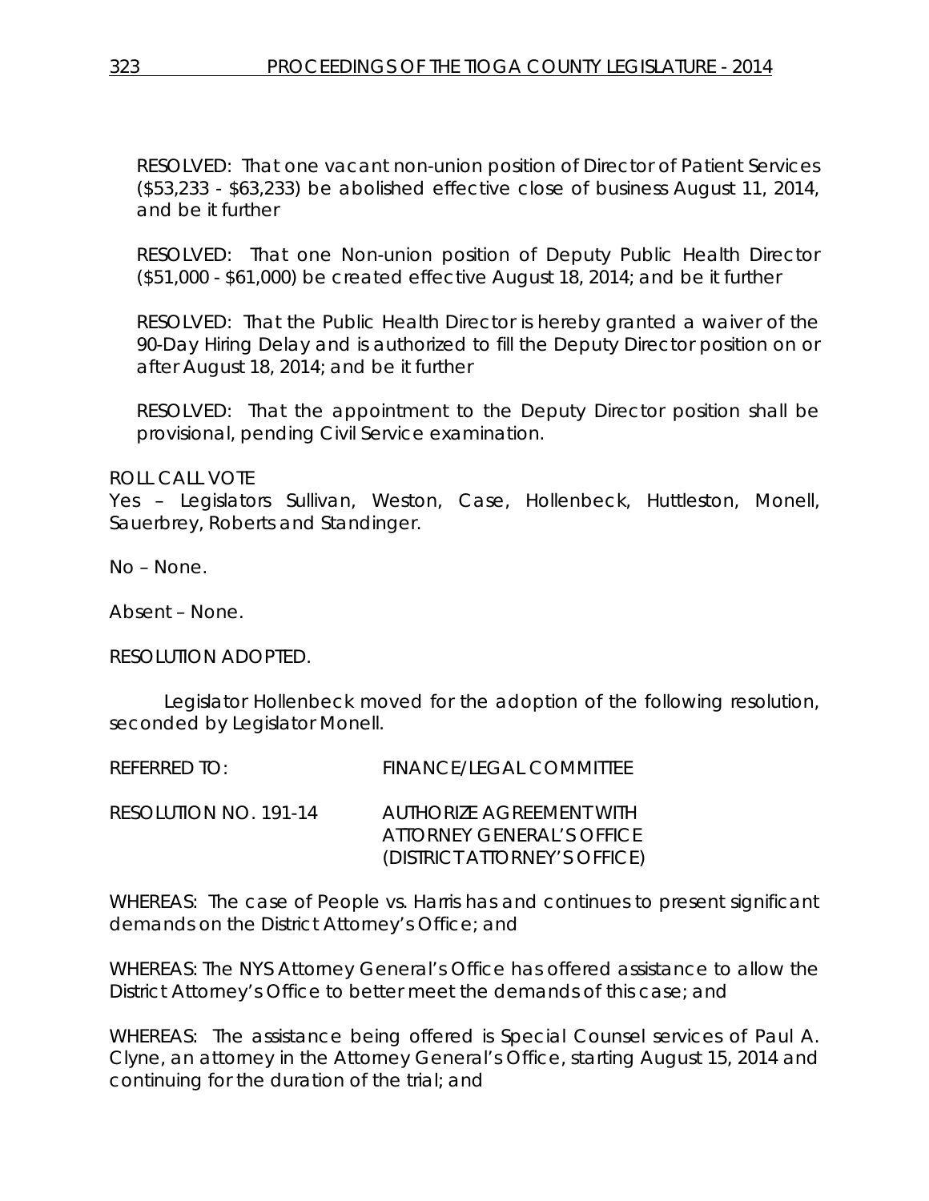RESOLVED: That one vacant non-union position of Director of Patient Services ($53,233 - $63,233) be abolished effective close of business August 11, 2014, and be it further

RESOLVED: That one Non-union position of Deputy Public Health Director ($51,000 - $61,000) be created effective August 18, 2014; and be it further

RESOLVED: That the Public Health Director is hereby granted a waiver of the 90-Day Hiring Delay and is authorized to fill the Deputy Director position on or after August 18, 2014; and be it further

RESOLVED: That the appointment to the Deputy Director position shall be provisional, pending Civil Service examination.

ROLL CALL VOTE
Yes – Legislators Sullivan, Weston, Case, Hollenbeck, Huttleston, Monell, Sauerbrey, Roberts and Standinger.

No – None.

Absent – None.

RESOLUTION ADOPTED.

Legislator Hollenbeck moved for the adoption of the following resolution, seconded by Legislator Monell.

REFERRED TO: FINANCE/LEGAL COMMITTEE

RESOLUTION NO. 191-14 AUTHORIZE AGREEMENT WITH ATTORNEY GENERAL'S OFFICE (DISTRICT ATTORNEY'S OFFICE)

WHEREAS: The case of People vs. Harris has and continues to present significant demands on the District Attorney's Office; and

WHEREAS: The NYS Attorney General's Office has offered assistance to allow the District Attorney's Office to better meet the demands of this case; and

WHEREAS: The assistance being offered is Special Counsel services of Paul A. Clyne, an attorney in the Attorney General's Office, starting August 15, 2014 and continuing for the duration of the trial; and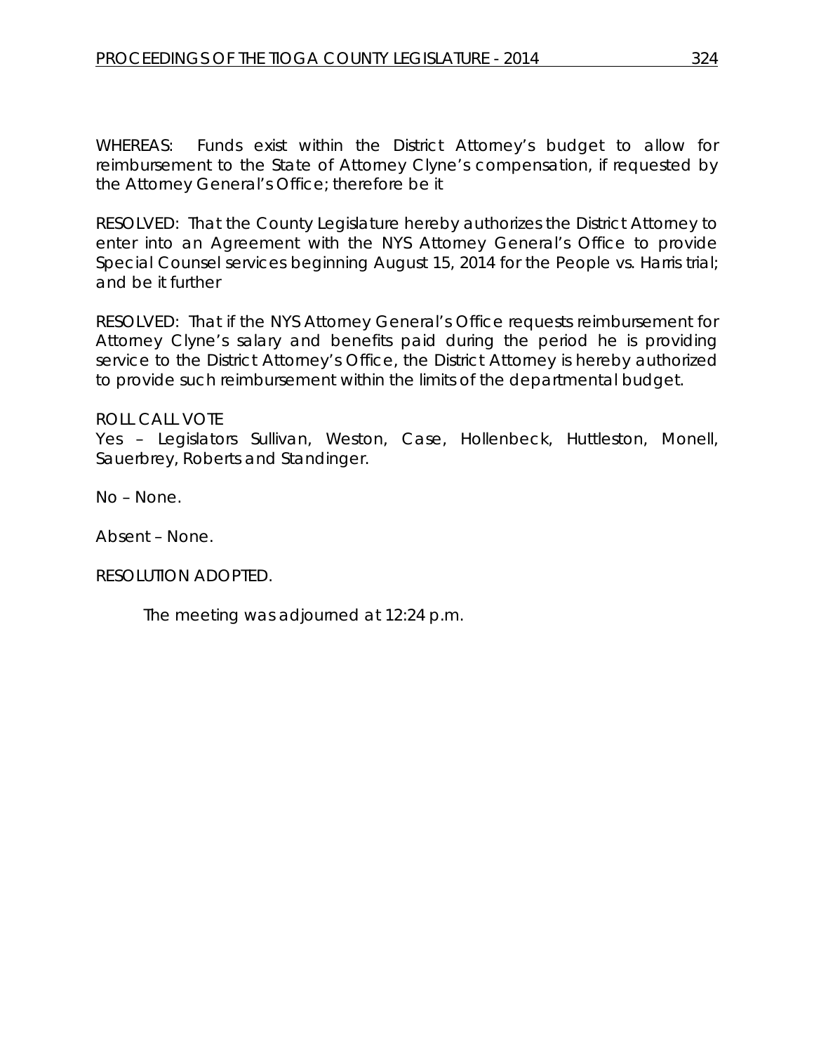WHEREAS: Funds exist within the District Attorney's budget to allow for reimbursement to the State of Attorney Clyne's compensation, if requested by the Attorney General's Office; therefore be it

RESOLVED: That the County Legislature hereby authorizes the District Attorney to enter into an Agreement with the NYS Attorney General's Office to provide Special Counsel services beginning August 15, 2014 for the People vs. Harris trial; and be it further

RESOLVED: That if the NYS Attorney General's Office requests reimbursement for Attorney Clyne's salary and benefits paid during the period he is providing service to the District Attorney's Office, the District Attorney is hereby authorized to provide such reimbursement within the limits of the departmental budget.

ROLL CALL VOTE
Yes – Legislators Sullivan, Weston, Case, Hollenbeck, Huttleston, Monell, Sauerbrey, Roberts and Standinger.

No – None.

Absent – None.

RESOLUTION ADOPTED.

The meeting was adjourned at 12:24 p.m.